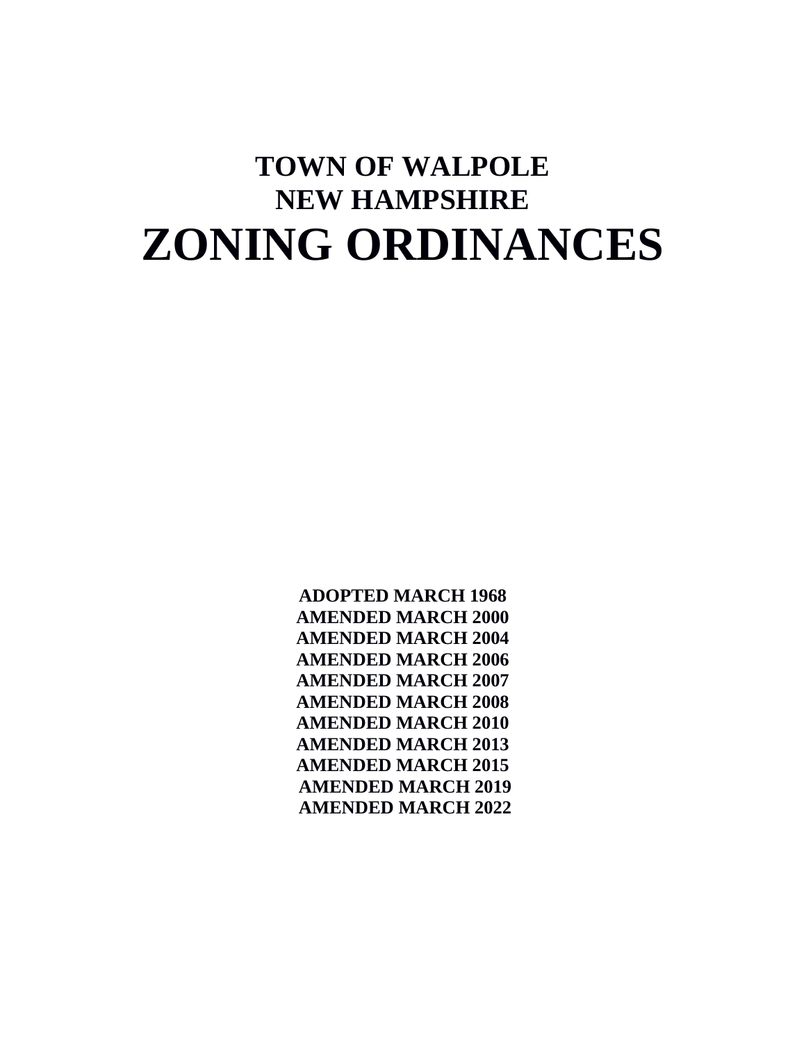# TOWN OF WALPOLE
# NEW HAMPSHIRE
# ZONING ORDINANCES

**ADOPTED MARCH 1968**
**AMENDED MARCH 2000**
**AMENDED MARCH 2004**
**AMENDED MARCH 2006**
**AMENDED MARCH 2007**
**AMENDED MARCH 2008**
**AMENDED MARCH 2010**
**AMENDED MARCH 2013**
**AMENDED MARCH 2015**
**AMENDED MARCH 2019**
**AMENDED MARCH 2022**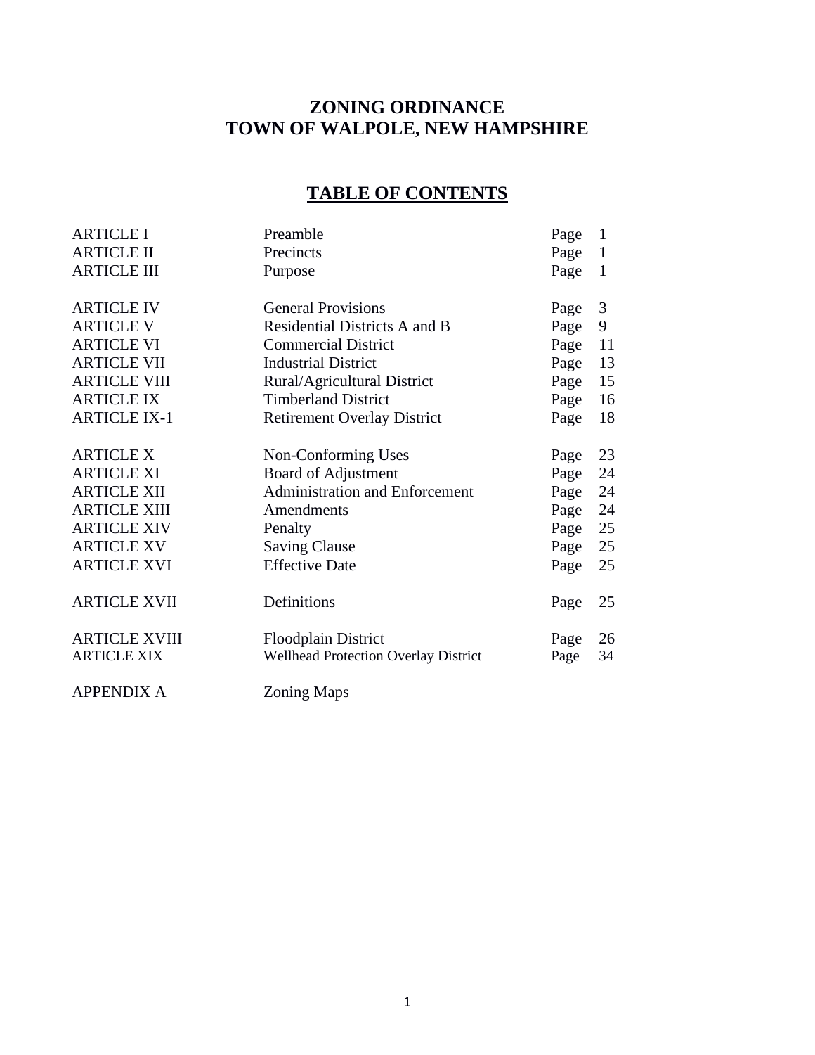# ZONING ORDINANCE
# TOWN OF WALPOLE, NEW HAMPSHIRE

## TABLE OF CONTENTS

| | | |
|---|---|---|
| ARTICLE I | Preamble | Page 1 |
| ARTICLE II | Precincts | Page 1 |
| ARTICLE III | Purpose | Page 1 |
| ARTICLE IV | General Provisions | Page 3 |
| ARTICLE V | Residential Districts A and B | Page 9 |
| ARTICLE VI | Commercial District | Page 11 |
| ARTICLE VII | Industrial District | Page 13 |
| ARTICLE VIII | Rural/Agricultural District | Page 15 |
| ARTICLE IX | Timberland District | Page 16 |
| ARTICLE IX-1 | Retirement Overlay District | Page 18 |
| ARTICLE X | Non-Conforming Uses | Page 23 |
| ARTICLE XI | Board of Adjustment | Page 24 |
| ARTICLE XII | Administration and Enforcement | Page 24 |
| ARTICLE XIII | Amendments | Page 24 |
| ARTICLE XIV | Penalty | Page 25 |
| ARTICLE XV | Saving Clause | Page 25 |
| ARTICLE XVI | Effective Date | Page 25 |
| ARTICLE XVII | Definitions | Page 25 |
| ARTICLE XVIII | Floodplain District | Page 26 |
| ARTICLE XIX | Wellhead Protection Overlay District | Page 34 |
| APPENDIX A | Zoning Maps | |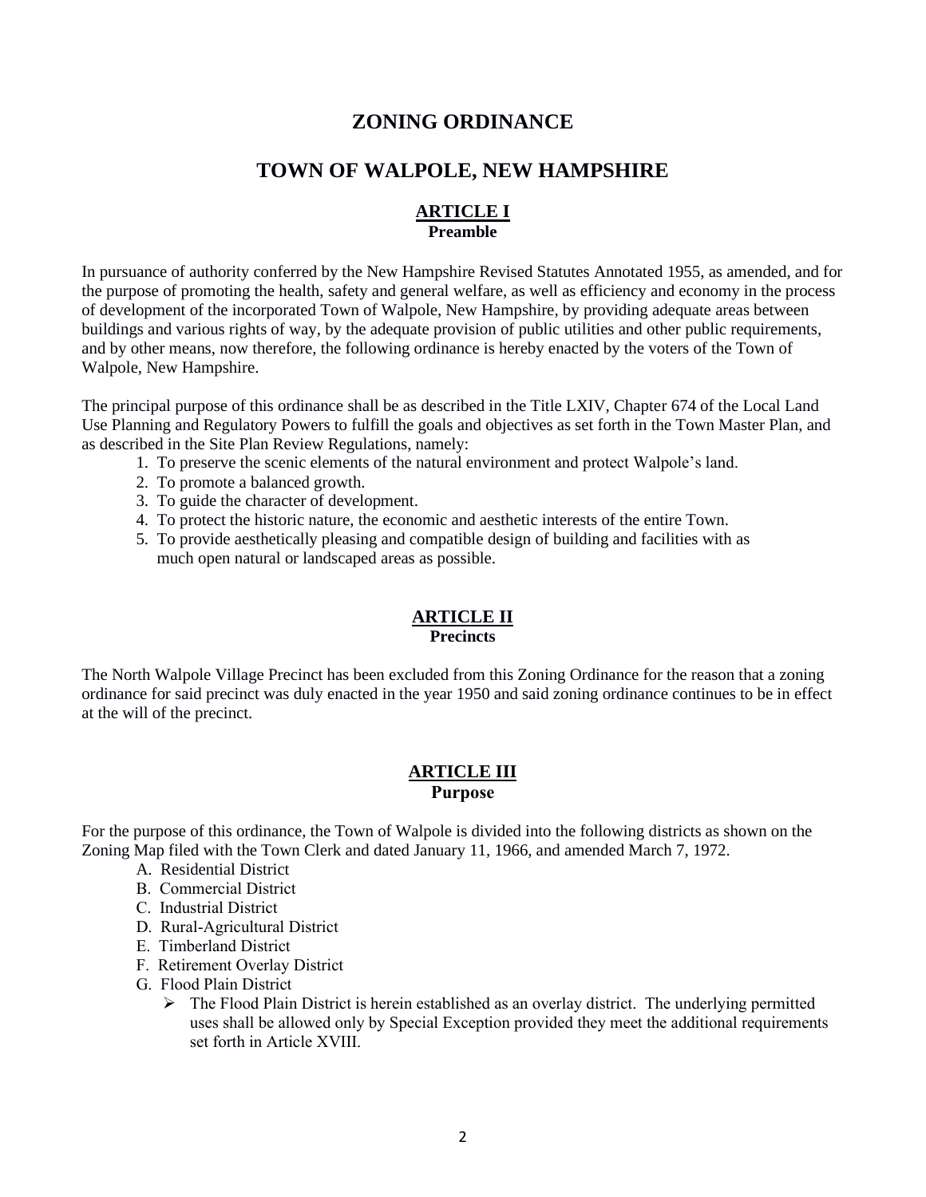# ZONING ORDINANCE

# TOWN OF WALPOLE, NEW HAMPSHIRE

## ARTICLE I
**Preamble**

In pursuance of authority conferred by the New Hampshire Revised Statutes Annotated 1955, as amended, and for the purpose of promoting the health, safety and general welfare, as well as efficiency and economy in the process of development of the incorporated Town of Walpole, New Hampshire, by providing adequate areas between buildings and various rights of way, by the adequate provision of public utilities and other public requirements, and by other means, now therefore, the following ordinance is hereby enacted by the voters of the Town of Walpole, New Hampshire.

The principal purpose of this ordinance shall be as described in the Title LXIV, Chapter 674 of the Local Land Use Planning and Regulatory Powers to fulfill the goals and objectives as set forth in the Town Master Plan, and as described in the Site Plan Review Regulations, namely:

1. To preserve the scenic elements of the natural environment and protect Walpole's land.
2. To promote a balanced growth.
3. To guide the character of development.
4. To protect the historic nature, the economic and aesthetic interests of the entire Town.
5. To provide aesthetically pleasing and compatible design of building and facilities with as much open natural or landscaped areas as possible.

## ARTICLE II
**Precincts**

The North Walpole Village Precinct has been excluded from this Zoning Ordinance for the reason that a zoning ordinance for said precinct was duly enacted in the year 1950 and said zoning ordinance continues to be in effect at the will of the precinct.

## ARTICLE III
**Purpose**

For the purpose of this ordinance, the Town of Walpole is divided into the following districts as shown on the Zoning Map filed with the Town Clerk and dated January 11, 1966, and amended March 7, 1972.

A. Residential District
B. Commercial District
C. Industrial District
D. Rural-Agricultural District
E. Timberland District
F. Retirement Overlay District
G. Flood Plain District
   - The Flood Plain District is herein established as an overlay district. The underlying permitted uses shall be allowed only by Special Exception provided they meet the additional requirements set forth in Article XVIII.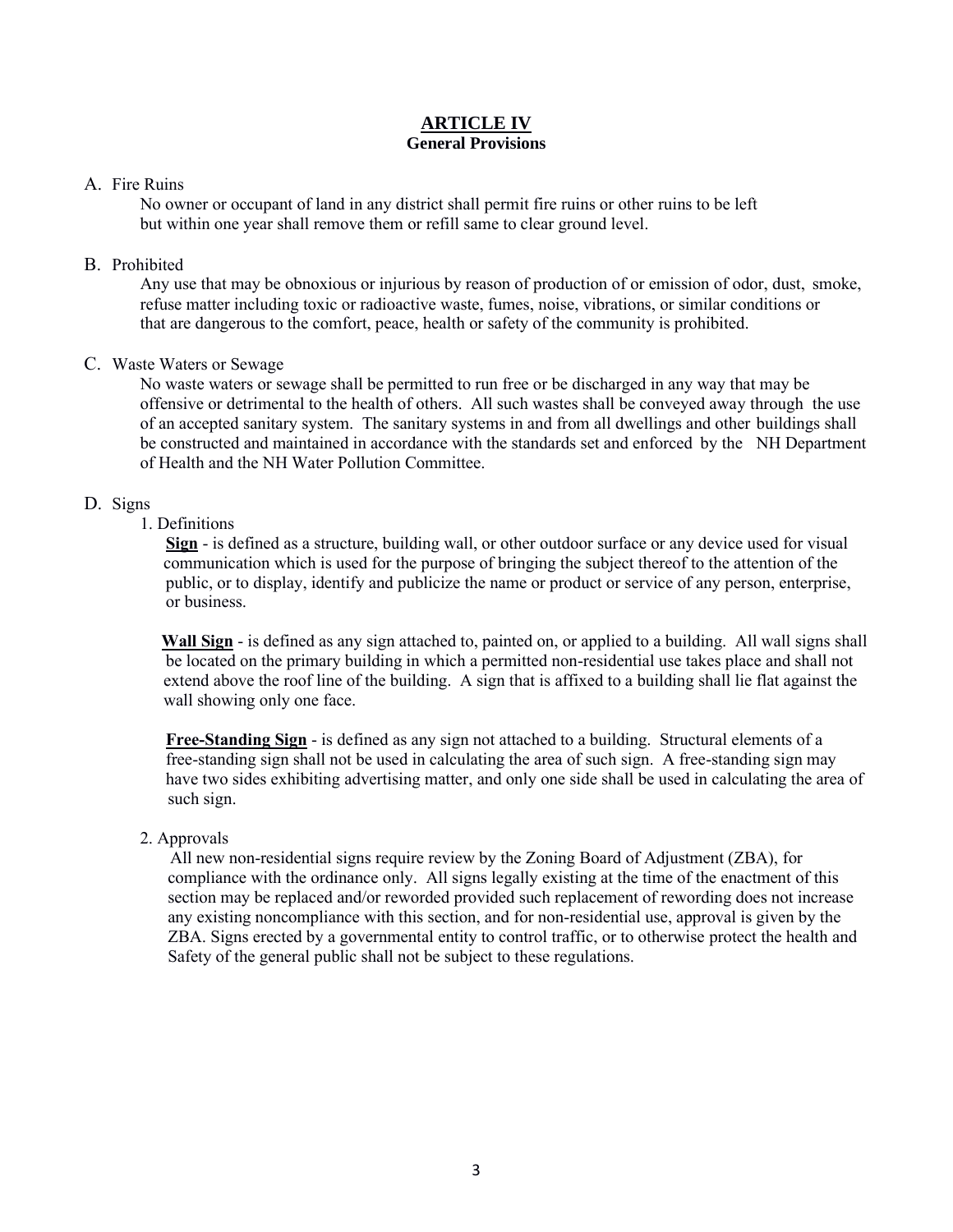# ARTICLE IV
## General Provisions

A. Fire Ruins

No owner or occupant of land in any district shall permit fire ruins or other ruins to be left but within one year shall remove them or refill same to clear ground level.

B. Prohibited

Any use that may be obnoxious or injurious by reason of production of or emission of odor, dust, smoke, refuse matter including toxic or radioactive waste, fumes, noise, vibrations, or similar conditions or that are dangerous to the comfort, peace, health or safety of the community is prohibited.

C. Waste Waters or Sewage

No waste waters or sewage shall be permitted to run free or be discharged in any way that may be offensive or detrimental to the health of others. All such wastes shall be conveyed away through the use of an accepted sanitary system. The sanitary systems in and from all dwellings and other buildings shall be constructed and maintained in accordance with the standards set and enforced by the NH Department of Health and the NH Water Pollution Committee.

D. Signs

1. Definitions

**Sign** - is defined as a structure, building wall, or other outdoor surface or any device used for visual communication which is used for the purpose of bringing the subject thereof to the attention of the public, or to display, identify and publicize the name or product or service of any person, enterprise, or business.

**Wall Sign** - is defined as any sign attached to, painted on, or applied to a building. All wall signs shall be located on the primary building in which a permitted non-residential use takes place and shall not extend above the roof line of the building. A sign that is affixed to a building shall lie flat against the wall showing only one face.

**Free-Standing Sign** - is defined as any sign not attached to a building. Structural elements of a free-standing sign shall not be used in calculating the area of such sign. A free-standing sign may have two sides exhibiting advertising matter, and only one side shall be used in calculating the area of such sign.

2. Approvals

All new non-residential signs require review by the Zoning Board of Adjustment (ZBA), for compliance with the ordinance only. All signs legally existing at the time of the enactment of this section may be replaced and/or reworded provided such replacement of rewording does not increase any existing noncompliance with this section, and for non-residential use, approval is given by the ZBA. Signs erected by a governmental entity to control traffic, or to otherwise protect the health and Safety of the general public shall not be subject to these regulations.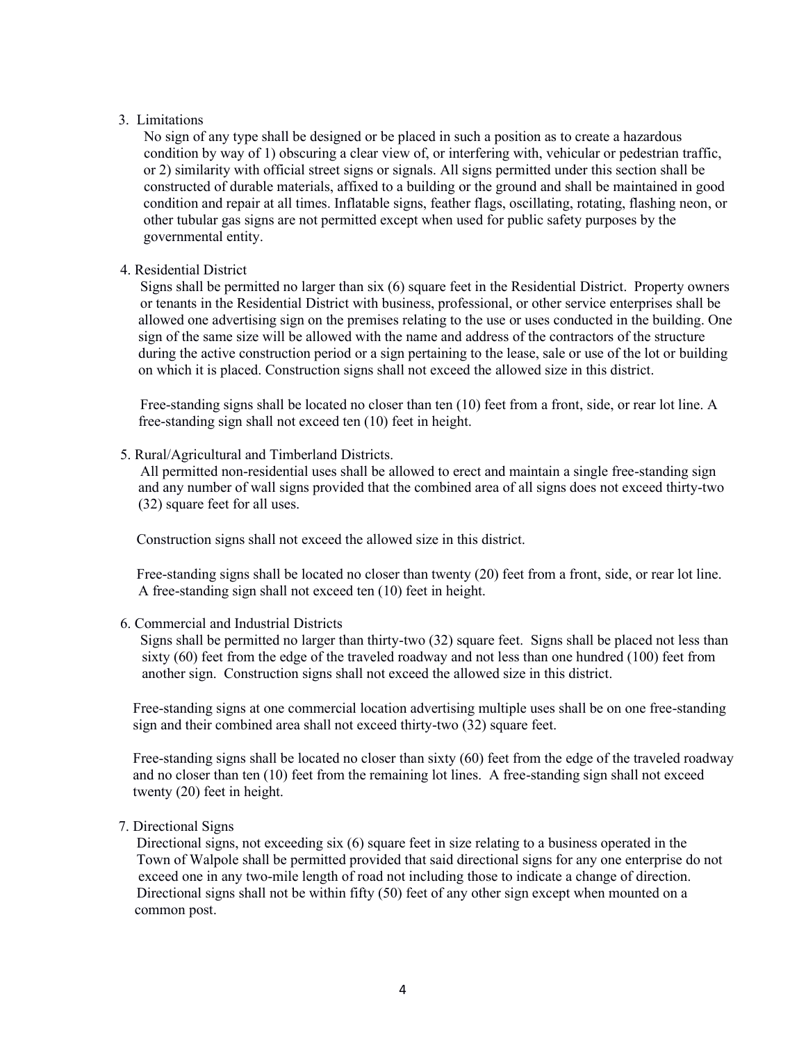3. Limitations

No sign of any type shall be designed or be placed in such a position as to create a hazardous condition by way of 1) obscuring a clear view of, or interfering with, vehicular or pedestrian traffic, or 2) similarity with official street signs or signals. All signs permitted under this section shall be constructed of durable materials, affixed to a building or the ground and shall be maintained in good condition and repair at all times. Inflatable signs, feather flags, oscillating, rotating, flashing neon, or other tubular gas signs are not permitted except when used for public safety purposes by the governmental entity.

4. Residential District

Signs shall be permitted no larger than six (6) square feet in the Residential District. Property owners or tenants in the Residential District with business, professional, or other service enterprises shall be allowed one advertising sign on the premises relating to the use or uses conducted in the building. One sign of the same size will be allowed with the name and address of the contractors of the structure during the active construction period or a sign pertaining to the lease, sale or use of the lot or building on which it is placed. Construction signs shall not exceed the allowed size in this district.

Free-standing signs shall be located no closer than ten (10) feet from a front, side, or rear lot line. A free-standing sign shall not exceed ten (10) feet in height.

5. Rural/Agricultural and Timberland Districts.

All permitted non-residential uses shall be allowed to erect and maintain a single free-standing sign and any number of wall signs provided that the combined area of all signs does not exceed thirty-two (32) square feet for all uses.

Construction signs shall not exceed the allowed size in this district.

Free-standing signs shall be located no closer than twenty (20) feet from a front, side, or rear lot line. A free-standing sign shall not exceed ten (10) feet in height.

6. Commercial and Industrial Districts

Signs shall be permitted no larger than thirty-two (32) square feet. Signs shall be placed not less than sixty (60) feet from the edge of the traveled roadway and not less than one hundred (100) feet from another sign. Construction signs shall not exceed the allowed size in this district.

Free-standing signs at one commercial location advertising multiple uses shall be on one free-standing sign and their combined area shall not exceed thirty-two (32) square feet.

Free-standing signs shall be located no closer than sixty (60) feet from the edge of the traveled roadway and no closer than ten (10) feet from the remaining lot lines. A free-standing sign shall not exceed twenty (20) feet in height.

7. Directional Signs

Directional signs, not exceeding six (6) square feet in size relating to a business operated in the Town of Walpole shall be permitted provided that said directional signs for any one enterprise do not exceed one in any two-mile length of road not including those to indicate a change of direction. Directional signs shall not be within fifty (50) feet of any other sign except when mounted on a common post.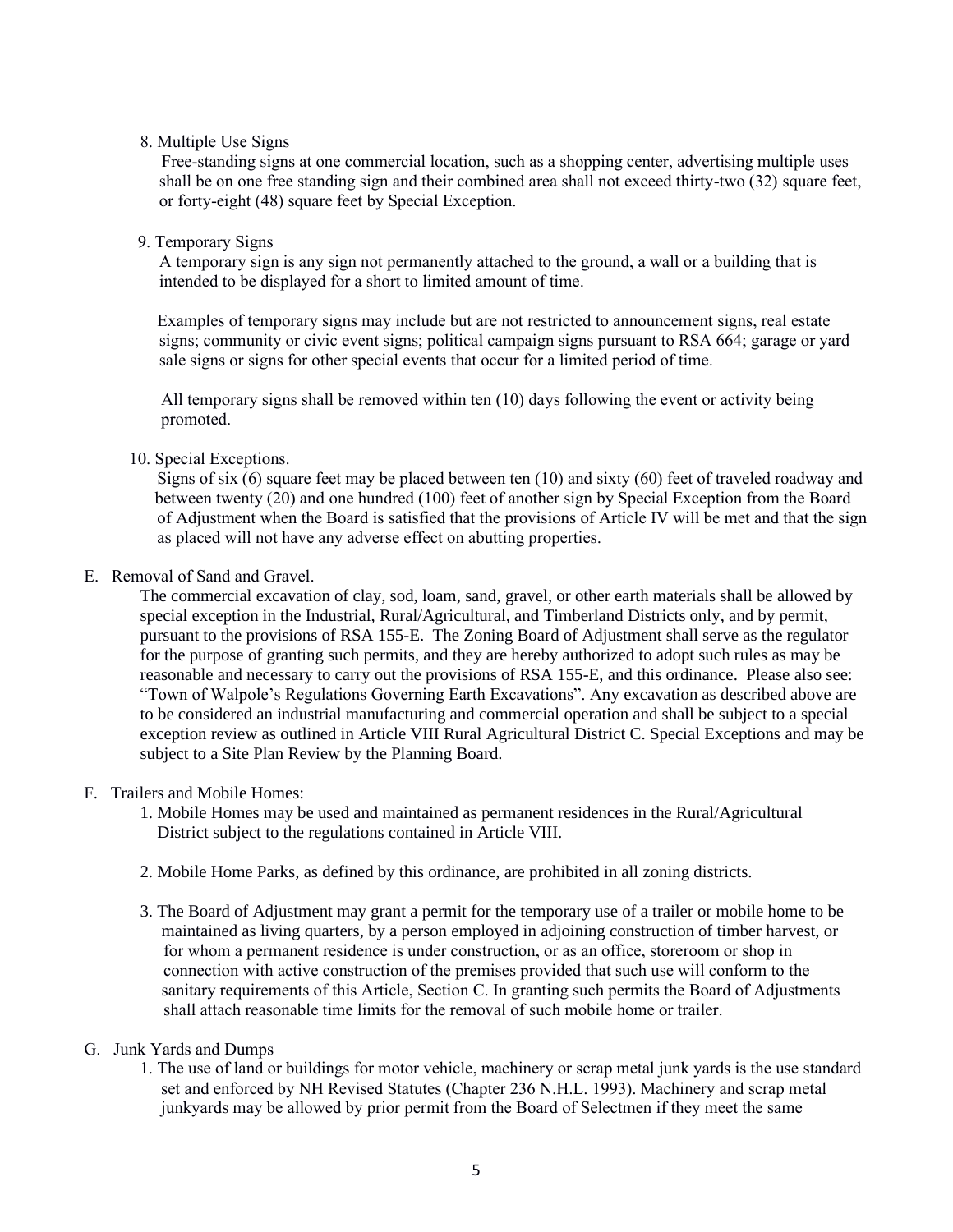8. Multiple Use Signs

Free-standing signs at one commercial location, such as a shopping center, advertising multiple uses shall be on one free standing sign and their combined area shall not exceed thirty-two (32) square feet, or forty-eight (48) square feet by Special Exception.

9. Temporary Signs

A temporary sign is any sign not permanently attached to the ground, a wall or a building that is intended to be displayed for a short to limited amount of time.

Examples of temporary signs may include but are not restricted to announcement signs, real estate signs; community or civic event signs; political campaign signs pursuant to RSA 664; garage or yard sale signs or signs for other special events that occur for a limited period of time.

All temporary signs shall be removed within ten (10) days following the event or activity being promoted.

10. Special Exceptions.

Signs of six (6) square feet may be placed between ten (10) and sixty (60) feet of traveled roadway and between twenty (20) and one hundred (100) feet of another sign by Special Exception from the Board of Adjustment when the Board is satisfied that the provisions of Article IV will be met and that the sign as placed will not have any adverse effect on abutting properties.

E. Removal of Sand and Gravel.

The commercial excavation of clay, sod, loam, sand, gravel, or other earth materials shall be allowed by special exception in the Industrial, Rural/Agricultural, and Timberland Districts only, and by permit, pursuant to the provisions of RSA 155-E. The Zoning Board of Adjustment shall serve as the regulator for the purpose of granting such permits, and they are hereby authorized to adopt such rules as may be reasonable and necessary to carry out the provisions of RSA 155-E, and this ordinance. Please also see: "Town of Walpole's Regulations Governing Earth Excavations". Any excavation as described above are to be considered an industrial manufacturing and commercial operation and shall be subject to a special exception review as outlined in Article VIII Rural Agricultural District C. Special Exceptions and may be subject to a Site Plan Review by the Planning Board.

F. Trailers and Mobile Homes:

1. Mobile Homes may be used and maintained as permanent residences in the Rural/Agricultural District subject to the regulations contained in Article VIII.

2. Mobile Home Parks, as defined by this ordinance, are prohibited in all zoning districts.

3. The Board of Adjustment may grant a permit for the temporary use of a trailer or mobile home to be maintained as living quarters, by a person employed in adjoining construction of timber harvest, or for whom a permanent residence is under construction, or as an office, storeroom or shop in connection with active construction of the premises provided that such use will conform to the sanitary requirements of this Article, Section C. In granting such permits the Board of Adjustments shall attach reasonable time limits for the removal of such mobile home or trailer.

G. Junk Yards and Dumps

1. The use of land or buildings for motor vehicle, machinery or scrap metal junk yards is the use standard set and enforced by NH Revised Statutes (Chapter 236 N.H.L. 1993). Machinery and scrap metal junkyards may be allowed by prior permit from the Board of Selectmen if they meet the same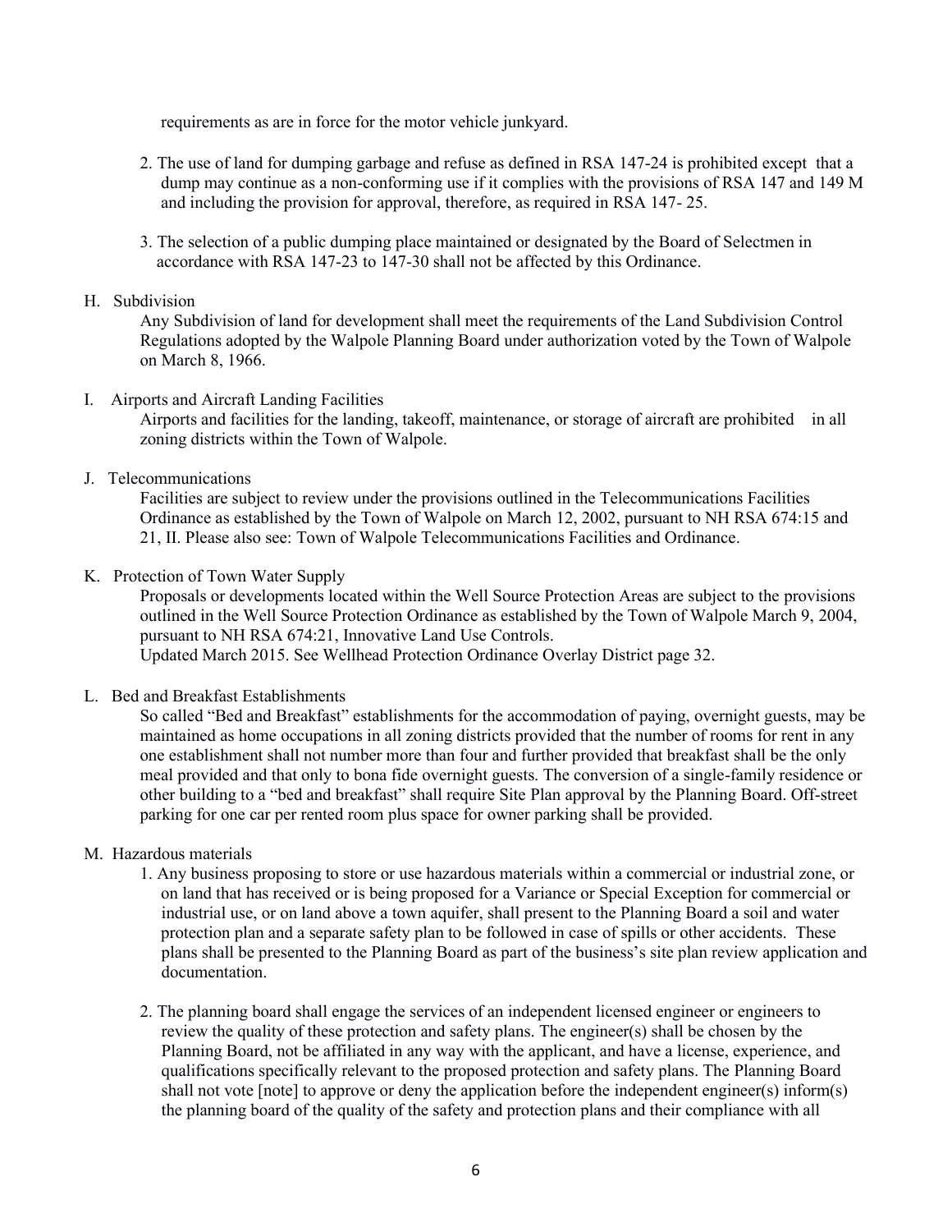requirements as are in force for the motor vehicle junkyard.

2. The use of land for dumping garbage and refuse as defined in RSA 147-24 is prohibited except that a dump may continue as a non-conforming use if it complies with the provisions of RSA 147 and 149 M and including the provision for approval, therefore, as required in RSA 147- 25.

3. The selection of a public dumping place maintained or designated by the Board of Selectmen in accordance with RSA 147-23 to 147-30 shall not be affected by this Ordinance.

H. Subdivision

Any Subdivision of land for development shall meet the requirements of the Land Subdivision Control Regulations adopted by the Walpole Planning Board under authorization voted by the Town of Walpole on March 8, 1966.

I. Airports and Aircraft Landing Facilities

Airports and facilities for the landing, takeoff, maintenance, or storage of aircraft are prohibited in all zoning districts within the Town of Walpole.

J. Telecommunications

Facilities are subject to review under the provisions outlined in the Telecommunications Facilities Ordinance as established by the Town of Walpole on March 12, 2002, pursuant to NH RSA 674:15 and 21, II. Please also see: Town of Walpole Telecommunications Facilities and Ordinance.

K. Protection of Town Water Supply

Proposals or developments located within the Well Source Protection Areas are subject to the provisions outlined in the Well Source Protection Ordinance as established by the Town of Walpole March 9, 2004, pursuant to NH RSA 674:21, Innovative Land Use Controls.
Updated March 2015. See Wellhead Protection Ordinance Overlay District page 32.

L. Bed and Breakfast Establishments

So called "Bed and Breakfast" establishments for the accommodation of paying, overnight guests, may be maintained as home occupations in all zoning districts provided that the number of rooms for rent in any one establishment shall not number more than four and further provided that breakfast shall be the only meal provided and that only to bona fide overnight guests. The conversion of a single-family residence or other building to a "bed and breakfast" shall require Site Plan approval by the Planning Board. Off-street parking for one car per rented room plus space for owner parking shall be provided.

M. Hazardous materials

1. Any business proposing to store or use hazardous materials within a commercial or industrial zone, or on land that has received or is being proposed for a Variance or Special Exception for commercial or industrial use, or on land above a town aquifer, shall present to the Planning Board a soil and water protection plan and a separate safety plan to be followed in case of spills or other accidents. These plans shall be presented to the Planning Board as part of the business's site plan review application and documentation.

2. The planning board shall engage the services of an independent licensed engineer or engineers to review the quality of these protection and safety plans. The engineer(s) shall be chosen by the Planning Board, not be affiliated in any way with the applicant, and have a license, experience, and qualifications specifically relevant to the proposed protection and safety plans. The Planning Board shall not vote [note] to approve or deny the application before the independent engineer(s) inform(s) the planning board of the quality of the safety and protection plans and their compliance with all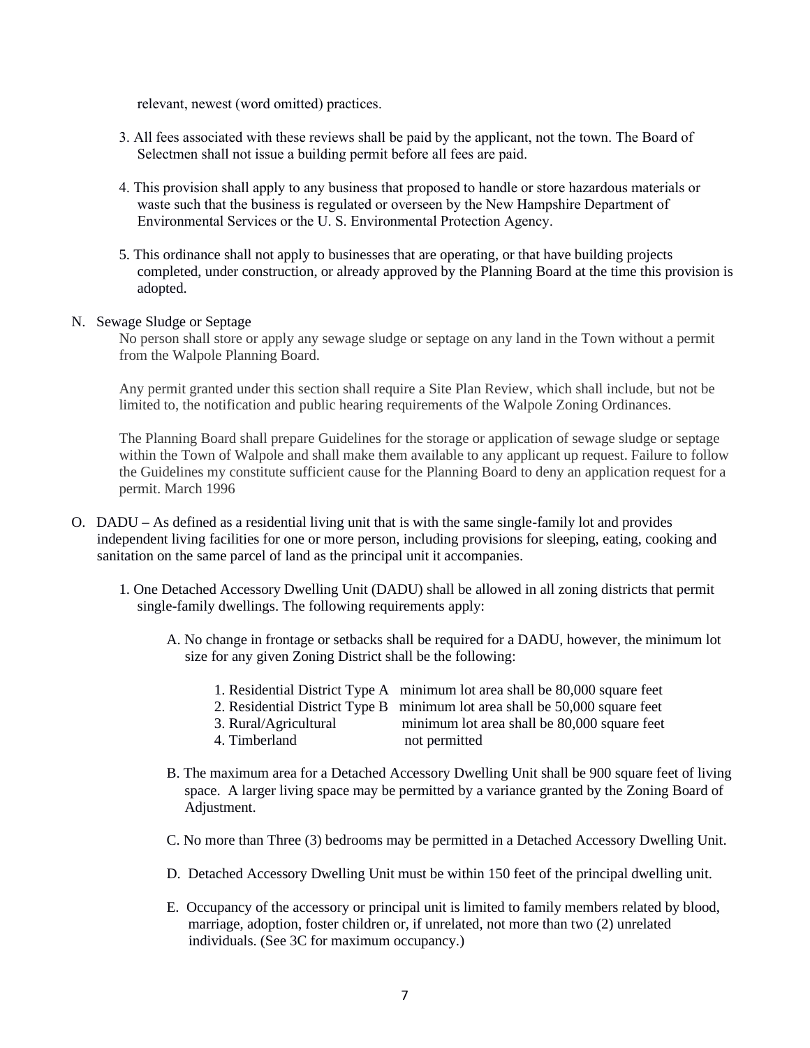relevant, newest (word omitted) practices.

3. All fees associated with these reviews shall be paid by the applicant, not the town. The Board of Selectmen shall not issue a building permit before all fees are paid.

4. This provision shall apply to any business that proposed to handle or store hazardous materials or waste such that the business is regulated or overseen by the New Hampshire Department of Environmental Services or the U. S. Environmental Protection Agency.

5. This ordinance shall not apply to businesses that are operating, or that have building projects completed, under construction, or already approved by the Planning Board at the time this provision is adopted.

N. Sewage Sludge or Septage

No person shall store or apply any sewage sludge or septage on any land in the Town without a permit from the Walpole Planning Board.

Any permit granted under this section shall require a Site Plan Review, which shall include, but not be limited to, the notification and public hearing requirements of the Walpole Zoning Ordinances.

The Planning Board shall prepare Guidelines for the storage or application of sewage sludge or septage within the Town of Walpole and shall make them available to any applicant up request. Failure to follow the Guidelines my constitute sufficient cause for the Planning Board to deny an application request for a permit. March 1996

O. DADU – As defined as a residential living unit that is with the same single-family lot and provides independent living facilities for one or more person, including provisions for sleeping, eating, cooking and sanitation on the same parcel of land as the principal unit it accompanies.

1. One Detached Accessory Dwelling Unit (DADU) shall be allowed in all zoning districts that permit single-family dwellings. The following requirements apply:

   A. No change in frontage or setbacks shall be required for a DADU, however, the minimum lot size for any given Zoning District shall be the following:

      1. Residential District Type A minimum lot area shall be 80,000 square feet
      2. Residential District Type B minimum lot area shall be 50,000 square feet
      3. Rural/Agricultural minimum lot area shall be 80,000 square feet
      4. Timberland not permitted

   B. The maximum area for a Detached Accessory Dwelling Unit shall be 900 square feet of living space. A larger living space may be permitted by a variance granted by the Zoning Board of Adjustment.

   C. No more than Three (3) bedrooms may be permitted in a Detached Accessory Dwelling Unit.

   D. Detached Accessory Dwelling Unit must be within 150 feet of the principal dwelling unit.

   E. Occupancy of the accessory or principal unit is limited to family members related by blood, marriage, adoption, foster children or, if unrelated, not more than two (2) unrelated individuals. (See 3C for maximum occupancy.)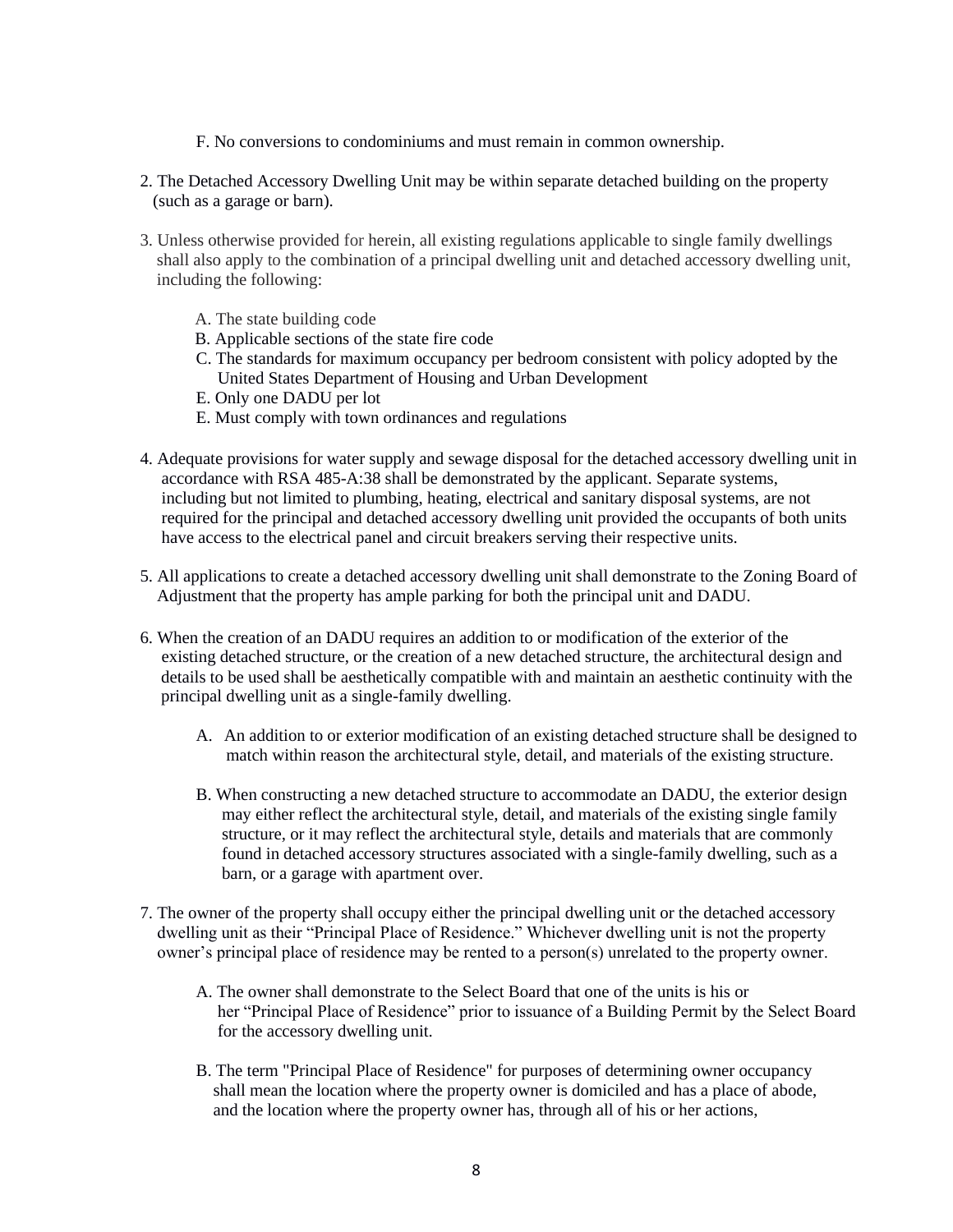F. No conversions to condominiums and must remain in common ownership.

2. The Detached Accessory Dwelling Unit may be within separate detached building on the property (such as a garage or barn).

3. Unless otherwise provided for herein, all existing regulations applicable to single family dwellings shall also apply to the combination of a principal dwelling unit and detached accessory dwelling unit, including the following:

   A. The state building code
   B. Applicable sections of the state fire code
   C. The standards for maximum occupancy per bedroom consistent with policy adopted by the United States Department of Housing and Urban Development
   E. Only one DADU per lot
   E. Must comply with town ordinances and regulations

4. Adequate provisions for water supply and sewage disposal for the detached accessory dwelling unit in accordance with RSA 485-A:38 shall be demonstrated by the applicant. Separate systems, including but not limited to plumbing, heating, electrical and sanitary disposal systems, are not required for the principal and detached accessory dwelling unit provided the occupants of both units have access to the electrical panel and circuit breakers serving their respective units.

5. All applications to create a detached accessory dwelling unit shall demonstrate to the Zoning Board of Adjustment that the property has ample parking for both the principal unit and DADU.

6. When the creation of an DADU requires an addition to or modification of the exterior of the existing detached structure, or the creation of a new detached structure, the architectural design and details to be used shall be aesthetically compatible with and maintain an aesthetic continuity with the principal dwelling unit as a single-family dwelling.

   A. An addition to or exterior modification of an existing detached structure shall be designed to match within reason the architectural style, detail, and materials of the existing structure.

   B. When constructing a new detached structure to accommodate an DADU, the exterior design may either reflect the architectural style, detail, and materials of the existing single family structure, or it may reflect the architectural style, details and materials that are commonly found in detached accessory structures associated with a single-family dwelling, such as a barn, or a garage with apartment over.

7. The owner of the property shall occupy either the principal dwelling unit or the detached accessory dwelling unit as their "Principal Place of Residence." Whichever dwelling unit is not the property owner's principal place of residence may be rented to a person(s) unrelated to the property owner.

   A. The owner shall demonstrate to the Select Board that one of the units is his or her "Principal Place of Residence" prior to issuance of a Building Permit by the Select Board for the accessory dwelling unit.

   B. The term "Principal Place of Residence" for purposes of determining owner occupancy shall mean the location where the property owner is domiciled and has a place of abode, and the location where the property owner has, through all of his or her actions,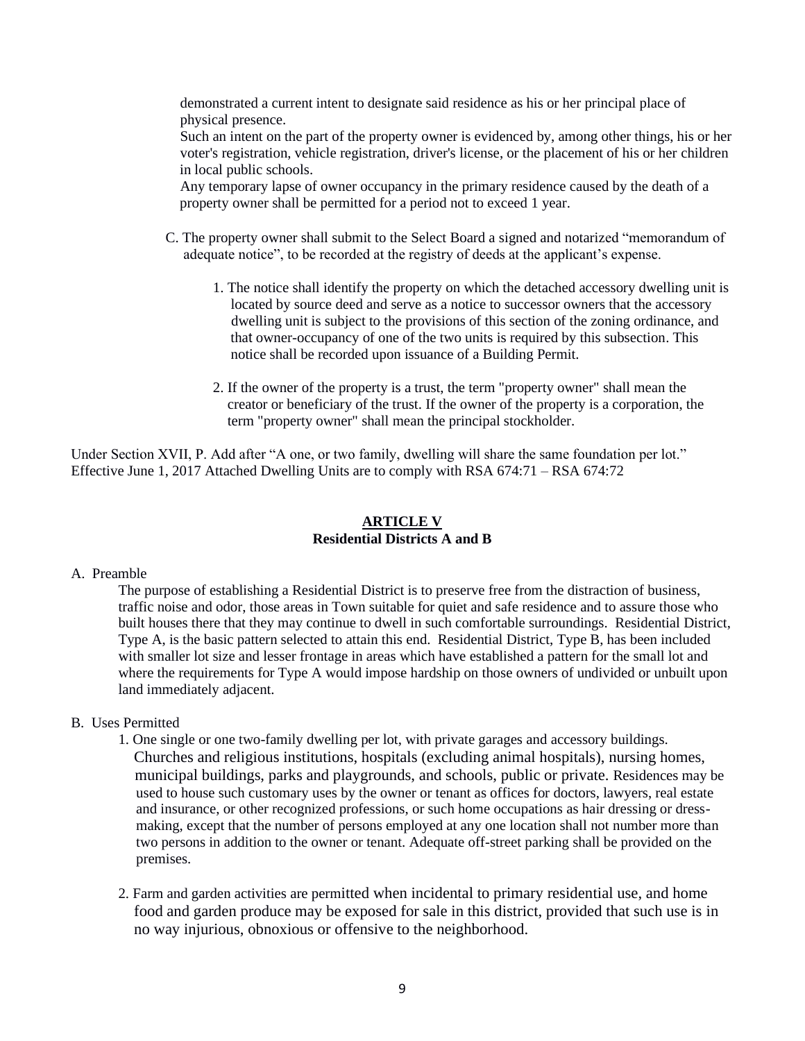demonstrated a current intent to designate said residence as his or her principal place of physical presence.

Such an intent on the part of the property owner is evidenced by, among other things, his or her voter's registration, vehicle registration, driver's license, or the placement of his or her children in local public schools.

Any temporary lapse of owner occupancy in the primary residence caused by the death of a property owner shall be permitted for a period not to exceed 1 year.

C. The property owner shall submit to the Select Board a signed and notarized "memorandum of adequate notice", to be recorded at the registry of deeds at the applicant's expense.

1. The notice shall identify the property on which the detached accessory dwelling unit is located by source deed and serve as a notice to successor owners that the accessory dwelling unit is subject to the provisions of this section of the zoning ordinance, and that owner-occupancy of one of the two units is required by this subsection. This notice shall be recorded upon issuance of a Building Permit.

2. If the owner of the property is a trust, the term "property owner" shall mean the creator or beneficiary of the trust. If the owner of the property is a corporation, the term "property owner" shall mean the principal stockholder.

Under Section XVII, P. Add after "A one, or two family, dwelling will share the same foundation per lot." Effective June 1, 2017 Attached Dwelling Units are to comply with RSA 674:71 – RSA 674:72

## ARTICLE V
## Residential Districts A and B

A. Preamble

The purpose of establishing a Residential District is to preserve free from the distraction of business, traffic noise and odor, those areas in Town suitable for quiet and safe residence and to assure those who built houses there that they may continue to dwell in such comfortable surroundings. Residential District, Type A, is the basic pattern selected to attain this end. Residential District, Type B, has been included with smaller lot size and lesser frontage in areas which have established a pattern for the small lot and where the requirements for Type A would impose hardship on those owners of undivided or unbuilt upon land immediately adjacent.

B. Uses Permitted

1. One single or one two-family dwelling per lot, with private garages and accessory buildings. Churches and religious institutions, hospitals (excluding animal hospitals), nursing homes, municipal buildings, parks and playgrounds, and schools, public or private. Residences may be used to house such customary uses by the owner or tenant as offices for doctors, lawyers, real estate and insurance, or other recognized professions, or such home occupations as hair dressing or dress-making, except that the number of persons employed at any one location shall not number more than two persons in addition to the owner or tenant. Adequate off-street parking shall be provided on the premises.

2. Farm and garden activities are permitted when incidental to primary residential use, and home food and garden produce may be exposed for sale in this district, provided that such use is in no way injurious, obnoxious or offensive to the neighborhood.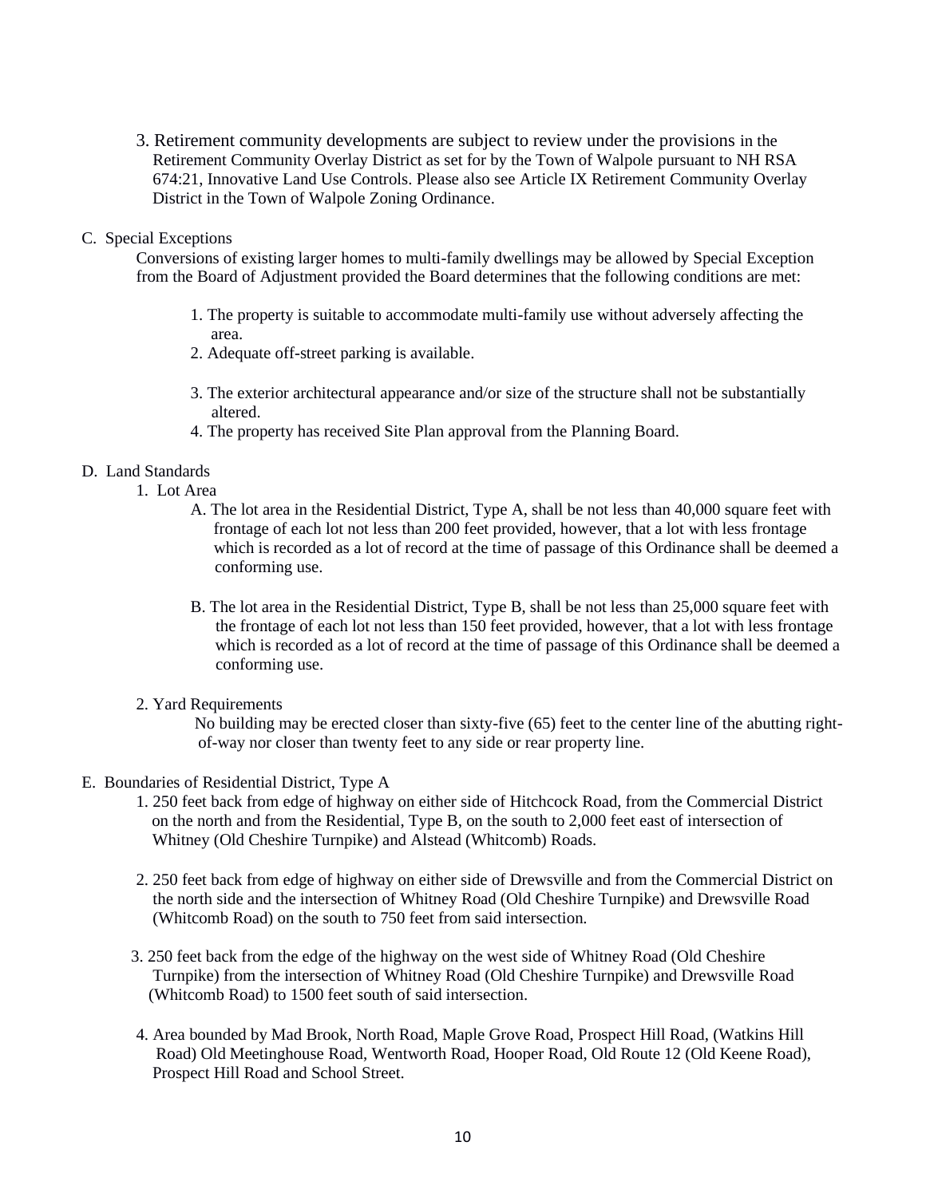3. Retirement community developments are subject to review under the provisions in the Retirement Community Overlay District as set for by the Town of Walpole pursuant to NH RSA 674:21, Innovative Land Use Controls. Please also see Article IX Retirement Community Overlay District in the Town of Walpole Zoning Ordinance.

C. Special Exceptions

Conversions of existing larger homes to multi-family dwellings may be allowed by Special Exception from the Board of Adjustment provided the Board determines that the following conditions are met:

1. The property is suitable to accommodate multi-family use without adversely affecting the area.
2. Adequate off-street parking is available.
3. The exterior architectural appearance and/or size of the structure shall not be substantially altered.
4. The property has received Site Plan approval from the Planning Board.

D. Land Standards

1. Lot Area

A. The lot area in the Residential District, Type A, shall be not less than 40,000 square feet with frontage of each lot not less than 200 feet provided, however, that a lot with less frontage which is recorded as a lot of record at the time of passage of this Ordinance shall be deemed a conforming use.

B. The lot area in the Residential District, Type B, shall be not less than 25,000 square feet with the frontage of each lot not less than 150 feet provided, however, that a lot with less frontage which is recorded as a lot of record at the time of passage of this Ordinance shall be deemed a conforming use.

2. Yard Requirements

No building may be erected closer than sixty-five (65) feet to the center line of the abutting right-of-way nor closer than twenty feet to any side or rear property line.

E. Boundaries of Residential District, Type A

1. 250 feet back from edge of highway on either side of Hitchcock Road, from the Commercial District on the north and from the Residential, Type B, on the south to 2,000 feet east of intersection of Whitney (Old Cheshire Turnpike) and Alstead (Whitcomb) Roads.

2. 250 feet back from edge of highway on either side of Drewsville and from the Commercial District on the north side and the intersection of Whitney Road (Old Cheshire Turnpike) and Drewsville Road (Whitcomb Road) on the south to 750 feet from said intersection.

3. 250 feet back from the edge of the highway on the west side of Whitney Road (Old Cheshire Turnpike) from the intersection of Whitney Road (Old Cheshire Turnpike) and Drewsville Road (Whitcomb Road) to 1500 feet south of said intersection.

4. Area bounded by Mad Brook, North Road, Maple Grove Road, Prospect Hill Road, (Watkins Hill Road) Old Meetinghouse Road, Wentworth Road, Hooper Road, Old Route 12 (Old Keene Road), Prospect Hill Road and School Street.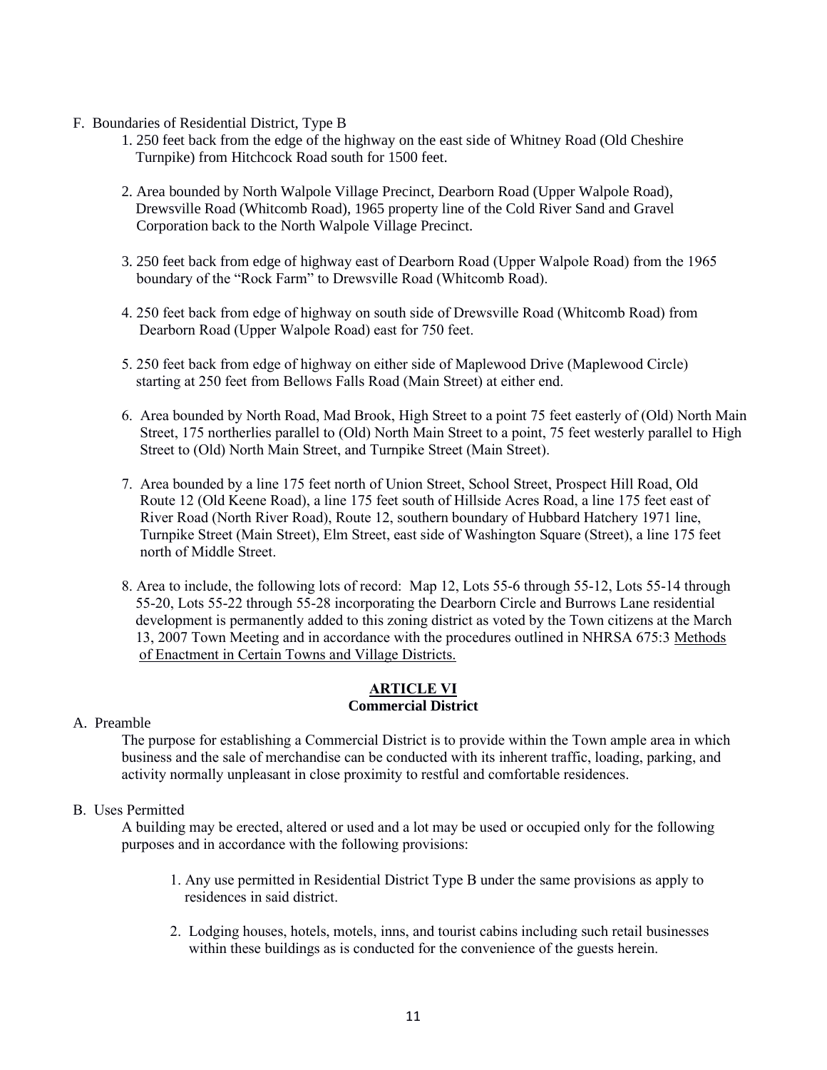F. Boundaries of Residential District, Type B

1. 250 feet back from the edge of the highway on the east side of Whitney Road (Old Cheshire Turnpike) from Hitchcock Road south for 1500 feet.

2. Area bounded by North Walpole Village Precinct, Dearborn Road (Upper Walpole Road), Drewsville Road (Whitcomb Road), 1965 property line of the Cold River Sand and Gravel Corporation back to the North Walpole Village Precinct.

3. 250 feet back from edge of highway east of Dearborn Road (Upper Walpole Road) from the 1965 boundary of the "Rock Farm" to Drewsville Road (Whitcomb Road).

4. 250 feet back from edge of highway on south side of Drewsville Road (Whitcomb Road) from Dearborn Road (Upper Walpole Road) east for 750 feet.

5. 250 feet back from edge of highway on either side of Maplewood Drive (Maplewood Circle) starting at 250 feet from Bellows Falls Road (Main Street) at either end.

6. Area bounded by North Road, Mad Brook, High Street to a point 75 feet easterly of (Old) North Main Street, 175 northerlies parallel to (Old) North Main Street to a point, 75 feet westerly parallel to High Street to (Old) North Main Street, and Turnpike Street (Main Street).

7. Area bounded by a line 175 feet north of Union Street, School Street, Prospect Hill Road, Old Route 12 (Old Keene Road), a line 175 feet south of Hillside Acres Road, a line 175 feet east of River Road (North River Road), Route 12, southern boundary of Hubbard Hatchery 1971 line, Turnpike Street (Main Street), Elm Street, east side of Washington Square (Street), a line 175 feet north of Middle Street.

8. Area to include, the following lots of record: Map 12, Lots 55-6 through 55-12, Lots 55-14 through 55-20, Lots 55-22 through 55-28 incorporating the Dearborn Circle and Burrows Lane residential development is permanently added to this zoning district as voted by the Town citizens at the March 13, 2007 Town Meeting and in accordance with the procedures outlined in NHRSA 675:3 Methods of Enactment in Certain Towns and Village Districts.

## ARTICLE VI
## Commercial District

A. Preamble

The purpose for establishing a Commercial District is to provide within the Town ample area in which business and the sale of merchandise can be conducted with its inherent traffic, loading, parking, and activity normally unpleasant in close proximity to restful and comfortable residences.

B. Uses Permitted

A building may be erected, altered or used and a lot may be used or occupied only for the following purposes and in accordance with the following provisions:

1. Any use permitted in Residential District Type B under the same provisions as apply to residences in said district.

2. Lodging houses, hotels, motels, inns, and tourist cabins including such retail businesses within these buildings as is conducted for the convenience of the guests herein.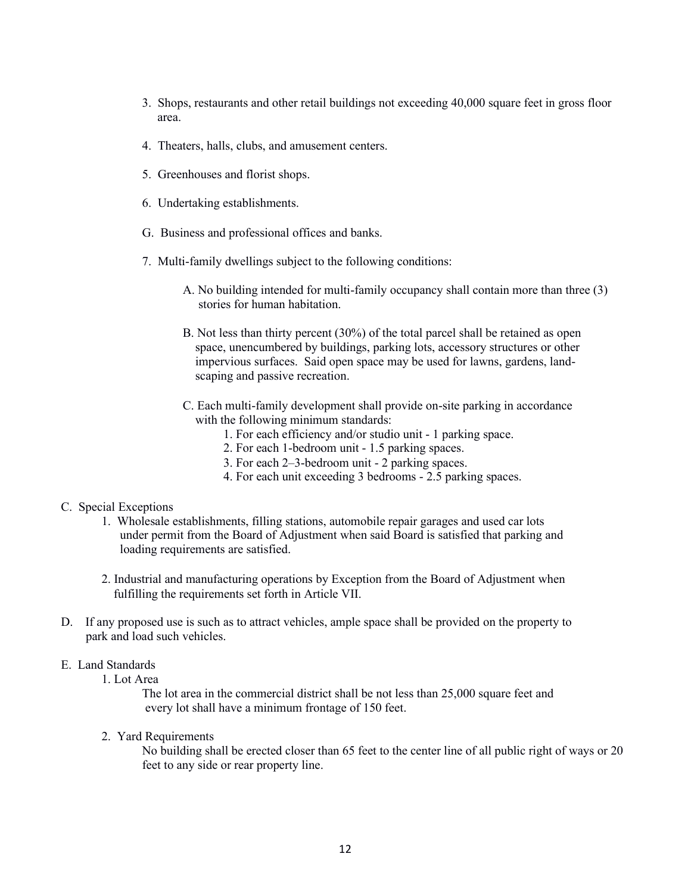3. Shops, restaurants and other retail buildings not exceeding 40,000 square feet in gross floor area.

4. Theaters, halls, clubs, and amusement centers.

5. Greenhouses and florist shops.

6. Undertaking establishments.

G. Business and professional offices and banks.

7. Multi-family dwellings subject to the following conditions:

   A. No building intended for multi-family occupancy shall contain more than three (3) stories for human habitation.

   B. Not less than thirty percent (30%) of the total parcel shall be retained as open space, unencumbered by buildings, parking lots, accessory structures or other impervious surfaces. Said open space may be used for lawns, gardens, land-scaping and passive recreation.

   C. Each multi-family development shall provide on-site parking in accordance with the following minimum standards:
      1. For each efficiency and/or studio unit - 1 parking space.
      2. For each 1-bedroom unit - 1.5 parking spaces.
      3. For each 2–3-bedroom unit - 2 parking spaces.
      4. For each unit exceeding 3 bedrooms - 2.5 parking spaces.

C. Special Exceptions

   1. Wholesale establishments, filling stations, automobile repair garages and used car lots under permit from the Board of Adjustment when said Board is satisfied that parking and loading requirements are satisfied.

   2. Industrial and manufacturing operations by Exception from the Board of Adjustment when fulfilling the requirements set forth in Article VII.

D. If any proposed use is such as to attract vehicles, ample space shall be provided on the property to park and load such vehicles.

E. Land Standards

   1. Lot Area

      The lot area in the commercial district shall be not less than 25,000 square feet and every lot shall have a minimum frontage of 150 feet.

   2. Yard Requirements

      No building shall be erected closer than 65 feet to the center line of all public right of ways or 20 feet to any side or rear property line.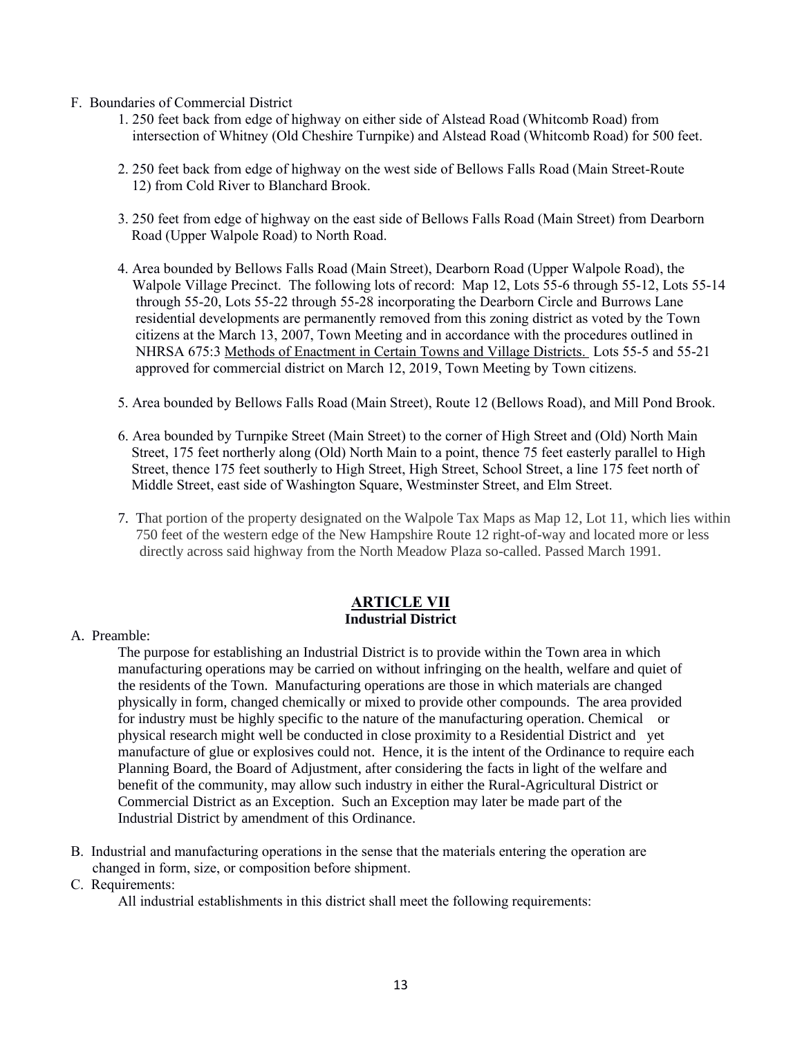F. Boundaries of Commercial District

1. 250 feet back from edge of highway on either side of Alstead Road (Whitcomb Road) from intersection of Whitney (Old Cheshire Turnpike) and Alstead Road (Whitcomb Road) for 500 feet.

2. 250 feet back from edge of highway on the west side of Bellows Falls Road (Main Street-Route 12) from Cold River to Blanchard Brook.

3. 250 feet from edge of highway on the east side of Bellows Falls Road (Main Street) from Dearborn Road (Upper Walpole Road) to North Road.

4. Area bounded by Bellows Falls Road (Main Street), Dearborn Road (Upper Walpole Road), the Walpole Village Precinct. The following lots of record: Map 12, Lots 55-6 through 55-12, Lots 55-14 through 55-20, Lots 55-22 through 55-28 incorporating the Dearborn Circle and Burrows Lane residential developments are permanently removed from this zoning district as voted by the Town citizens at the March 13, 2007, Town Meeting and in accordance with the procedures outlined in NHRSA 675:3 Methods of Enactment in Certain Towns and Village Districts. Lots 55-5 and 55-21 approved for commercial district on March 12, 2019, Town Meeting by Town citizens.

5. Area bounded by Bellows Falls Road (Main Street), Route 12 (Bellows Road), and Mill Pond Brook.

6. Area bounded by Turnpike Street (Main Street) to the corner of High Street and (Old) North Main Street, 175 feet northerly along (Old) North Main to a point, thence 75 feet easterly parallel to High Street, thence 175 feet southerly to High Street, High Street, School Street, a line 175 feet north of Middle Street, east side of Washington Square, Westminster Street, and Elm Street.

7. That portion of the property designated on the Walpole Tax Maps as Map 12, Lot 11, which lies within 750 feet of the western edge of the New Hampshire Route 12 right-of-way and located more or less directly across said highway from the North Meadow Plaza so-called. Passed March 1991.

## ARTICLE VII
### Industrial District

A. Preamble:

The purpose for establishing an Industrial District is to provide within the Town area in which manufacturing operations may be carried on without infringing on the health, welfare and quiet of the residents of the Town. Manufacturing operations are those in which materials are changed physically in form, changed chemically or mixed to provide other compounds. The area provided for industry must be highly specific to the nature of the manufacturing operation. Chemical or physical research might well be conducted in close proximity to a Residential District and yet manufacture of glue or explosives could not. Hence, it is the intent of the Ordinance to require each Planning Board, the Board of Adjustment, after considering the facts in light of the welfare and benefit of the community, may allow such industry in either the Rural-Agricultural District or Commercial District as an Exception. Such an Exception may later be made part of the Industrial District by amendment of this Ordinance.

B. Industrial and manufacturing operations in the sense that the materials entering the operation are changed in form, size, or composition before shipment.

C. Requirements:

All industrial establishments in this district shall meet the following requirements: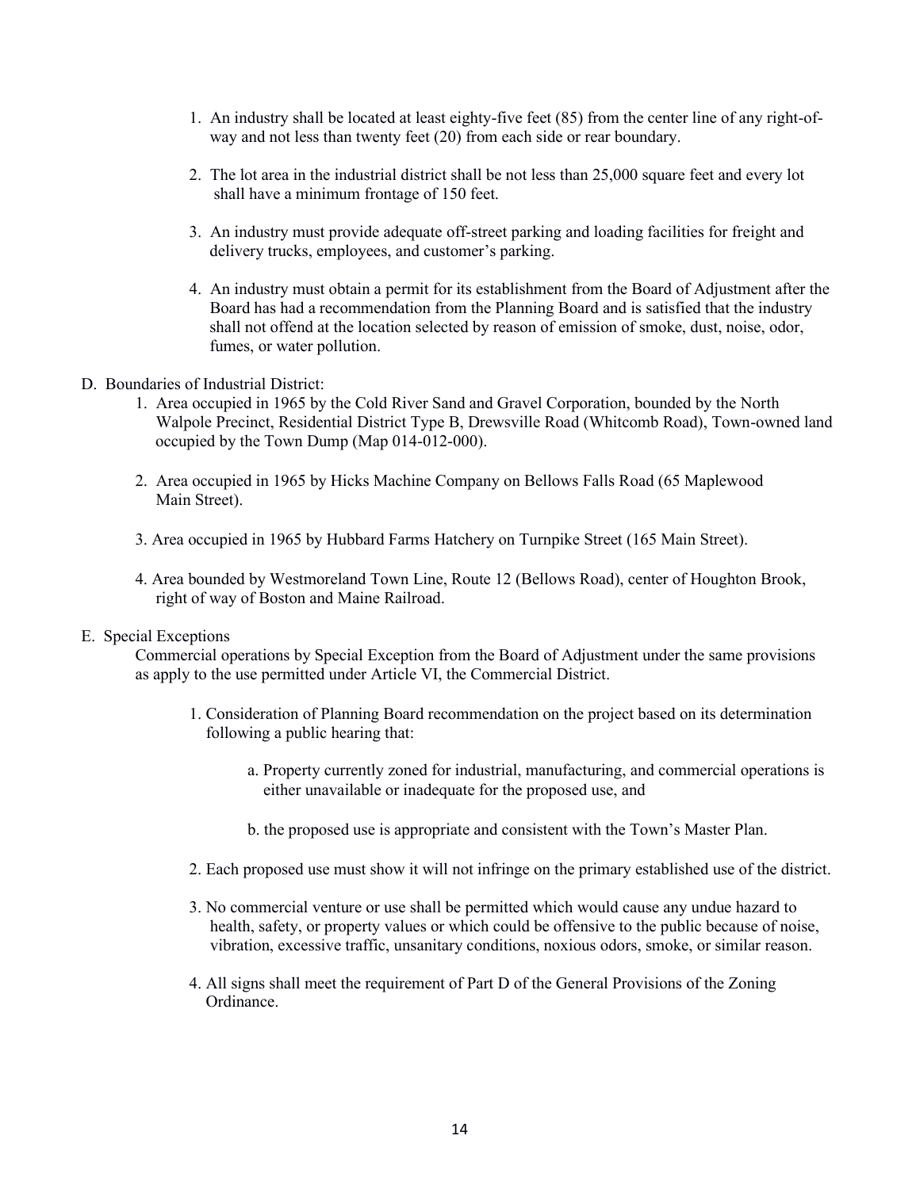1. An industry shall be located at least eighty-five feet (85) from the center line of any right-of-way and not less than twenty feet (20) from each side or rear boundary.

2. The lot area in the industrial district shall be not less than 25,000 square feet and every lot shall have a minimum frontage of 150 feet.

3. An industry must provide adequate off-street parking and loading facilities for freight and delivery trucks, employees, and customer's parking.

4. An industry must obtain a permit for its establishment from the Board of Adjustment after the Board has had a recommendation from the Planning Board and is satisfied that the industry shall not offend at the location selected by reason of emission of smoke, dust, noise, odor, fumes, or water pollution.

D. Boundaries of Industrial District:

1. Area occupied in 1965 by the Cold River Sand and Gravel Corporation, bounded by the North Walpole Precinct, Residential District Type B, Drewsville Road (Whitcomb Road), Town-owned land occupied by the Town Dump (Map 014-012-000).

2. Area occupied in 1965 by Hicks Machine Company on Bellows Falls Road (65 Maplewood Main Street).

3. Area occupied in 1965 by Hubbard Farms Hatchery on Turnpike Street (165 Main Street).

4. Area bounded by Westmoreland Town Line, Route 12 (Bellows Road), center of Houghton Brook, right of way of Boston and Maine Railroad.

E. Special Exceptions

Commercial operations by Special Exception from the Board of Adjustment under the same provisions as apply to the use permitted under Article VI, the Commercial District.

1. Consideration of Planning Board recommendation on the project based on its determination following a public hearing that:

   a. Property currently zoned for industrial, manufacturing, and commercial operations is either unavailable or inadequate for the proposed use, and

   b. the proposed use is appropriate and consistent with the Town's Master Plan.

2. Each proposed use must show it will not infringe on the primary established use of the district.

3. No commercial venture or use shall be permitted which would cause any undue hazard to health, safety, or property values or which could be offensive to the public because of noise, vibration, excessive traffic, unsanitary conditions, noxious odors, smoke, or similar reason.

4. All signs shall meet the requirement of Part D of the General Provisions of the Zoning Ordinance.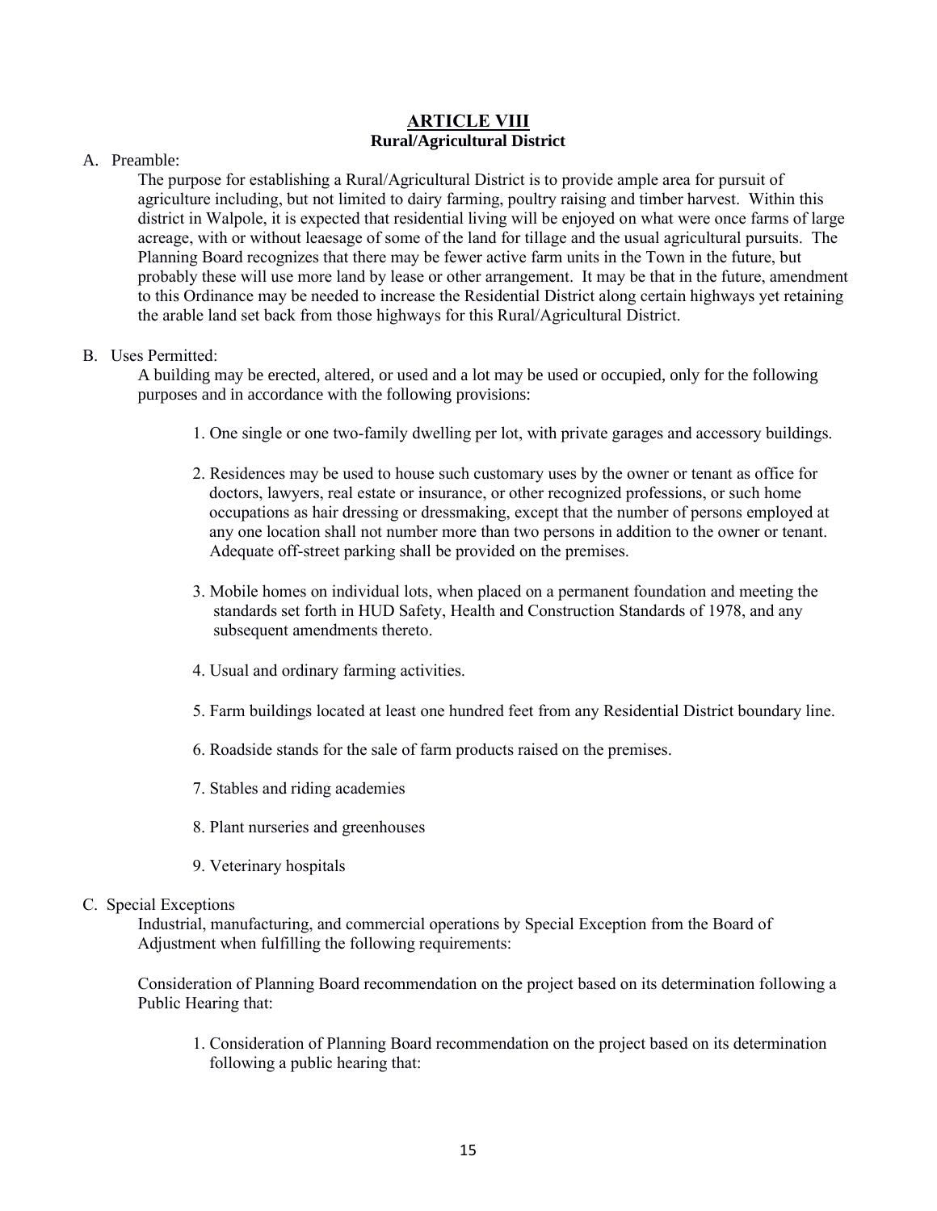# ARTICLE VIII
## Rural/Agricultural District

A. Preamble:

The purpose for establishing a Rural/Agricultural District is to provide ample area for pursuit of agriculture including, but not limited to dairy farming, poultry raising and timber harvest. Within this district in Walpole, it is expected that residential living will be enjoyed on what were once farms of large acreage, with or without leaesage of some of the land for tillage and the usual agricultural pursuits. The Planning Board recognizes that there may be fewer active farm units in the Town in the future, but probably these will use more land by lease or other arrangement. It may be that in the future, amendment to this Ordinance may be needed to increase the Residential District along certain highways yet retaining the arable land set back from those highways for this Rural/Agricultural District.

B. Uses Permitted:

A building may be erected, altered, or used and a lot may be used or occupied, only for the following purposes and in accordance with the following provisions:

1. One single or one two-family dwelling per lot, with private garages and accessory buildings.

2. Residences may be used to house such customary uses by the owner or tenant as office for doctors, lawyers, real estate or insurance, or other recognized professions, or such home occupations as hair dressing or dressmaking, except that the number of persons employed at any one location shall not number more than two persons in addition to the owner or tenant. Adequate off-street parking shall be provided on the premises.

3. Mobile homes on individual lots, when placed on a permanent foundation and meeting the standards set forth in HUD Safety, Health and Construction Standards of 1978, and any subsequent amendments thereto.

4. Usual and ordinary farming activities.

5. Farm buildings located at least one hundred feet from any Residential District boundary line.

6. Roadside stands for the sale of farm products raised on the premises.

7. Stables and riding academies

8. Plant nurseries and greenhouses

9. Veterinary hospitals

C. Special Exceptions

Industrial, manufacturing, and commercial operations by Special Exception from the Board of Adjustment when fulfilling the following requirements:

Consideration of Planning Board recommendation on the project based on its determination following a Public Hearing that:

1. Consideration of Planning Board recommendation on the project based on its determination following a public hearing that: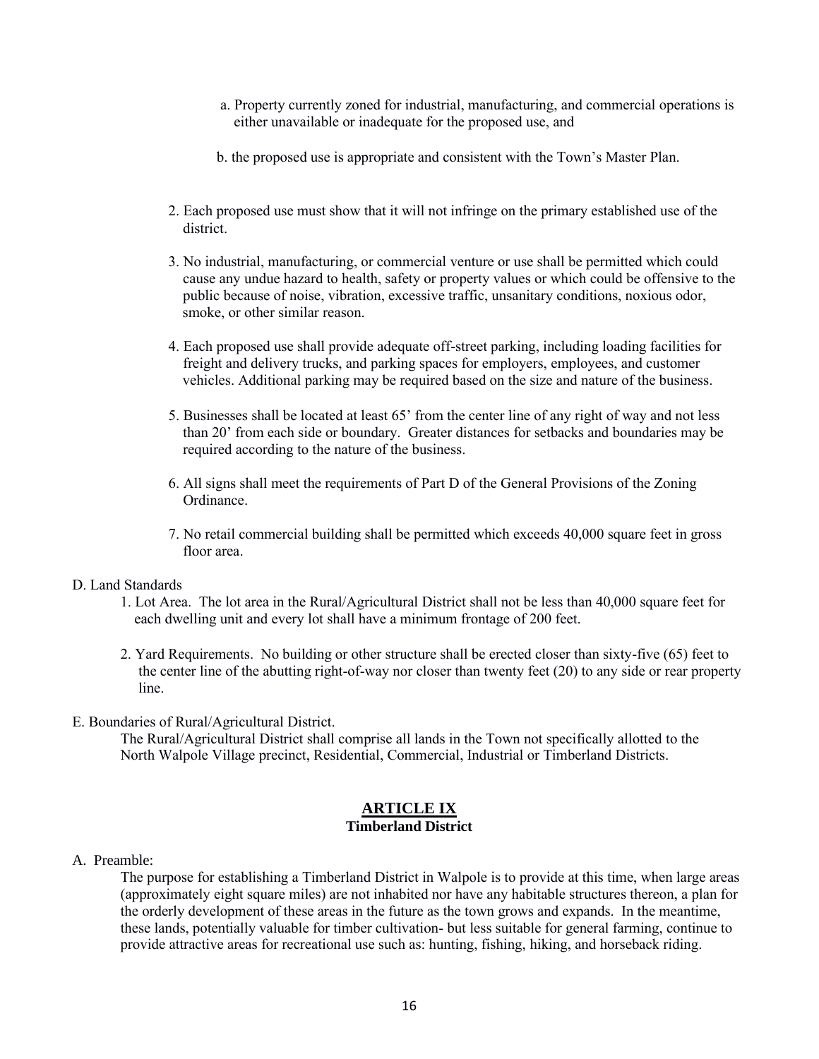a. Property currently zoned for industrial, manufacturing, and commercial operations is either unavailable or inadequate for the proposed use, and

b. the proposed use is appropriate and consistent with the Town's Master Plan.

2. Each proposed use must show that it will not infringe on the primary established use of the district.

3. No industrial, manufacturing, or commercial venture or use shall be permitted which could cause any undue hazard to health, safety or property values or which could be offensive to the public because of noise, vibration, excessive traffic, unsanitary conditions, noxious odor, smoke, or other similar reason.

4. Each proposed use shall provide adequate off-street parking, including loading facilities for freight and delivery trucks, and parking spaces for employers, employees, and customer vehicles. Additional parking may be required based on the size and nature of the business.

5. Businesses shall be located at least 65' from the center line of any right of way and not less than 20' from each side or boundary. Greater distances for setbacks and boundaries may be required according to the nature of the business.

6. All signs shall meet the requirements of Part D of the General Provisions of the Zoning Ordinance.

7. No retail commercial building shall be permitted which exceeds 40,000 square feet in gross floor area.

D. Land Standards

1. Lot Area. The lot area in the Rural/Agricultural District shall not be less than 40,000 square feet for each dwelling unit and every lot shall have a minimum frontage of 200 feet.

2. Yard Requirements. No building or other structure shall be erected closer than sixty-five (65) feet to the center line of the abutting right-of-way nor closer than twenty feet (20) to any side or rear property line.

E. Boundaries of Rural/Agricultural District.

The Rural/Agricultural District shall comprise all lands in the Town not specifically allotted to the North Walpole Village precinct, Residential, Commercial, Industrial or Timberland Districts.

## ARTICLE IX
### Timberland District

A. Preamble:

The purpose for establishing a Timberland District in Walpole is to provide at this time, when large areas (approximately eight square miles) are not inhabited nor have any habitable structures thereon, a plan for the orderly development of these areas in the future as the town grows and expands. In the meantime, these lands, potentially valuable for timber cultivation- but less suitable for general farming, continue to provide attractive areas for recreational use such as: hunting, fishing, hiking, and horseback riding.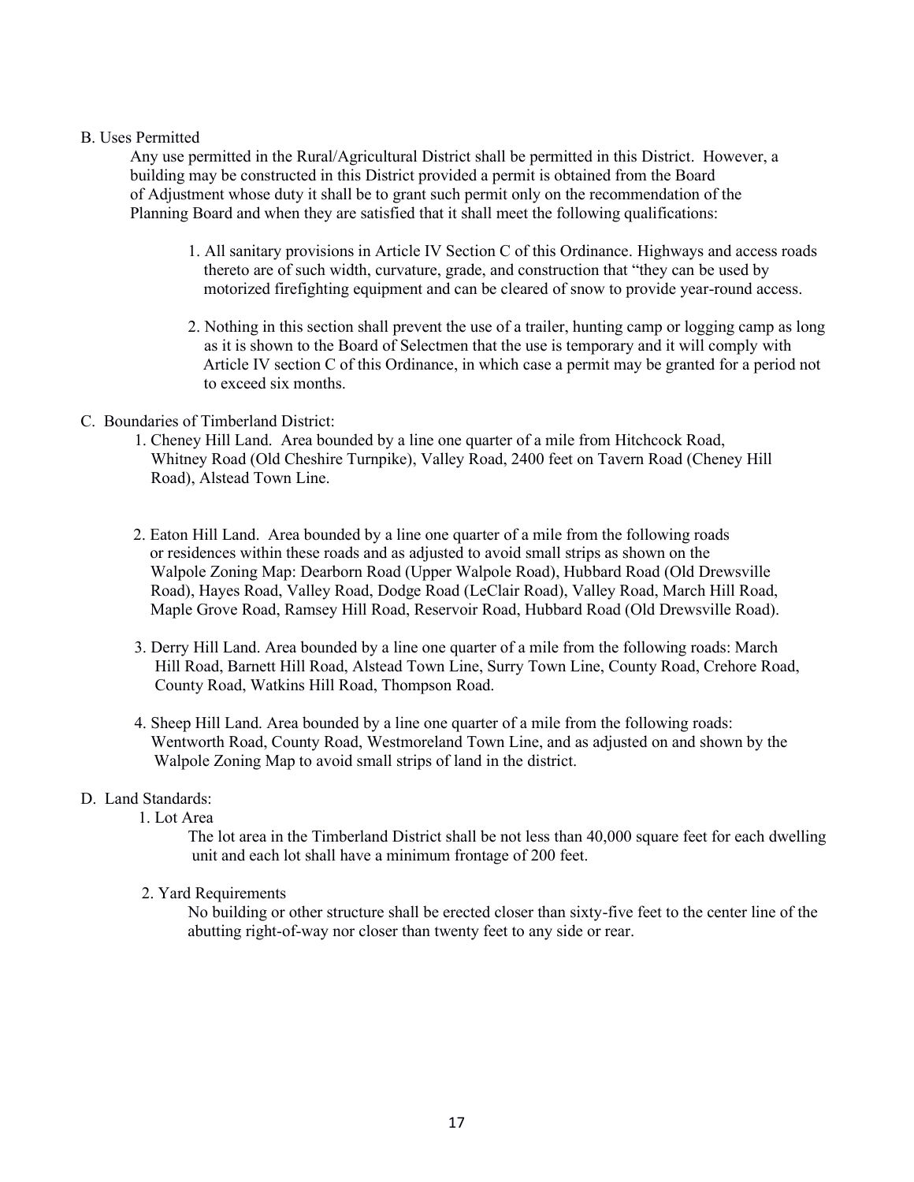B. Uses Permitted

Any use permitted in the Rural/Agricultural District shall be permitted in this District. However, a building may be constructed in this District provided a permit is obtained from the Board of Adjustment whose duty it shall be to grant such permit only on the recommendation of the Planning Board and when they are satisfied that it shall meet the following qualifications:

1. All sanitary provisions in Article IV Section C of this Ordinance. Highways and access roads thereto are of such width, curvature, grade, and construction that "they can be used by motorized firefighting equipment and can be cleared of snow to provide year-round access.

2. Nothing in this section shall prevent the use of a trailer, hunting camp or logging camp as long as it is shown to the Board of Selectmen that the use is temporary and it will comply with Article IV section C of this Ordinance, in which case a permit may be granted for a period not to exceed six months.

C. Boundaries of Timberland District:

1. Cheney Hill Land. Area bounded by a line one quarter of a mile from Hitchcock Road, Whitney Road (Old Cheshire Turnpike), Valley Road, 2400 feet on Tavern Road (Cheney Hill Road), Alstead Town Line.

2. Eaton Hill Land. Area bounded by a line one quarter of a mile from the following roads or residences within these roads and as adjusted to avoid small strips as shown on the Walpole Zoning Map: Dearborn Road (Upper Walpole Road), Hubbard Road (Old Drewsville Road), Hayes Road, Valley Road, Dodge Road (LeClair Road), Valley Road, March Hill Road, Maple Grove Road, Ramsey Hill Road, Reservoir Road, Hubbard Road (Old Drewsville Road).

3. Derry Hill Land. Area bounded by a line one quarter of a mile from the following roads: March Hill Road, Barnett Hill Road, Alstead Town Line, Surry Town Line, County Road, Crehore Road, County Road, Watkins Hill Road, Thompson Road.

4. Sheep Hill Land. Area bounded by a line one quarter of a mile from the following roads: Wentworth Road, County Road, Westmoreland Town Line, and as adjusted on and shown by the Walpole Zoning Map to avoid small strips of land in the district.

D. Land Standards:

1. Lot Area

The lot area in the Timberland District shall be not less than 40,000 square feet for each dwelling unit and each lot shall have a minimum frontage of 200 feet.

2. Yard Requirements

No building or other structure shall be erected closer than sixty-five feet to the center line of the abutting right-of-way nor closer than twenty feet to any side or rear.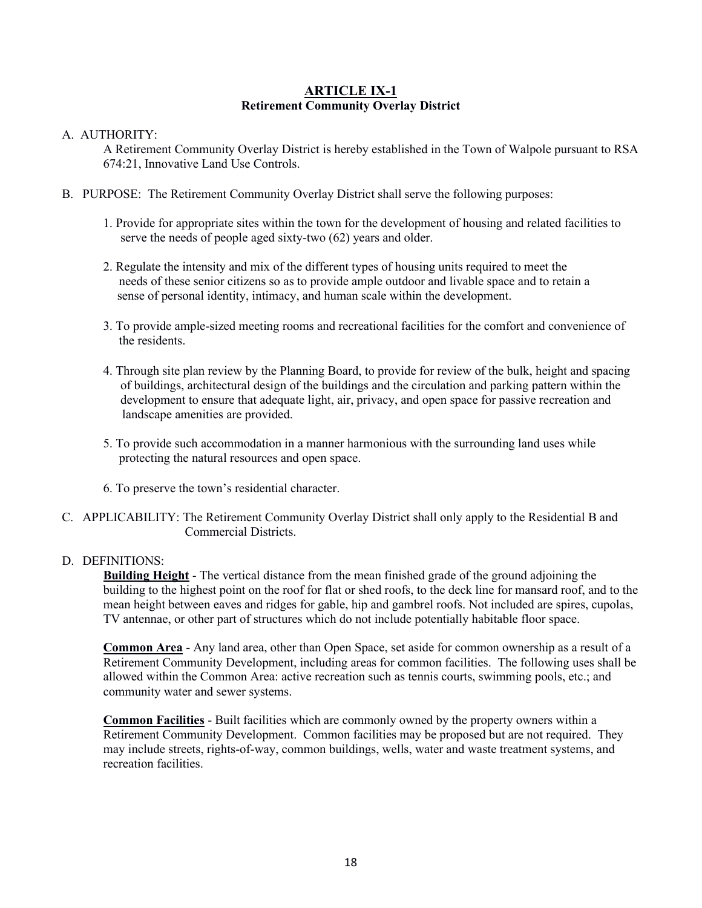# ARTICLE IX-1

## Retirement Community Overlay District

A. AUTHORITY:

A Retirement Community Overlay District is hereby established in the Town of Walpole pursuant to RSA 674:21, Innovative Land Use Controls.

B. PURPOSE: The Retirement Community Overlay District shall serve the following purposes:

1. Provide for appropriate sites within the town for the development of housing and related facilities to serve the needs of people aged sixty-two (62) years and older.

2. Regulate the intensity and mix of the different types of housing units required to meet the needs of these senior citizens so as to provide ample outdoor and livable space and to retain a sense of personal identity, intimacy, and human scale within the development.

3. To provide ample-sized meeting rooms and recreational facilities for the comfort and convenience of the residents.

4. Through site plan review by the Planning Board, to provide for review of the bulk, height and spacing of buildings, architectural design of the buildings and the circulation and parking pattern within the development to ensure that adequate light, air, privacy, and open space for passive recreation and landscape amenities are provided.

5. To provide such accommodation in a manner harmonious with the surrounding land uses while protecting the natural resources and open space.

6. To preserve the town's residential character.

C. APPLICABILITY: The Retirement Community Overlay District shall only apply to the Residential B and Commercial Districts.

D. DEFINITIONS:

**Building Height** - The vertical distance from the mean finished grade of the ground adjoining the building to the highest point on the roof for flat or shed roofs, to the deck line for mansard roof, and to the mean height between eaves and ridges for gable, hip and gambrel roofs. Not included are spires, cupolas, TV antennae, or other part of structures which do not include potentially habitable floor space.

**Common Area** - Any land area, other than Open Space, set aside for common ownership as a result of a Retirement Community Development, including areas for common facilities. The following uses shall be allowed within the Common Area: active recreation such as tennis courts, swimming pools, etc.; and community water and sewer systems.

**Common Facilities** - Built facilities which are commonly owned by the property owners within a Retirement Community Development. Common facilities may be proposed but are not required. They may include streets, rights-of-way, common buildings, wells, water and waste treatment systems, and recreation facilities.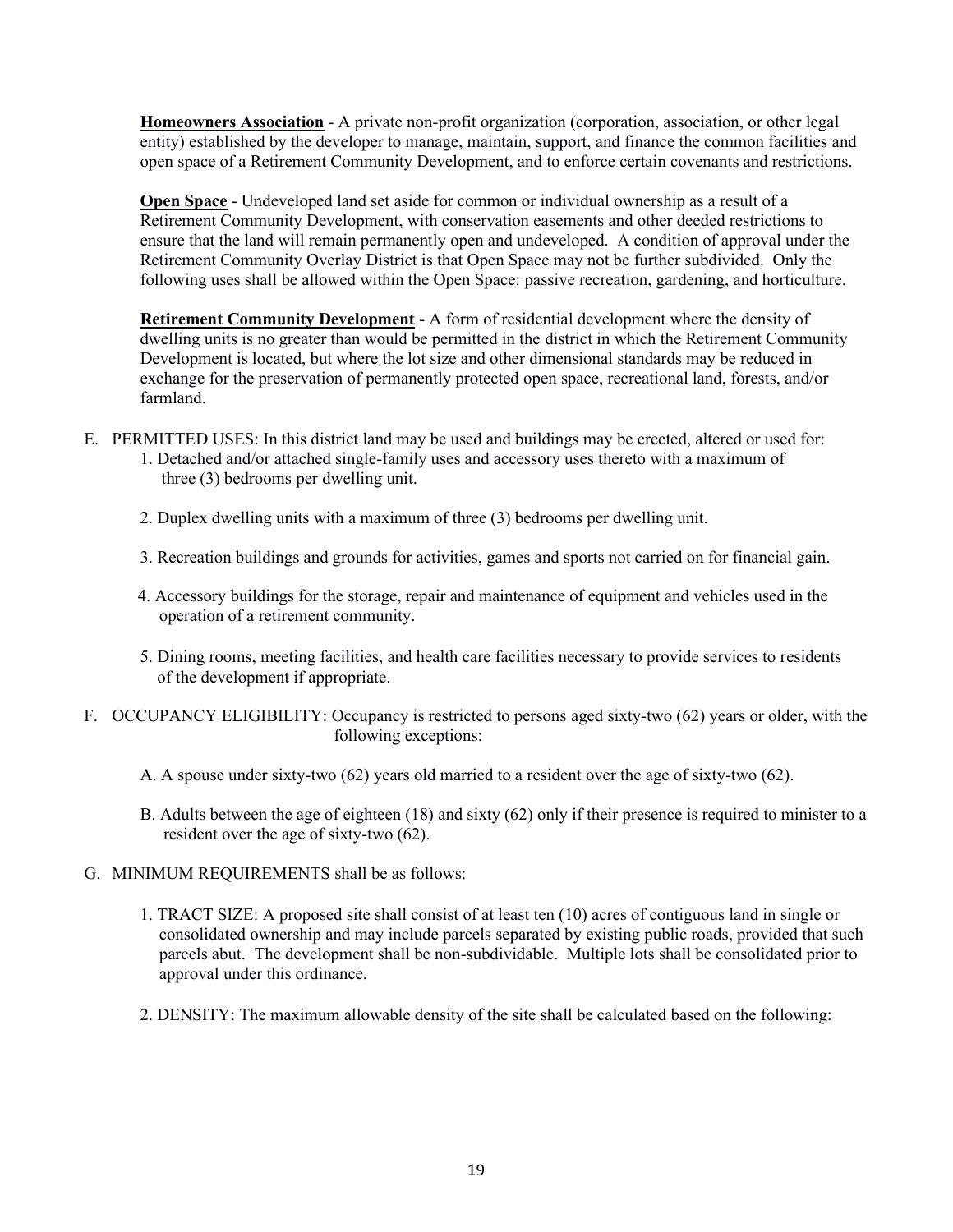**Homeowners Association** - A private non-profit organization (corporation, association, or other legal entity) established by the developer to manage, maintain, support, and finance the common facilities and open space of a Retirement Community Development, and to enforce certain covenants and restrictions.

**Open Space** - Undeveloped land set aside for common or individual ownership as a result of a Retirement Community Development, with conservation easements and other deeded restrictions to ensure that the land will remain permanently open and undeveloped. A condition of approval under the Retirement Community Overlay District is that Open Space may not be further subdivided. Only the following uses shall be allowed within the Open Space: passive recreation, gardening, and horticulture.

**Retirement Community Development** - A form of residential development where the density of dwelling units is no greater than would be permitted in the district in which the Retirement Community Development is located, but where the lot size and other dimensional standards may be reduced in exchange for the preservation of permanently protected open space, recreational land, forests, and/or farmland.

E. PERMITTED USES: In this district land may be used and buildings may be erected, altered or used for:

   1. Detached and/or attached single-family uses and accessory uses thereto with a maximum of three (3) bedrooms per dwelling unit.

   2. Duplex dwelling units with a maximum of three (3) bedrooms per dwelling unit.

   3. Recreation buildings and grounds for activities, games and sports not carried on for financial gain.

   4. Accessory buildings for the storage, repair and maintenance of equipment and vehicles used in the operation of a retirement community.

   5. Dining rooms, meeting facilities, and health care facilities necessary to provide services to residents of the development if appropriate.

F. OCCUPANCY ELIGIBILITY: Occupancy is restricted to persons aged sixty-two (62) years or older, with the following exceptions:

   A. A spouse under sixty-two (62) years old married to a resident over the age of sixty-two (62).

   B. Adults between the age of eighteen (18) and sixty (62) only if their presence is required to minister to a resident over the age of sixty-two (62).

G. MINIMUM REQUIREMENTS shall be as follows:

   1. TRACT SIZE: A proposed site shall consist of at least ten (10) acres of contiguous land in single or consolidated ownership and may include parcels separated by existing public roads, provided that such parcels abut. The development shall be non-subdividable. Multiple lots shall be consolidated prior to approval under this ordinance.

   2. DENSITY: The maximum allowable density of the site shall be calculated based on the following: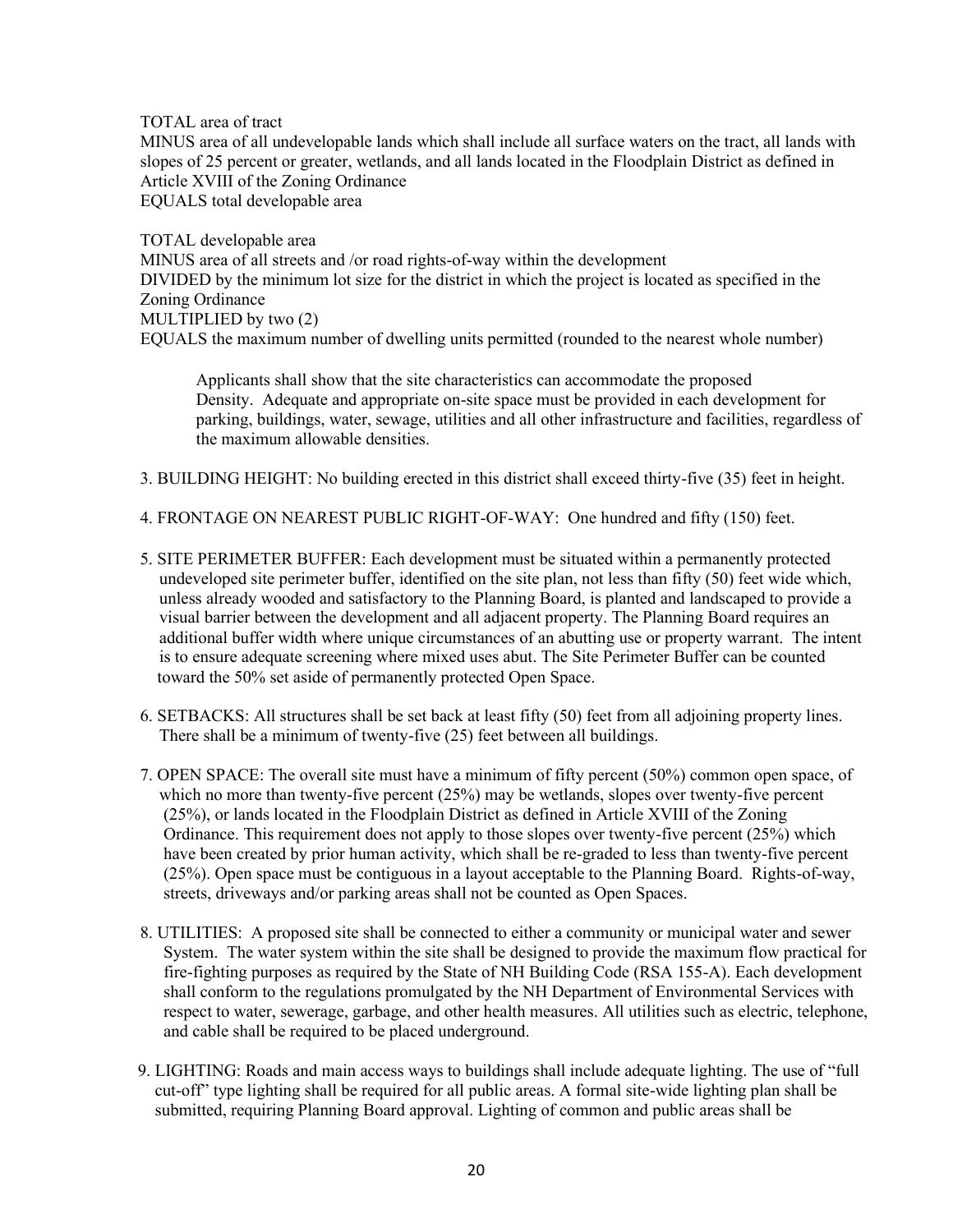TOTAL area of tract
MINUS area of all undevelopable lands which shall include all surface waters on the tract, all lands with slopes of 25 percent or greater, wetlands, and all lands located in the Floodplain District as defined in Article XVIII of the Zoning Ordinance
EQUALS total developable area

TOTAL developable area
MINUS area of all streets and /or road rights-of-way within the development
DIVIDED by the minimum lot size for the district in which the project is located as specified in the Zoning Ordinance
MULTIPLIED by two (2)
EQUALS the maximum number of dwelling units permitted (rounded to the nearest whole number)

> Applicants shall show that the site characteristics can accommodate the proposed Density. Adequate and appropriate on-site space must be provided in each development for parking, buildings, water, sewage, utilities and all other infrastructure and facilities, regardless of the maximum allowable densities.

3. BUILDING HEIGHT: No building erected in this district shall exceed thirty-five (35) feet in height.

4. FRONTAGE ON NEAREST PUBLIC RIGHT-OF-WAY: One hundred and fifty (150) feet.

5. SITE PERIMETER BUFFER: Each development must be situated within a permanently protected undeveloped site perimeter buffer, identified on the site plan, not less than fifty (50) feet wide which, unless already wooded and satisfactory to the Planning Board, is planted and landscaped to provide a visual barrier between the development and all adjacent property. The Planning Board requires an additional buffer width where unique circumstances of an abutting use or property warrant. The intent is to ensure adequate screening where mixed uses abut. The Site Perimeter Buffer can be counted toward the 50% set aside of permanently protected Open Space.

6. SETBACKS: All structures shall be set back at least fifty (50) feet from all adjoining property lines. There shall be a minimum of twenty-five (25) feet between all buildings.

7. OPEN SPACE: The overall site must have a minimum of fifty percent (50%) common open space, of which no more than twenty-five percent (25%) may be wetlands, slopes over twenty-five percent (25%), or lands located in the Floodplain District as defined in Article XVIII of the Zoning Ordinance. This requirement does not apply to those slopes over twenty-five percent (25%) which have been created by prior human activity, which shall be re-graded to less than twenty-five percent (25%). Open space must be contiguous in a layout acceptable to the Planning Board. Rights-of-way, streets, driveways and/or parking areas shall not be counted as Open Spaces.

8. UTILITIES: A proposed site shall be connected to either a community or municipal water and sewer System. The water system within the site shall be designed to provide the maximum flow practical for fire-fighting purposes as required by the State of NH Building Code (RSA 155-A). Each development shall conform to the regulations promulgated by the NH Department of Environmental Services with respect to water, sewerage, garbage, and other health measures. All utilities such as electric, telephone, and cable shall be required to be placed underground.

9. LIGHTING: Roads and main access ways to buildings shall include adequate lighting. The use of "full cut-off" type lighting shall be required for all public areas. A formal site-wide lighting plan shall be submitted, requiring Planning Board approval. Lighting of common and public areas shall be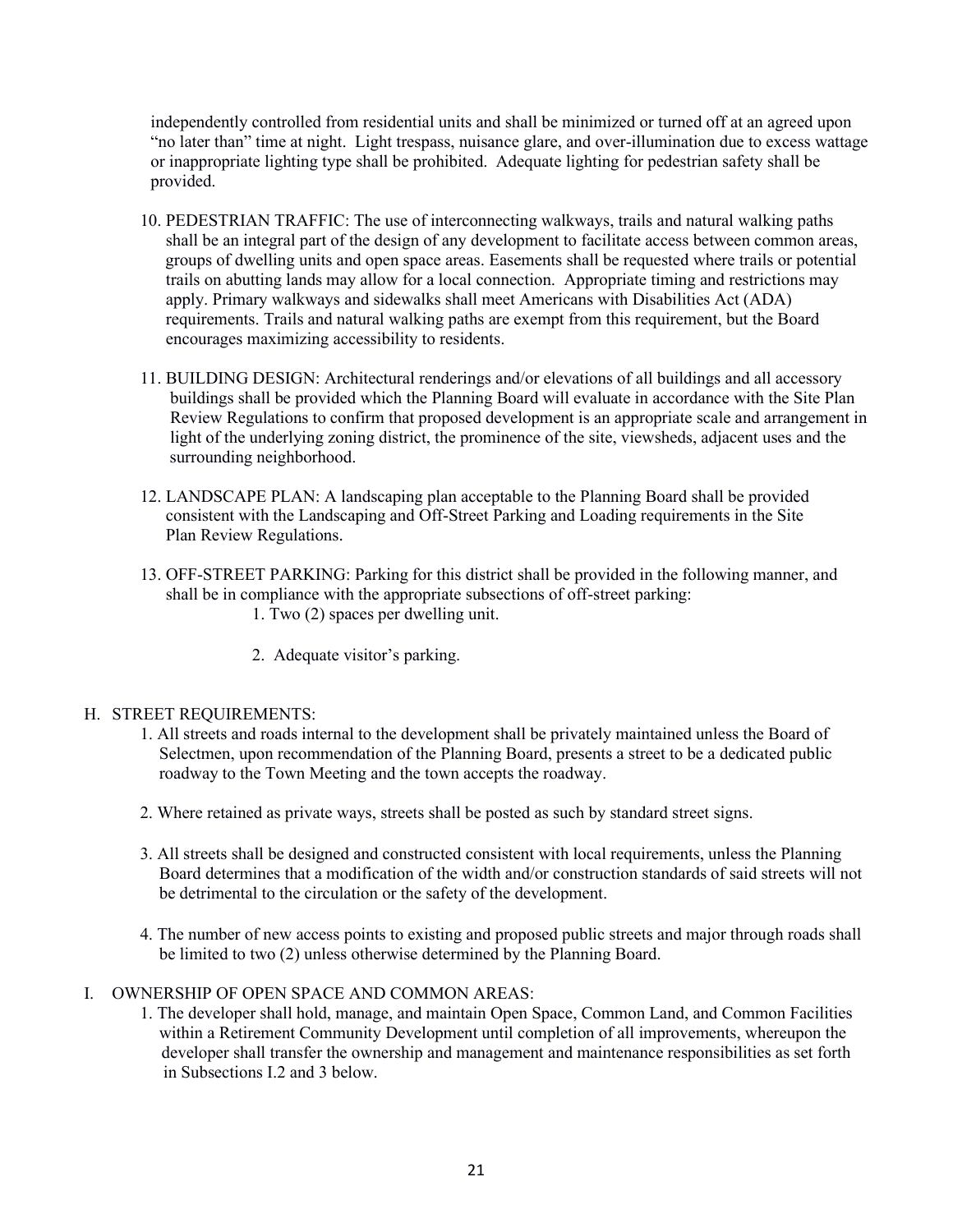independently controlled from residential units and shall be minimized or turned off at an agreed upon "no later than" time at night. Light trespass, nuisance glare, and over-illumination due to excess wattage or inappropriate lighting type shall be prohibited. Adequate lighting for pedestrian safety shall be provided.

10. PEDESTRIAN TRAFFIC: The use of interconnecting walkways, trails and natural walking paths shall be an integral part of the design of any development to facilitate access between common areas, groups of dwelling units and open space areas. Easements shall be requested where trails or potential trails on abutting lands may allow for a local connection. Appropriate timing and restrictions may apply. Primary walkways and sidewalks shall meet Americans with Disabilities Act (ADA) requirements. Trails and natural walking paths are exempt from this requirement, but the Board encourages maximizing accessibility to residents.

11. BUILDING DESIGN: Architectural renderings and/or elevations of all buildings and all accessory buildings shall be provided which the Planning Board will evaluate in accordance with the Site Plan Review Regulations to confirm that proposed development is an appropriate scale and arrangement in light of the underlying zoning district, the prominence of the site, viewsheds, adjacent uses and the surrounding neighborhood.

12. LANDSCAPE PLAN: A landscaping plan acceptable to the Planning Board shall be provided consistent with the Landscaping and Off-Street Parking and Loading requirements in the Site Plan Review Regulations.

13. OFF-STREET PARKING: Parking for this district shall be provided in the following manner, and shall be in compliance with the appropriate subsections of off-street parking:
    1. Two (2) spaces per dwelling unit.
    2. Adequate visitor's parking.

H. STREET REQUIREMENTS:

1. All streets and roads internal to the development shall be privately maintained unless the Board of Selectmen, upon recommendation of the Planning Board, presents a street to be a dedicated public roadway to the Town Meeting and the town accepts the roadway.

2. Where retained as private ways, streets shall be posted as such by standard street signs.

3. All streets shall be designed and constructed consistent with local requirements, unless the Planning Board determines that a modification of the width and/or construction standards of said streets will not be detrimental to the circulation or the safety of the development.

4. The number of new access points to existing and proposed public streets and major through roads shall be limited to two (2) unless otherwise determined by the Planning Board.

I. OWNERSHIP OF OPEN SPACE AND COMMON AREAS:

1. The developer shall hold, manage, and maintain Open Space, Common Land, and Common Facilities within a Retirement Community Development until completion of all improvements, whereupon the developer shall transfer the ownership and management and maintenance responsibilities as set forth in Subsections I.2 and 3 below.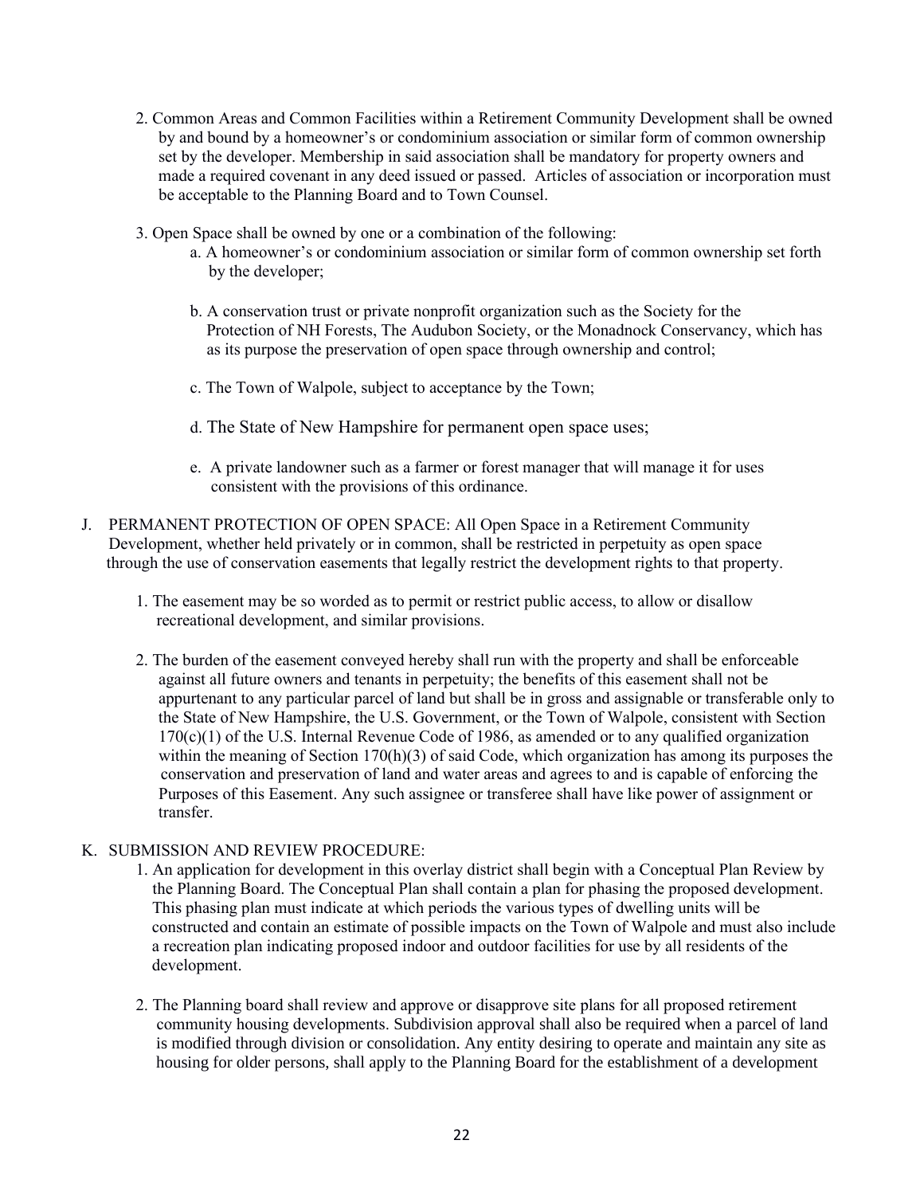2. Common Areas and Common Facilities within a Retirement Community Development shall be owned by and bound by a homeowner's or condominium association or similar form of common ownership set by the developer. Membership in said association shall be mandatory for property owners and made a required covenant in any deed issued or passed. Articles of association or incorporation must be acceptable to the Planning Board and to Town Counsel.

3. Open Space shall be owned by one or a combination of the following:
   a. A homeowner's or condominium association or similar form of common ownership set forth by the developer;

   b. A conservation trust or private nonprofit organization such as the Society for the Protection of NH Forests, The Audubon Society, or the Monadnock Conservancy, which has as its purpose the preservation of open space through ownership and control;

   c. The Town of Walpole, subject to acceptance by the Town;

   d. The State of New Hampshire for permanent open space uses;

   e. A private landowner such as a farmer or forest manager that will manage it for uses consistent with the provisions of this ordinance.

J. PERMANENT PROTECTION OF OPEN SPACE: All Open Space in a Retirement Community Development, whether held privately or in common, shall be restricted in perpetuity as open space through the use of conservation easements that legally restrict the development rights to that property.

1. The easement may be so worded as to permit or restrict public access, to allow or disallow recreational development, and similar provisions.

2. The burden of the easement conveyed hereby shall run with the property and shall be enforceable against all future owners and tenants in perpetuity; the benefits of this easement shall not be appurtenant to any particular parcel of land but shall be in gross and assignable or transferable only to the State of New Hampshire, the U.S. Government, or the Town of Walpole, consistent with Section 170(c)(1) of the U.S. Internal Revenue Code of 1986, as amended or to any qualified organization within the meaning of Section 170(h)(3) of said Code, which organization has among its purposes the conservation and preservation of land and water areas and agrees to and is capable of enforcing the Purposes of this Easement. Any such assignee or transferee shall have like power of assignment or transfer.

K. SUBMISSION AND REVIEW PROCEDURE:

1. An application for development in this overlay district shall begin with a Conceptual Plan Review by the Planning Board. The Conceptual Plan shall contain a plan for phasing the proposed development. This phasing plan must indicate at which periods the various types of dwelling units will be constructed and contain an estimate of possible impacts on the Town of Walpole and must also include a recreation plan indicating proposed indoor and outdoor facilities for use by all residents of the development.

2. The Planning board shall review and approve or disapprove site plans for all proposed retirement community housing developments. Subdivision approval shall also be required when a parcel of land is modified through division or consolidation. Any entity desiring to operate and maintain any site as housing for older persons, shall apply to the Planning Board for the establishment of a development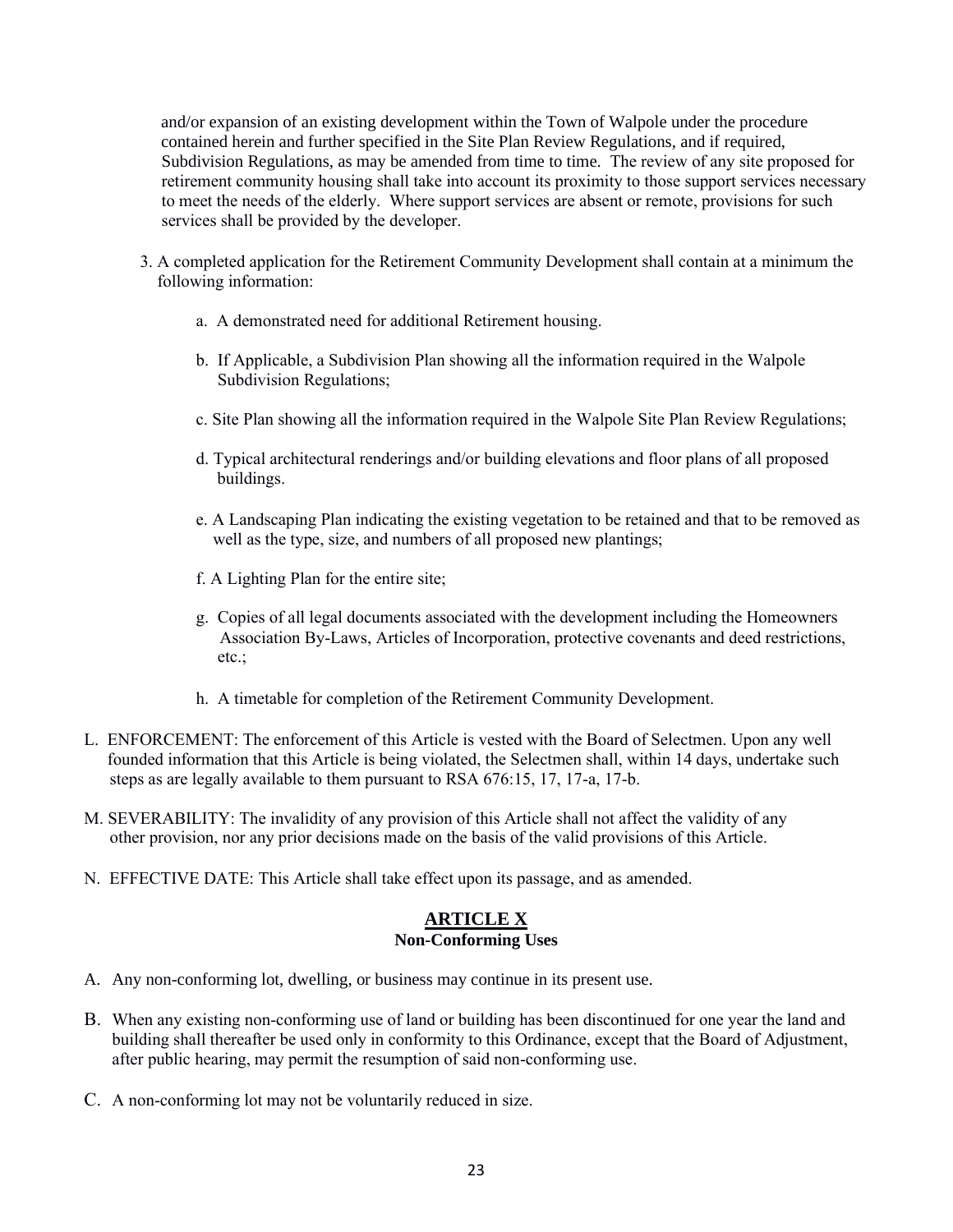and/or expansion of an existing development within the Town of Walpole under the procedure contained herein and further specified in the Site Plan Review Regulations, and if required, Subdivision Regulations, as may be amended from time to time. The review of any site proposed for retirement community housing shall take into account its proximity to those support services necessary to meet the needs of the elderly. Where support services are absent or remote, provisions for such services shall be provided by the developer.

3. A completed application for the Retirement Community Development shall contain at a minimum the following information:

   a. A demonstrated need for additional Retirement housing.

   b. If Applicable, a Subdivision Plan showing all the information required in the Walpole Subdivision Regulations;

   c. Site Plan showing all the information required in the Walpole Site Plan Review Regulations;

   d. Typical architectural renderings and/or building elevations and floor plans of all proposed buildings.

   e. A Landscaping Plan indicating the existing vegetation to be retained and that to be removed as well as the type, size, and numbers of all proposed new plantings;

   f. A Lighting Plan for the entire site;

   g. Copies of all legal documents associated with the development including the Homeowners Association By-Laws, Articles of Incorporation, protective covenants and deed restrictions, etc.;

   h. A timetable for completion of the Retirement Community Development.

L. ENFORCEMENT: The enforcement of this Article is vested with the Board of Selectmen. Upon any well founded information that this Article is being violated, the Selectmen shall, within 14 days, undertake such steps as are legally available to them pursuant to RSA 676:15, 17, 17-a, 17-b.

M. SEVERABILITY: The invalidity of any provision of this Article shall not affect the validity of any other provision, nor any prior decisions made on the basis of the valid provisions of this Article.

N. EFFECTIVE DATE: This Article shall take effect upon its passage, and as amended.

## ARTICLE X
### Non-Conforming Uses

A. Any non-conforming lot, dwelling, or business may continue in its present use.

B. When any existing non-conforming use of land or building has been discontinued for one year the land and building shall thereafter be used only in conformity to this Ordinance, except that the Board of Adjustment, after public hearing, may permit the resumption of said non-conforming use.

C. A non-conforming lot may not be voluntarily reduced in size.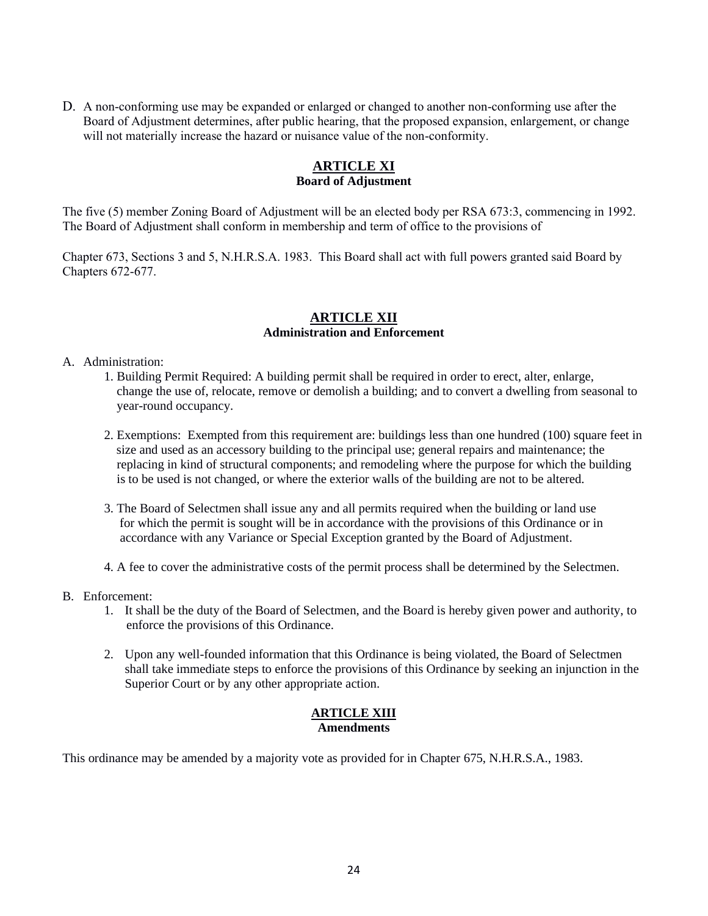D. A non-conforming use may be expanded or enlarged or changed to another non-conforming use after the Board of Adjustment determines, after public hearing, that the proposed expansion, enlargement, or change will not materially increase the hazard or nuisance value of the non-conformity.

## ARTICLE XI
**Board of Adjustment**

The five (5) member Zoning Board of Adjustment will be an elected body per RSA 673:3, commencing in 1992. The Board of Adjustment shall conform in membership and term of office to the provisions of

Chapter 673, Sections 3 and 5, N.H.R.S.A. 1983. This Board shall act with full powers granted said Board by Chapters 672-677.

## ARTICLE XII
**Administration and Enforcement**

A. Administration:

1. Building Permit Required: A building permit shall be required in order to erect, alter, enlarge, change the use of, relocate, remove or demolish a building; and to convert a dwelling from seasonal to year-round occupancy.

2. Exemptions: Exempted from this requirement are: buildings less than one hundred (100) square feet in size and used as an accessory building to the principal use; general repairs and maintenance; the replacing in kind of structural components; and remodeling where the purpose for which the building is to be used is not changed, or where the exterior walls of the building are not to be altered.

3. The Board of Selectmen shall issue any and all permits required when the building or land use for which the permit is sought will be in accordance with the provisions of this Ordinance or in accordance with any Variance or Special Exception granted by the Board of Adjustment.

4. A fee to cover the administrative costs of the permit process shall be determined by the Selectmen.

B. Enforcement:

1. It shall be the duty of the Board of Selectmen, and the Board is hereby given power and authority, to enforce the provisions of this Ordinance.

2. Upon any well-founded information that this Ordinance is being violated, the Board of Selectmen shall take immediate steps to enforce the provisions of this Ordinance by seeking an injunction in the Superior Court or by any other appropriate action.

## ARTICLE XIII
**Amendments**

This ordinance may be amended by a majority vote as provided for in Chapter 675, N.H.R.S.A., 1983.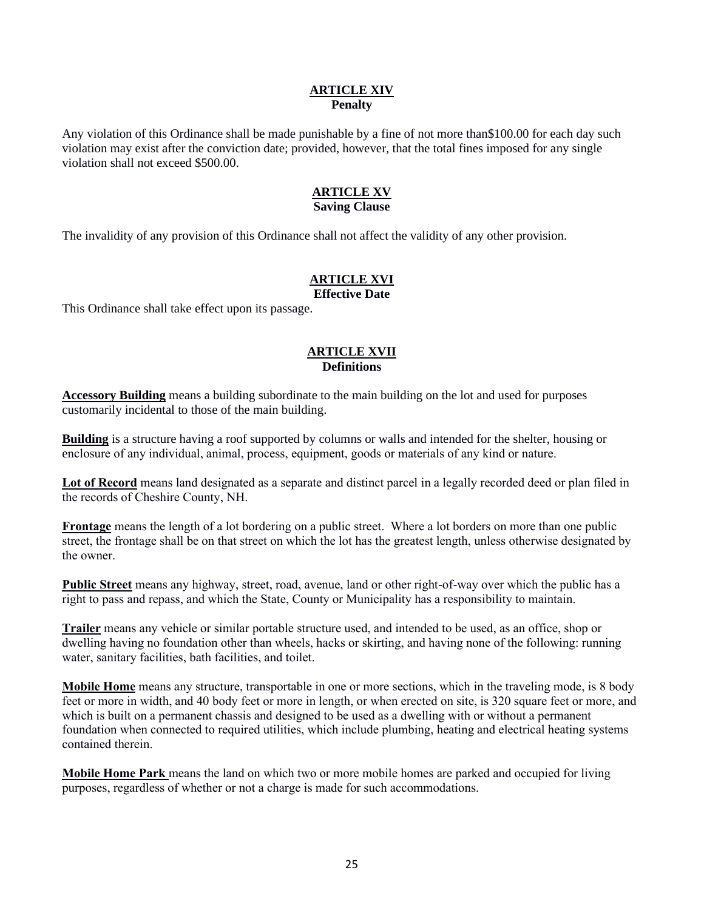## ARTICLE XIV
**Penalty**

Any violation of this Ordinance shall be made punishable by a fine of not more than$100.00 for each day such violation may exist after the conviction date; provided, however, that the total fines imposed for any single violation shall not exceed $500.00.

## ARTICLE XV
**Saving Clause**

The invalidity of any provision of this Ordinance shall not affect the validity of any other provision.

## ARTICLE XVI
**Effective Date**

This Ordinance shall take effect upon its passage.

## ARTICLE XVII
**Definitions**

**Accessory Building** means a building subordinate to the main building on the lot and used for purposes customarily incidental to those of the main building.

**Building** is a structure having a roof supported by columns or walls and intended for the shelter, housing or enclosure of any individual, animal, process, equipment, goods or materials of any kind or nature.

**Lot of Record** means land designated as a separate and distinct parcel in a legally recorded deed or plan filed in the records of Cheshire County, NH.

**Frontage** means the length of a lot bordering on a public street. Where a lot borders on more than one public street, the frontage shall be on that street on which the lot has the greatest length, unless otherwise designated by the owner.

**Public Street** means any highway, street, road, avenue, land or other right-of-way over which the public has a right to pass and repass, and which the State, County or Municipality has a responsibility to maintain.

**Trailer** means any vehicle or similar portable structure used, and intended to be used, as an office, shop or dwelling having no foundation other than wheels, hacks or skirting, and having none of the following: running water, sanitary facilities, bath facilities, and toilet.

**Mobile Home** means any structure, transportable in one or more sections, which in the traveling mode, is 8 body feet or more in width, and 40 body feet or more in length, or when erected on site, is 320 square feet or more, and which is built on a permanent chassis and designed to be used as a dwelling with or without a permanent foundation when connected to required utilities, which include plumbing, heating and electrical heating systems contained therein.

**Mobile Home Park** means the land on which two or more mobile homes are parked and occupied for living purposes, regardless of whether or not a charge is made for such accommodations.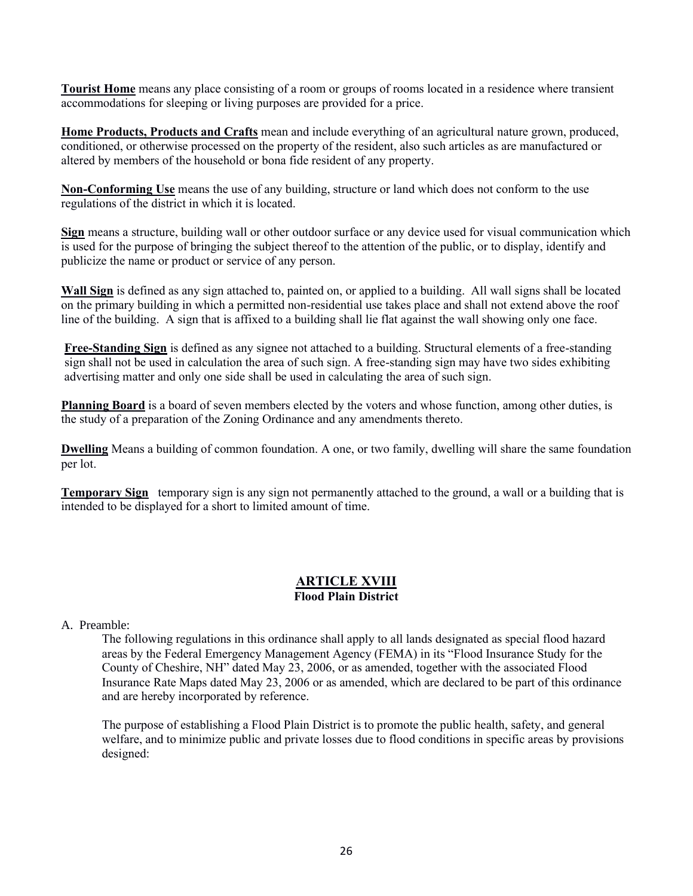**Tourist Home** means any place consisting of a room or groups of rooms located in a residence where transient accommodations for sleeping or living purposes are provided for a price.

**Home Products, Products and Crafts** mean and include everything of an agricultural nature grown, produced, conditioned, or otherwise processed on the property of the resident, also such articles as are manufactured or altered by members of the household or bona fide resident of any property.

**Non-Conforming Use** means the use of any building, structure or land which does not conform to the use regulations of the district in which it is located.

**Sign** means a structure, building wall or other outdoor surface or any device used for visual communication which is used for the purpose of bringing the subject thereof to the attention of the public, or to display, identify and publicize the name or product or service of any person.

**Wall Sign** is defined as any sign attached to, painted on, or applied to a building. All wall signs shall be located on the primary building in which a permitted non-residential use takes place and shall not extend above the roof line of the building. A sign that is affixed to a building shall lie flat against the wall showing only one face.

**Free-Standing Sign** is defined as any signee not attached to a building. Structural elements of a free-standing sign shall not be used in calculation the area of such sign. A free-standing sign may have two sides exhibiting advertising matter and only one side shall be used in calculating the area of such sign.

**Planning Board** is a board of seven members elected by the voters and whose function, among other duties, is the study of a preparation of the Zoning Ordinance and any amendments thereto.

**Dwelling** Means a building of common foundation. A one, or two family, dwelling will share the same foundation per lot.

**Temporary Sign** temporary sign is any sign not permanently attached to the ground, a wall or a building that is intended to be displayed for a short to limited amount of time.

## ARTICLE XVIII
### Flood Plain District

A. Preamble:

The following regulations in this ordinance shall apply to all lands designated as special flood hazard areas by the Federal Emergency Management Agency (FEMA) in its "Flood Insurance Study for the County of Cheshire, NH" dated May 23, 2006, or as amended, together with the associated Flood Insurance Rate Maps dated May 23, 2006 or as amended, which are declared to be part of this ordinance and are hereby incorporated by reference.

The purpose of establishing a Flood Plain District is to promote the public health, safety, and general welfare, and to minimize public and private losses due to flood conditions in specific areas by provisions designed: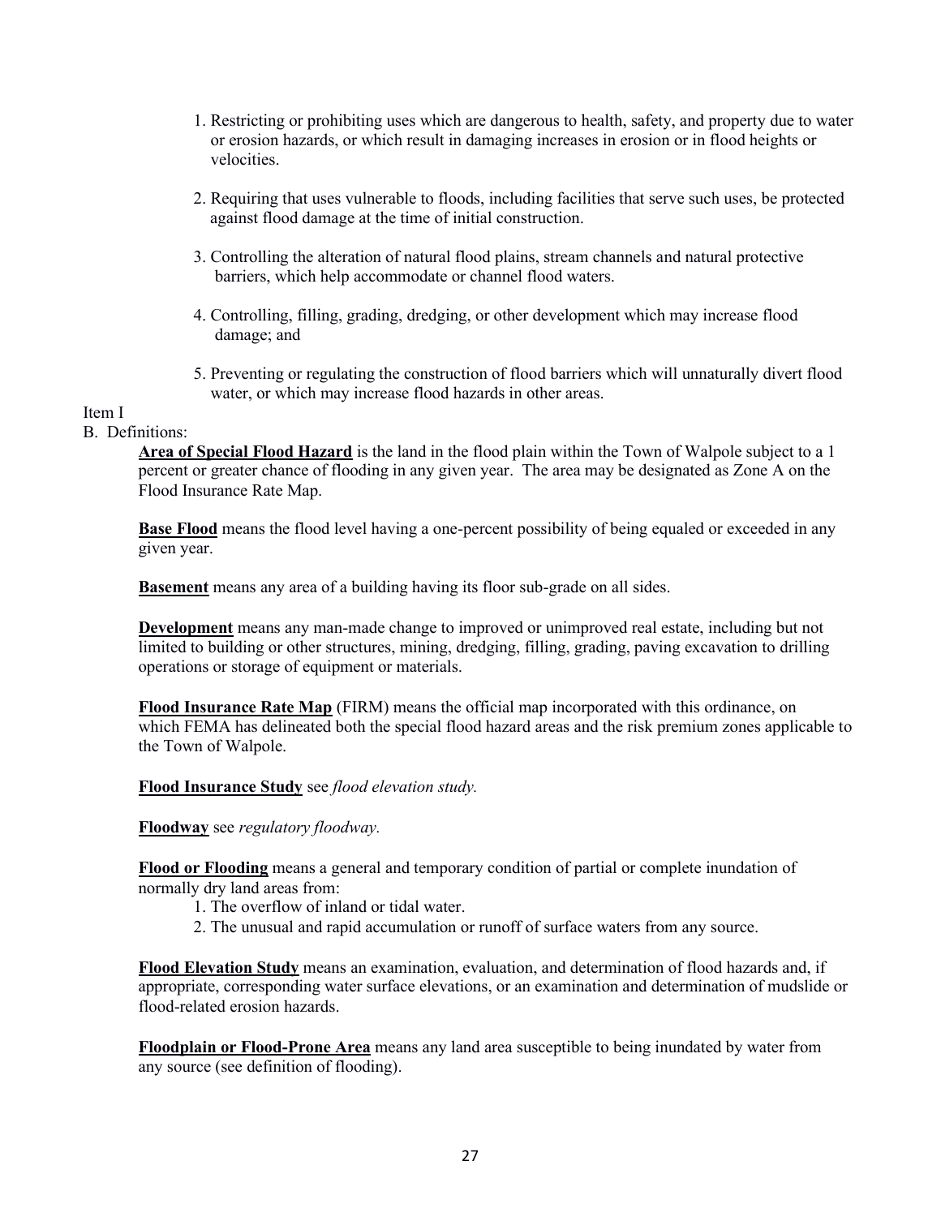1. Restricting or prohibiting uses which are dangerous to health, safety, and property due to water or erosion hazards, or which result in damaging increases in erosion or in flood heights or velocities.

2. Requiring that uses vulnerable to floods, including facilities that serve such uses, be protected against flood damage at the time of initial construction.

3. Controlling the alteration of natural flood plains, stream channels and natural protective barriers, which help accommodate or channel flood waters.

4. Controlling, filling, grading, dredging, or other development which may increase flood damage; and

5. Preventing or regulating the construction of flood barriers which will unnaturally divert flood water, or which may increase flood hazards in other areas.

Item I

B. Definitions:

**Area of Special Flood Hazard** is the land in the flood plain within the Town of Walpole subject to a 1 percent or greater chance of flooding in any given year. The area may be designated as Zone A on the Flood Insurance Rate Map.

**Base Flood** means the flood level having a one-percent possibility of being equaled or exceeded in any given year.

**Basement** means any area of a building having its floor sub-grade on all sides.

**Development** means any man-made change to improved or unimproved real estate, including but not limited to building or other structures, mining, dredging, filling, grading, paving excavation to drilling operations or storage of equipment or materials.

**Flood Insurance Rate Map** (FIRM) means the official map incorporated with this ordinance, on which FEMA has delineated both the special flood hazard areas and the risk premium zones applicable to the Town of Walpole.

**Flood Insurance Study** see *flood elevation study.*

**Floodway** see *regulatory floodway.*

**Flood or Flooding** means a general and temporary condition of partial or complete inundation of normally dry land areas from:

1. The overflow of inland or tidal water.
2. The unusual and rapid accumulation or runoff of surface waters from any source.

**Flood Elevation Study** means an examination, evaluation, and determination of flood hazards and, if appropriate, corresponding water surface elevations, or an examination and determination of mudslide or flood-related erosion hazards.

**Floodplain or Flood-Prone Area** means any land area susceptible to being inundated by water from any source (see definition of flooding).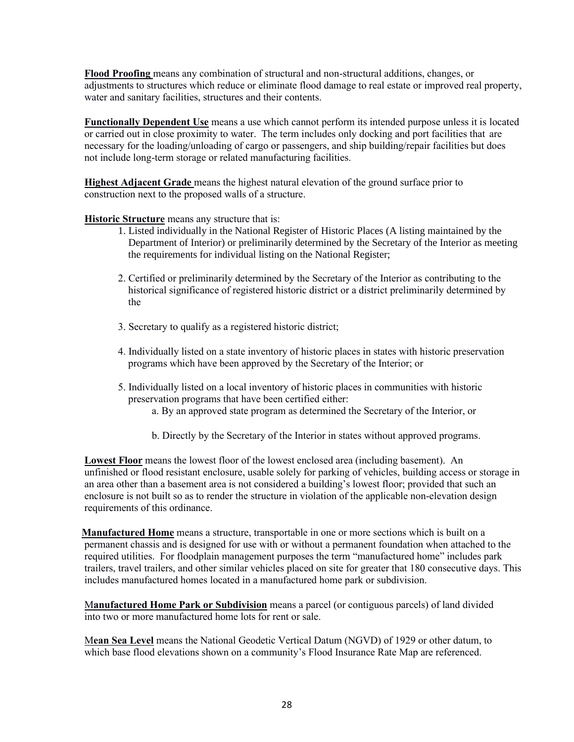**Flood Proofing** means any combination of structural and non-structural additions, changes, or adjustments to structures which reduce or eliminate flood damage to real estate or improved real property, water and sanitary facilities, structures and their contents.

**Functionally Dependent Use** means a use which cannot perform its intended purpose unless it is located or carried out in close proximity to water. The term includes only docking and port facilities that are necessary for the loading/unloading of cargo or passengers, and ship building/repair facilities but does not include long-term storage or related manufacturing facilities.

**Highest Adjacent Grade** means the highest natural elevation of the ground surface prior to construction next to the proposed walls of a structure.

**Historic Structure** means any structure that is:

1. Listed individually in the National Register of Historic Places (A listing maintained by the Department of Interior) or preliminarily determined by the Secretary of the Interior as meeting the requirements for individual listing on the National Register;

2. Certified or preliminarily determined by the Secretary of the Interior as contributing to the historical significance of registered historic district or a district preliminarily determined by the

3. Secretary to qualify as a registered historic district;

4. Individually listed on a state inventory of historic places in states with historic preservation programs which have been approved by the Secretary of the Interior; or

5. Individually listed on a local inventory of historic places in communities with historic preservation programs that have been certified either:
   a. By an approved state program as determined the Secretary of the Interior, or

   b. Directly by the Secretary of the Interior in states without approved programs.

**Lowest Floor** means the lowest floor of the lowest enclosed area (including basement). An unfinished or flood resistant enclosure, usable solely for parking of vehicles, building access or storage in an area other than a basement area is not considered a building's lowest floor; provided that such an enclosure is not built so as to render the structure in violation of the applicable non-elevation design requirements of this ordinance.

**Manufactured Home** means a structure, transportable in one or more sections which is built on a permanent chassis and is designed for use with or without a permanent foundation when attached to the required utilities. For floodplain management purposes the term "manufactured home" includes park trailers, travel trailers, and other similar vehicles placed on site for greater that 180 consecutive days. This includes manufactured homes located in a manufactured home park or subdivision.

**Manufactured Home Park or Subdivision** means a parcel (or contiguous parcels) of land divided into two or more manufactured home lots for rent or sale.

**Mean Sea Level** means the National Geodetic Vertical Datum (NGVD) of 1929 or other datum, to which base flood elevations shown on a community's Flood Insurance Rate Map are referenced.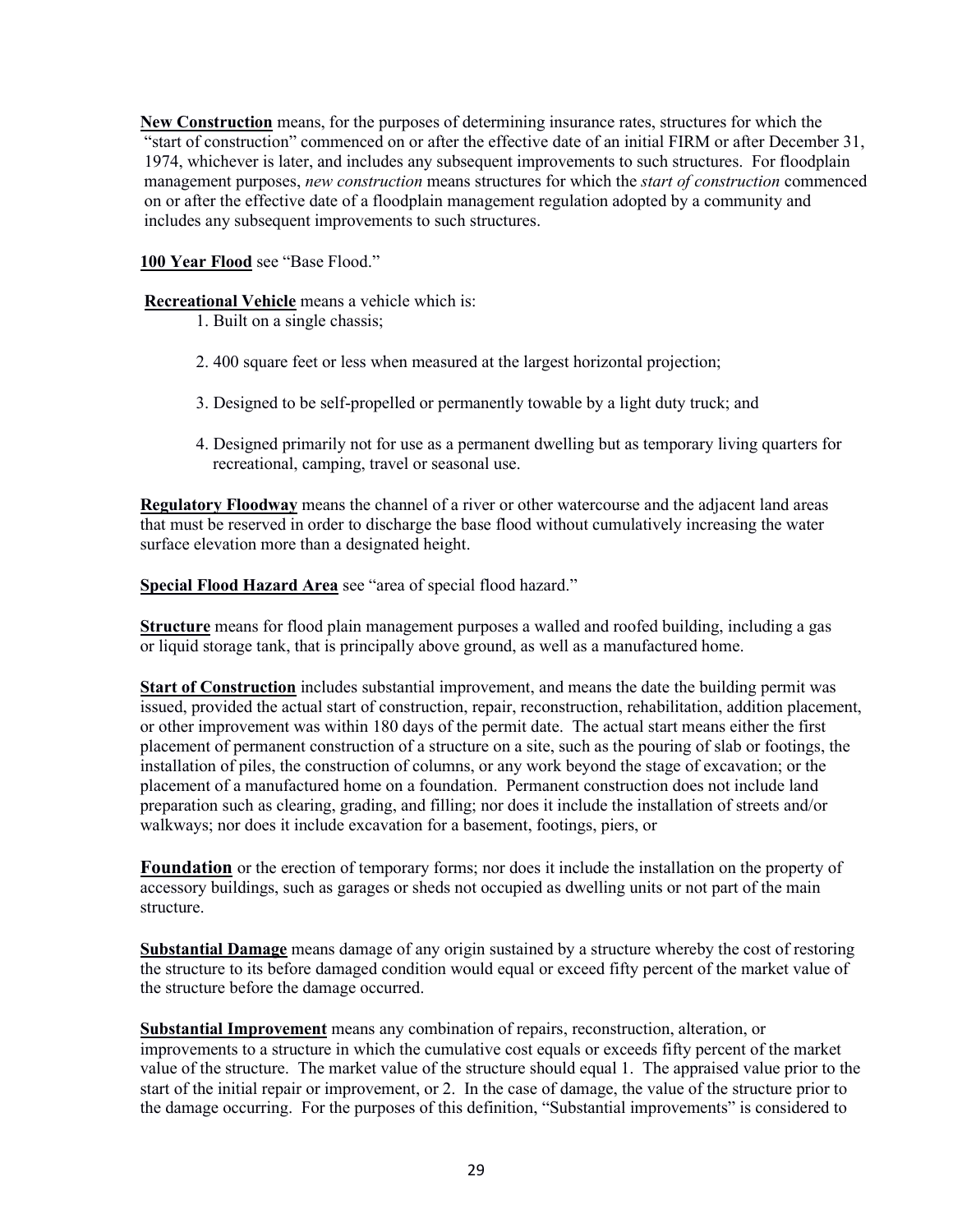**New Construction** means, for the purposes of determining insurance rates, structures for which the "start of construction" commenced on or after the effective date of an initial FIRM or after December 31, 1974, whichever is later, and includes any subsequent improvements to such structures. For floodplain management purposes, *new construction* means structures for which the *start of construction* commenced on or after the effective date of a floodplain management regulation adopted by a community and includes any subsequent improvements to such structures.

**100 Year Flood** see "Base Flood."

**Recreational Vehicle** means a vehicle which is:

1. Built on a single chassis;
2. 400 square feet or less when measured at the largest horizontal projection;
3. Designed to be self-propelled or permanently towable by a light duty truck; and
4. Designed primarily not for use as a permanent dwelling but as temporary living quarters for recreational, camping, travel or seasonal use.

**Regulatory Floodway** means the channel of a river or other watercourse and the adjacent land areas that must be reserved in order to discharge the base flood without cumulatively increasing the water surface elevation more than a designated height.

**Special Flood Hazard Area** see "area of special flood hazard."

**Structure** means for flood plain management purposes a walled and roofed building, including a gas or liquid storage tank, that is principally above ground, as well as a manufactured home.

**Start of Construction** includes substantial improvement, and means the date the building permit was issued, provided the actual start of construction, repair, reconstruction, rehabilitation, addition placement, or other improvement was within 180 days of the permit date. The actual start means either the first placement of permanent construction of a structure on a site, such as the pouring of slab or footings, the installation of piles, the construction of columns, or any work beyond the stage of excavation; or the placement of a manufactured home on a foundation. Permanent construction does not include land preparation such as clearing, grading, and filling; nor does it include the installation of streets and/or walkways; nor does it include excavation for a basement, footings, piers, or

**Foundation** or the erection of temporary forms; nor does it include the installation on the property of accessory buildings, such as garages or sheds not occupied as dwelling units or not part of the main structure.

**Substantial Damage** means damage of any origin sustained by a structure whereby the cost of restoring the structure to its before damaged condition would equal or exceed fifty percent of the market value of the structure before the damage occurred.

**Substantial Improvement** means any combination of repairs, reconstruction, alteration, or improvements to a structure in which the cumulative cost equals or exceeds fifty percent of the market value of the structure. The market value of the structure should equal 1. The appraised value prior to the start of the initial repair or improvement, or 2. In the case of damage, the value of the structure prior to the damage occurring. For the purposes of this definition, "Substantial improvements" is considered to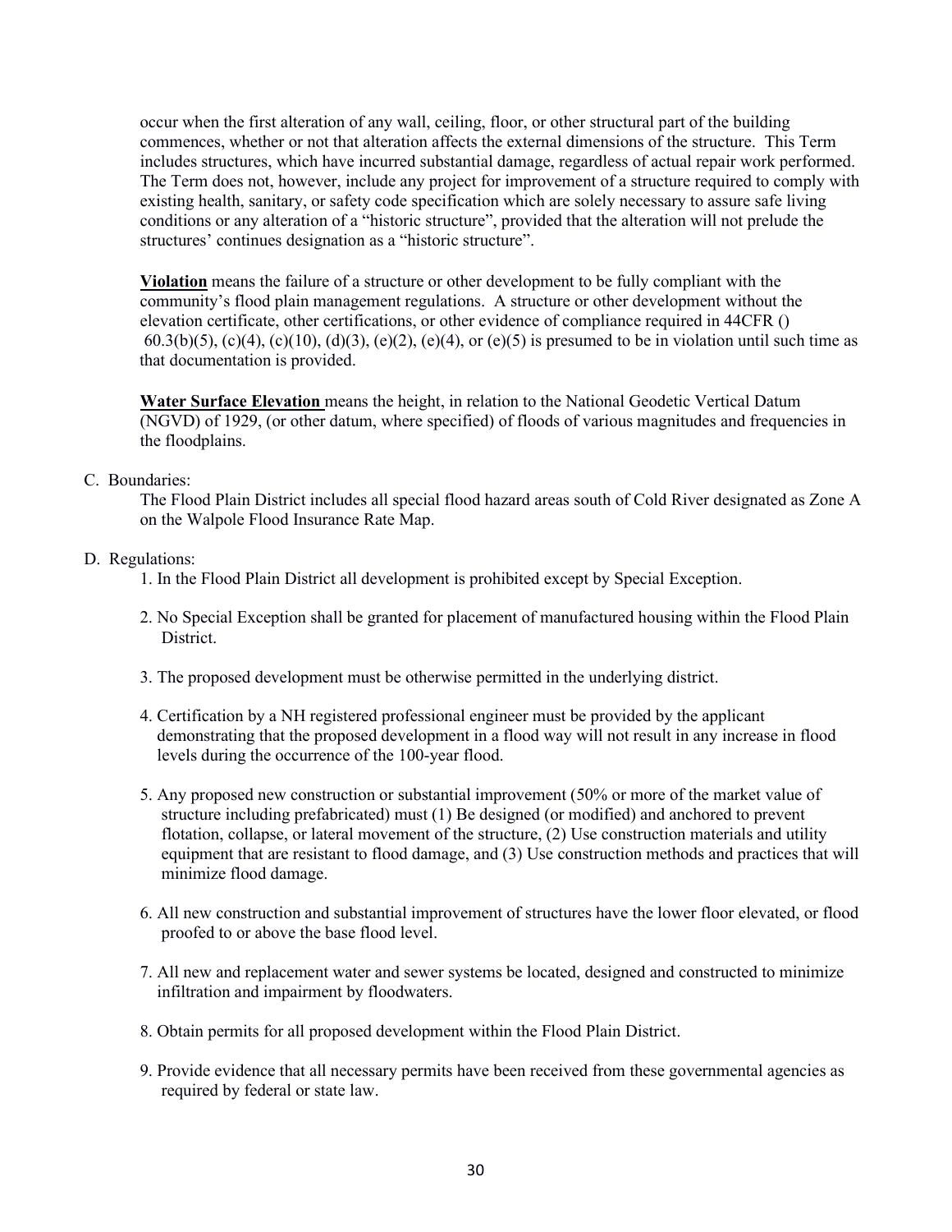occur when the first alteration of any wall, ceiling, floor, or other structural part of the building commences, whether or not that alteration affects the external dimensions of the structure. This Term includes structures, which have incurred substantial damage, regardless of actual repair work performed. The Term does not, however, include any project for improvement of a structure required to comply with existing health, sanitary, or safety code specification which are solely necessary to assure safe living conditions or any alteration of a "historic structure", provided that the alteration will not prelude the structures' continues designation as a "historic structure".

**Violation** means the failure of a structure or other development to be fully compliant with the community's flood plain management regulations. A structure or other development without the elevation certificate, other certifications, or other evidence of compliance required in 44CFR () 60.3(b)(5), (c)(4), (c)(10), (d)(3), (e)(2), (e)(4), or (e)(5) is presumed to be in violation until such time as that documentation is provided.

**Water Surface Elevation** means the height, in relation to the National Geodetic Vertical Datum (NGVD) of 1929, (or other datum, where specified) of floods of various magnitudes and frequencies in the floodplains.

C. Boundaries:

The Flood Plain District includes all special flood hazard areas south of Cold River designated as Zone A on the Walpole Flood Insurance Rate Map.

D. Regulations:

1. In the Flood Plain District all development is prohibited except by Special Exception.
2. No Special Exception shall be granted for placement of manufactured housing within the Flood Plain District.
3. The proposed development must be otherwise permitted in the underlying district.
4. Certification by a NH registered professional engineer must be provided by the applicant demonstrating that the proposed development in a flood way will not result in any increase in flood levels during the occurrence of the 100-year flood.
5. Any proposed new construction or substantial improvement (50% or more of the market value of structure including prefabricated) must (1) Be designed (or modified) and anchored to prevent flotation, collapse, or lateral movement of the structure, (2) Use construction materials and utility equipment that are resistant to flood damage, and (3) Use construction methods and practices that will minimize flood damage.
6. All new construction and substantial improvement of structures have the lower floor elevated, or flood proofed to or above the base flood level.
7. All new and replacement water and sewer systems be located, designed and constructed to minimize infiltration and impairment by floodwaters.
8. Obtain permits for all proposed development within the Flood Plain District.
9. Provide evidence that all necessary permits have been received from these governmental agencies as required by federal or state law.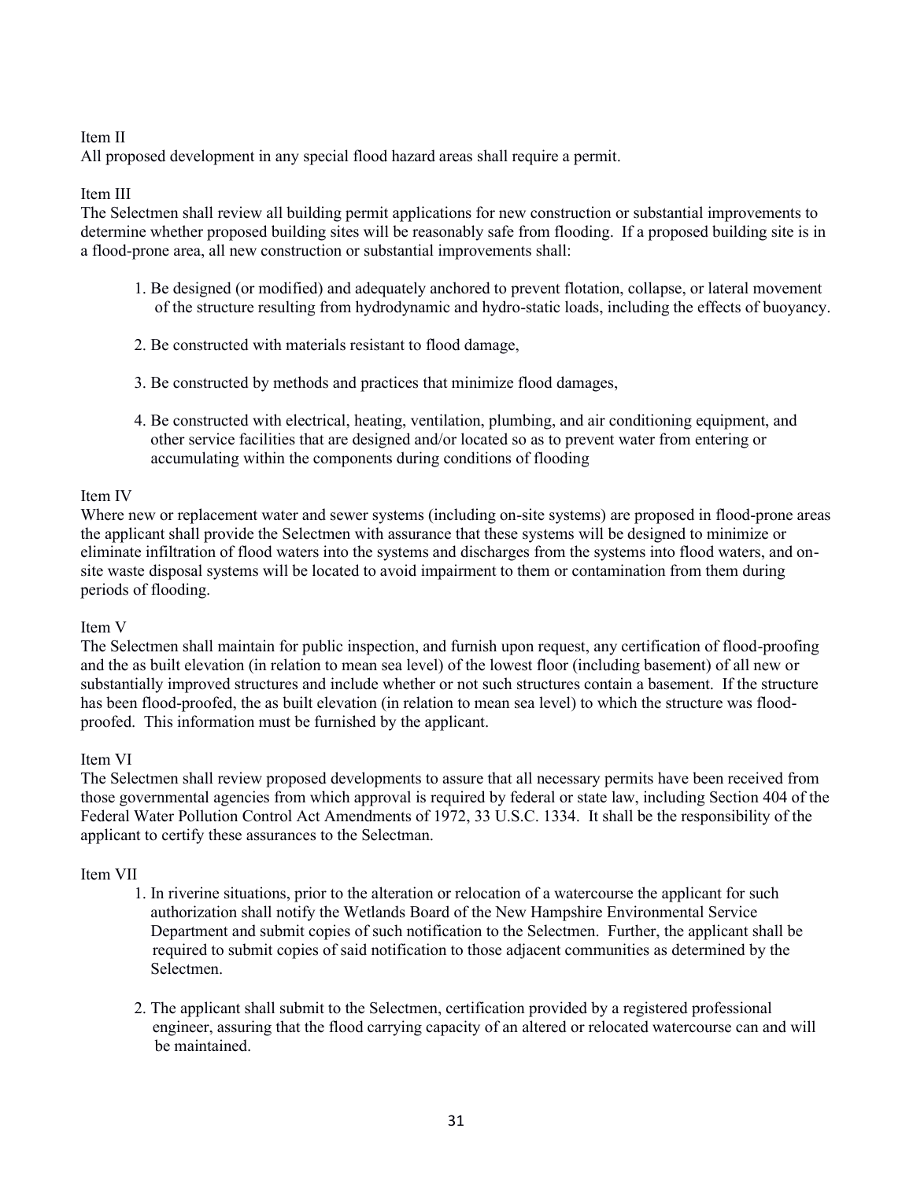Item II

All proposed development in any special flood hazard areas shall require a permit.

Item III

The Selectmen shall review all building permit applications for new construction or substantial improvements to determine whether proposed building sites will be reasonably safe from flooding. If a proposed building site is in a flood-prone area, all new construction or substantial improvements shall:

1. Be designed (or modified) and adequately anchored to prevent flotation, collapse, or lateral movement of the structure resulting from hydrodynamic and hydro-static loads, including the effects of buoyancy.

2. Be constructed with materials resistant to flood damage,

3. Be constructed by methods and practices that minimize flood damages,

4. Be constructed with electrical, heating, ventilation, plumbing, and air conditioning equipment, and other service facilities that are designed and/or located so as to prevent water from entering or accumulating within the components during conditions of flooding

Item IV

Where new or replacement water and sewer systems (including on-site systems) are proposed in flood-prone areas the applicant shall provide the Selectmen with assurance that these systems will be designed to minimize or eliminate infiltration of flood waters into the systems and discharges from the systems into flood waters, and on-site waste disposal systems will be located to avoid impairment to them or contamination from them during periods of flooding.

Item V

The Selectmen shall maintain for public inspection, and furnish upon request, any certification of flood-proofing and the as built elevation (in relation to mean sea level) of the lowest floor (including basement) of all new or substantially improved structures and include whether or not such structures contain a basement. If the structure has been flood-proofed, the as built elevation (in relation to mean sea level) to which the structure was flood-proofed. This information must be furnished by the applicant.

Item VI

The Selectmen shall review proposed developments to assure that all necessary permits have been received from those governmental agencies from which approval is required by federal or state law, including Section 404 of the Federal Water Pollution Control Act Amendments of 1972, 33 U.S.C. 1334. It shall be the responsibility of the applicant to certify these assurances to the Selectman.

Item VII

1. In riverine situations, prior to the alteration or relocation of a watercourse the applicant for such authorization shall notify the Wetlands Board of the New Hampshire Environmental Service Department and submit copies of such notification to the Selectmen. Further, the applicant shall be required to submit copies of said notification to those adjacent communities as determined by the Selectmen.

2. The applicant shall submit to the Selectmen, certification provided by a registered professional engineer, assuring that the flood carrying capacity of an altered or relocated watercourse can and will be maintained.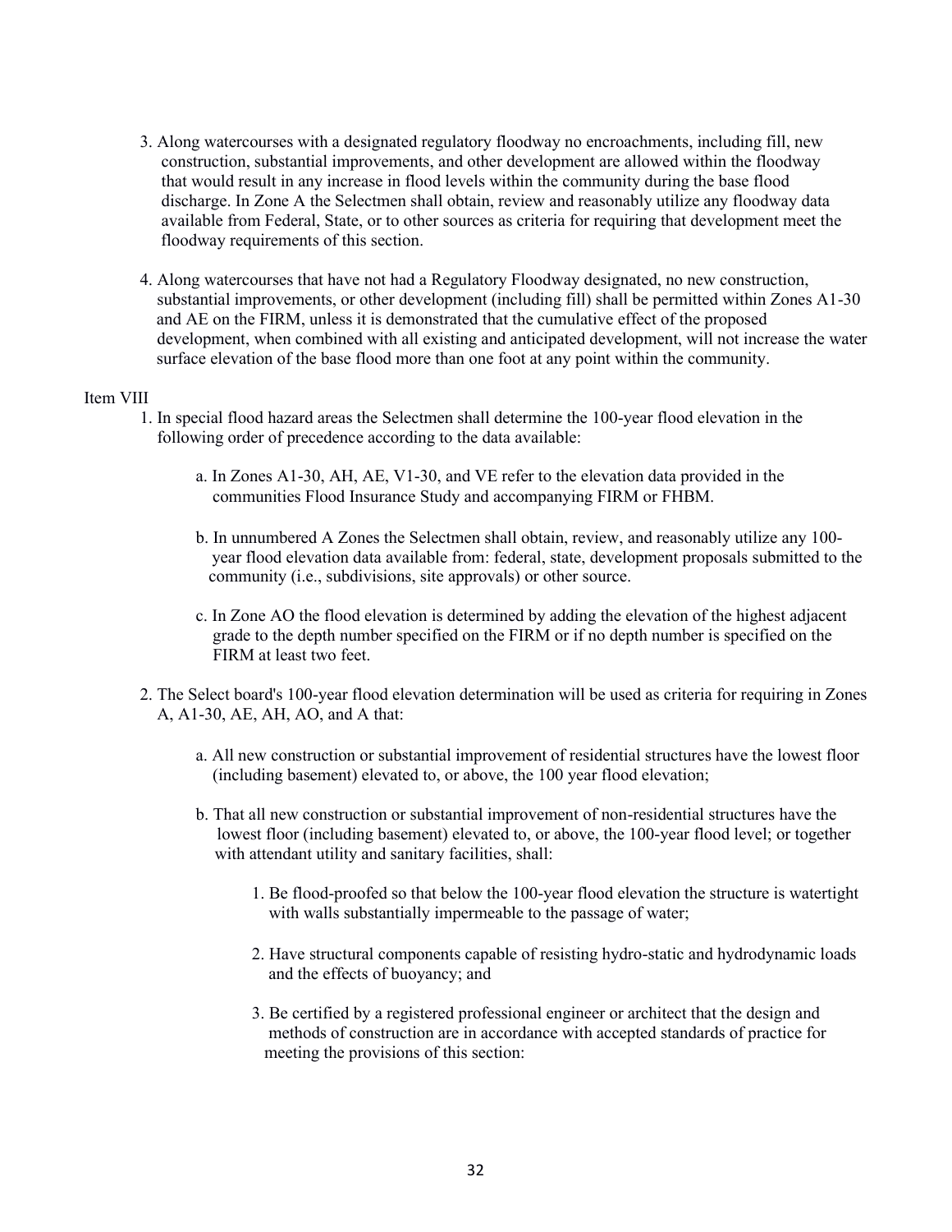3. Along watercourses with a designated regulatory floodway no encroachments, including fill, new construction, substantial improvements, and other development are allowed within the floodway that would result in any increase in flood levels within the community during the base flood discharge. In Zone A the Selectmen shall obtain, review and reasonably utilize any floodway data available from Federal, State, or to other sources as criteria for requiring that development meet the floodway requirements of this section.

4. Along watercourses that have not had a Regulatory Floodway designated, no new construction, substantial improvements, or other development (including fill) shall be permitted within Zones A1-30 and AE on the FIRM, unless it is demonstrated that the cumulative effect of the proposed development, when combined with all existing and anticipated development, will not increase the water surface elevation of the base flood more than one foot at any point within the community.

Item VIII

1. In special flood hazard areas the Selectmen shall determine the 100-year flood elevation in the following order of precedence according to the data available:

   a. In Zones A1-30, AH, AE, V1-30, and VE refer to the elevation data provided in the communities Flood Insurance Study and accompanying FIRM or FHBM.

   b. In unnumbered A Zones the Selectmen shall obtain, review, and reasonably utilize any 100-year flood elevation data available from: federal, state, development proposals submitted to the community (i.e., subdivisions, site approvals) or other source.

   c. In Zone AO the flood elevation is determined by adding the elevation of the highest adjacent grade to the depth number specified on the FIRM or if no depth number is specified on the FIRM at least two feet.

2. The Select board's 100-year flood elevation determination will be used as criteria for requiring in Zones A, A1-30, AE, AH, AO, and A that:

   a. All new construction or substantial improvement of residential structures have the lowest floor (including basement) elevated to, or above, the 100 year flood elevation;

   b. That all new construction or substantial improvement of non-residential structures have the lowest floor (including basement) elevated to, or above, the 100-year flood level; or together with attendant utility and sanitary facilities, shall:

      1. Be flood-proofed so that below the 100-year flood elevation the structure is watertight with walls substantially impermeable to the passage of water;

      2. Have structural components capable of resisting hydro-static and hydrodynamic loads and the effects of buoyancy; and

      3. Be certified by a registered professional engineer or architect that the design and methods of construction are in accordance with accepted standards of practice for meeting the provisions of this section: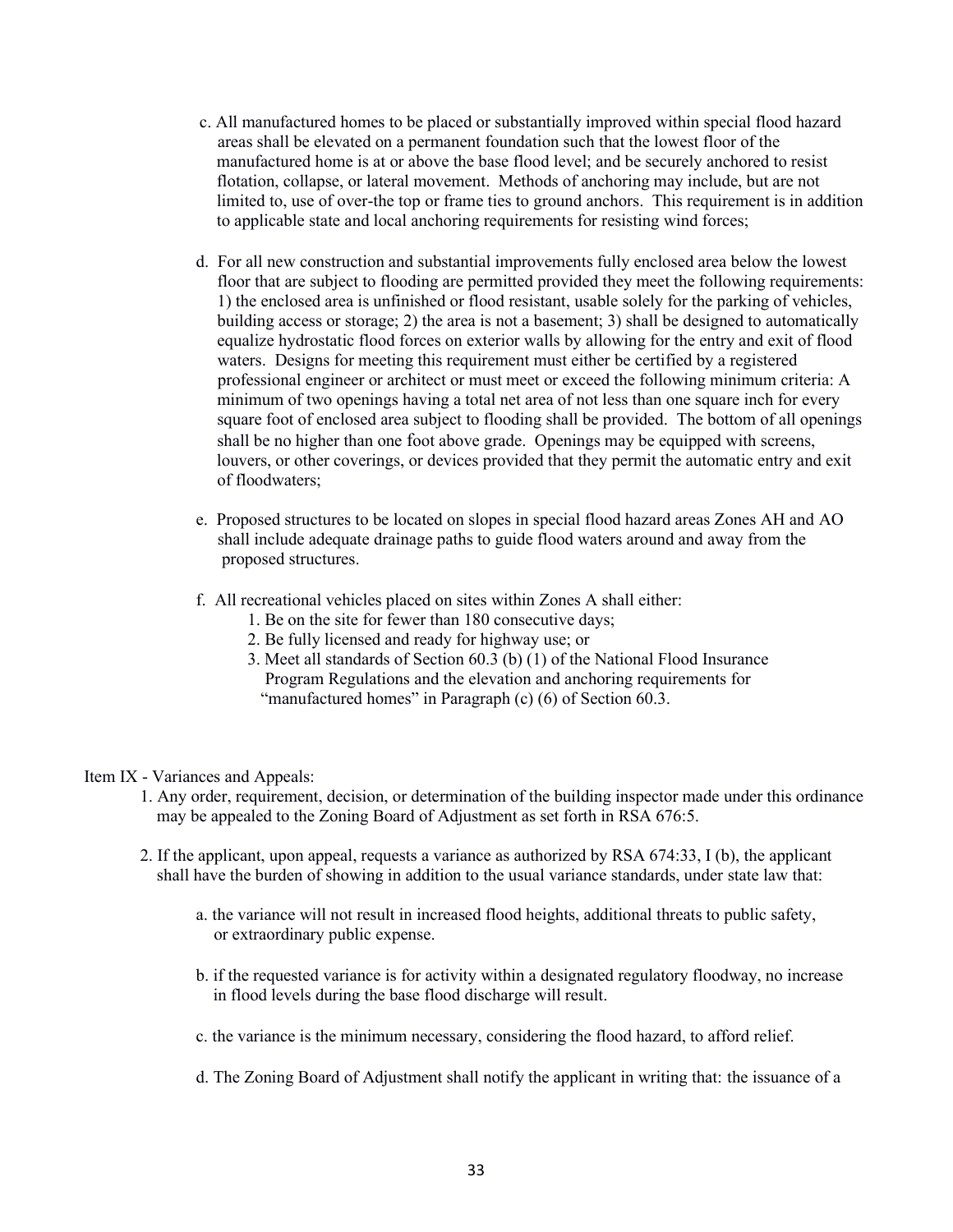c. All manufactured homes to be placed or substantially improved within special flood hazard areas shall be elevated on a permanent foundation such that the lowest floor of the manufactured home is at or above the base flood level; and be securely anchored to resist flotation, collapse, or lateral movement. Methods of anchoring may include, but are not limited to, use of over-the top or frame ties to ground anchors. This requirement is in addition to applicable state and local anchoring requirements for resisting wind forces;

d. For all new construction and substantial improvements fully enclosed area below the lowest floor that are subject to flooding are permitted provided they meet the following requirements: 1) the enclosed area is unfinished or flood resistant, usable solely for the parking of vehicles, building access or storage; 2) the area is not a basement; 3) shall be designed to automatically equalize hydrostatic flood forces on exterior walls by allowing for the entry and exit of flood waters. Designs for meeting this requirement must either be certified by a registered professional engineer or architect or must meet or exceed the following minimum criteria: A minimum of two openings having a total net area of not less than one square inch for every square foot of enclosed area subject to flooding shall be provided. The bottom of all openings shall be no higher than one foot above grade. Openings may be equipped with screens, louvers, or other coverings, or devices provided that they permit the automatic entry and exit of floodwaters;

e. Proposed structures to be located on slopes in special flood hazard areas Zones AH and AO shall include adequate drainage paths to guide flood waters around and away from the proposed structures.

f. All recreational vehicles placed on sites within Zones A shall either:
   1. Be on the site for fewer than 180 consecutive days;
   2. Be fully licensed and ready for highway use; or
   3. Meet all standards of Section 60.3 (b) (1) of the National Flood Insurance Program Regulations and the elevation and anchoring requirements for "manufactured homes" in Paragraph (c) (6) of Section 60.3.

Item IX - Variances and Appeals:

1. Any order, requirement, decision, or determination of the building inspector made under this ordinance may be appealed to the Zoning Board of Adjustment as set forth in RSA 676:5.

2. If the applicant, upon appeal, requests a variance as authorized by RSA 674:33, I (b), the applicant shall have the burden of showing in addition to the usual variance standards, under state law that:

   a. the variance will not result in increased flood heights, additional threats to public safety, or extraordinary public expense.

   b. if the requested variance is for activity within a designated regulatory floodway, no increase in flood levels during the base flood discharge will result.

   c. the variance is the minimum necessary, considering the flood hazard, to afford relief.

   d. The Zoning Board of Adjustment shall notify the applicant in writing that: the issuance of a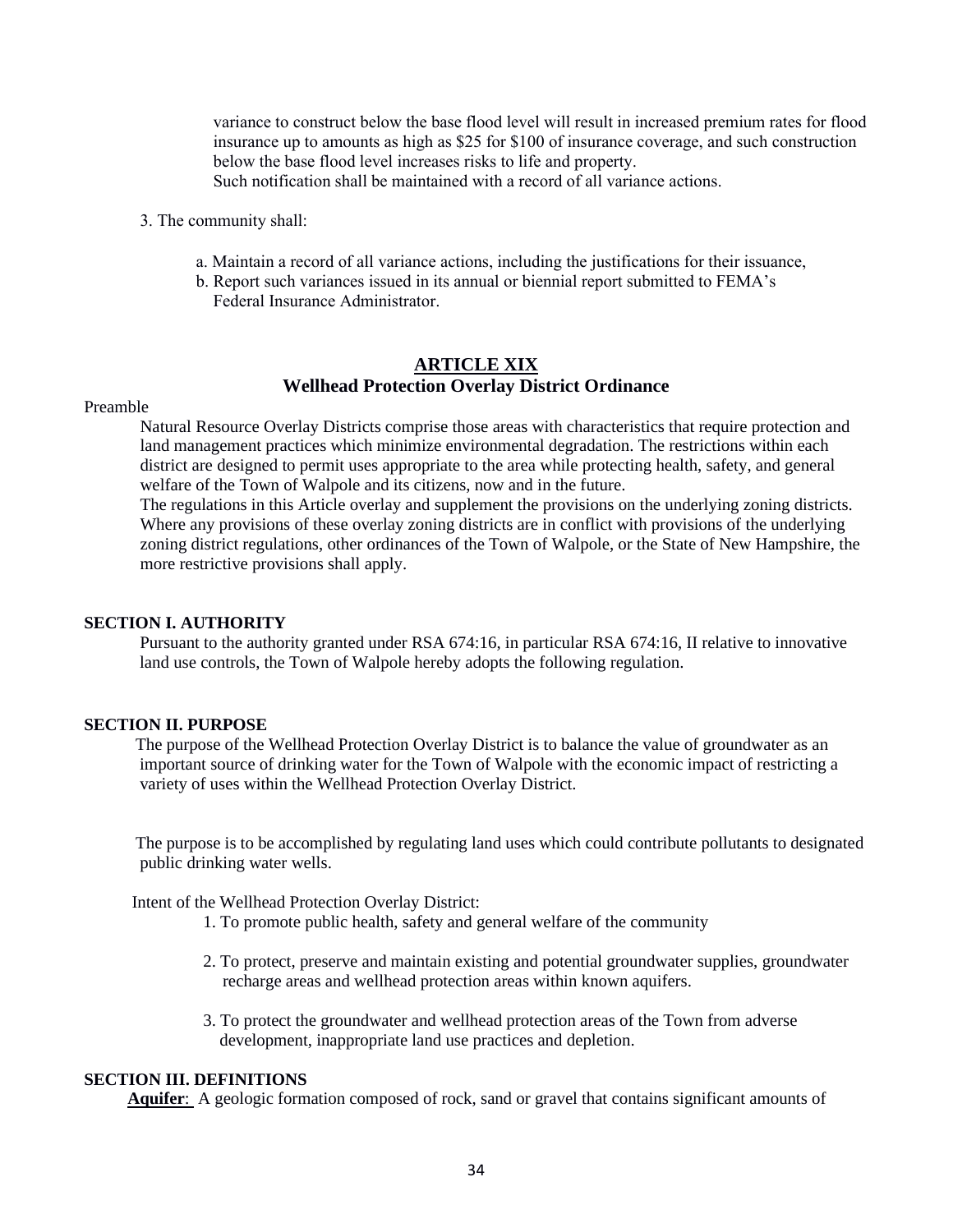variance to construct below the base flood level will result in increased premium rates for flood insurance up to amounts as high as $25 for $100 of insurance coverage, and such construction below the base flood level increases risks to life and property.
Such notification shall be maintained with a record of all variance actions.

3. The community shall:

   a. Maintain a record of all variance actions, including the justifications for their issuance,
   b. Report such variances issued in its annual or biennial report submitted to FEMA's Federal Insurance Administrator.

## ARTICLE XIX
## Wellhead Protection Overlay District Ordinance

Preamble

Natural Resource Overlay Districts comprise those areas with characteristics that require protection and land management practices which minimize environmental degradation. The restrictions within each district are designed to permit uses appropriate to the area while protecting health, safety, and general welfare of the Town of Walpole and its citizens, now and in the future.
The regulations in this Article overlay and supplement the provisions on the underlying zoning districts. Where any provisions of these overlay zoning districts are in conflict with provisions of the underlying zoning district regulations, other ordinances of the Town of Walpole, or the State of New Hampshire, the more restrictive provisions shall apply.

### SECTION I. AUTHORITY

Pursuant to the authority granted under RSA 674:16, in particular RSA 674:16, II relative to innovative land use controls, the Town of Walpole hereby adopts the following regulation.

### SECTION II. PURPOSE

The purpose of the Wellhead Protection Overlay District is to balance the value of groundwater as an important source of drinking water for the Town of Walpole with the economic impact of restricting a variety of uses within the Wellhead Protection Overlay District.

The purpose is to be accomplished by regulating land uses which could contribute pollutants to designated public drinking water wells.

Intent of the Wellhead Protection Overlay District:

1. To promote public health, safety and general welfare of the community

2. To protect, preserve and maintain existing and potential groundwater supplies, groundwater recharge areas and wellhead protection areas within known aquifers.

3. To protect the groundwater and wellhead protection areas of the Town from adverse development, inappropriate land use practices and depletion.

### SECTION III. DEFINITIONS

**Aquifer**: A geologic formation composed of rock, sand or gravel that contains significant amounts of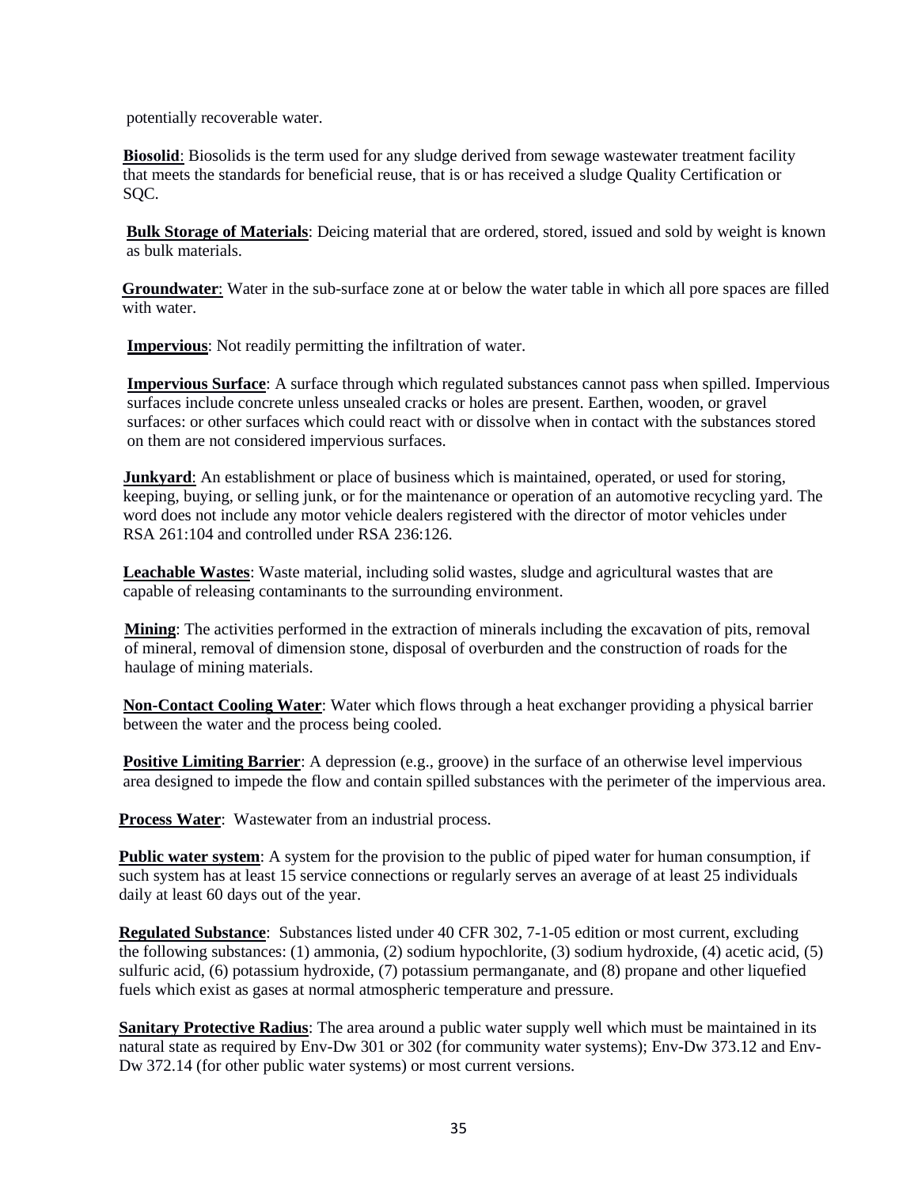potentially recoverable water.

**Biosolid**: Biosolids is the term used for any sludge derived from sewage wastewater treatment facility that meets the standards for beneficial reuse, that is or has received a sludge Quality Certification or SQC.

**Bulk Storage of Materials**: Deicing material that are ordered, stored, issued and sold by weight is known as bulk materials.

**Groundwater**: Water in the sub-surface zone at or below the water table in which all pore spaces are filled with water.

**Impervious**: Not readily permitting the infiltration of water.

**Impervious Surface**: A surface through which regulated substances cannot pass when spilled. Impervious surfaces include concrete unless unsealed cracks or holes are present. Earthen, wooden, or gravel surfaces: or other surfaces which could react with or dissolve when in contact with the substances stored on them are not considered impervious surfaces.

**Junkyard**: An establishment or place of business which is maintained, operated, or used for storing, keeping, buying, or selling junk, or for the maintenance or operation of an automotive recycling yard. The word does not include any motor vehicle dealers registered with the director of motor vehicles under RSA 261:104 and controlled under RSA 236:126.

**Leachable Wastes**: Waste material, including solid wastes, sludge and agricultural wastes that are capable of releasing contaminants to the surrounding environment.

**Mining**: The activities performed in the extraction of minerals including the excavation of pits, removal of mineral, removal of dimension stone, disposal of overburden and the construction of roads for the haulage of mining materials.

**Non-Contact Cooling Water**: Water which flows through a heat exchanger providing a physical barrier between the water and the process being cooled.

**Positive Limiting Barrier**: A depression (e.g., groove) in the surface of an otherwise level impervious area designed to impede the flow and contain spilled substances with the perimeter of the impervious area.

**Process Water**: Wastewater from an industrial process.

**Public water system**: A system for the provision to the public of piped water for human consumption, if such system has at least 15 service connections or regularly serves an average of at least 25 individuals daily at least 60 days out of the year.

**Regulated Substance**: Substances listed under 40 CFR 302, 7-1-05 edition or most current, excluding the following substances: (1) ammonia, (2) sodium hypochlorite, (3) sodium hydroxide, (4) acetic acid, (5) sulfuric acid, (6) potassium hydroxide, (7) potassium permanganate, and (8) propane and other liquefied fuels which exist as gases at normal atmospheric temperature and pressure.

**Sanitary Protective Radius**: The area around a public water supply well which must be maintained in its natural state as required by Env-Dw 301 or 302 (for community water systems); Env-Dw 373.12 and Env-Dw 372.14 (for other public water systems) or most current versions.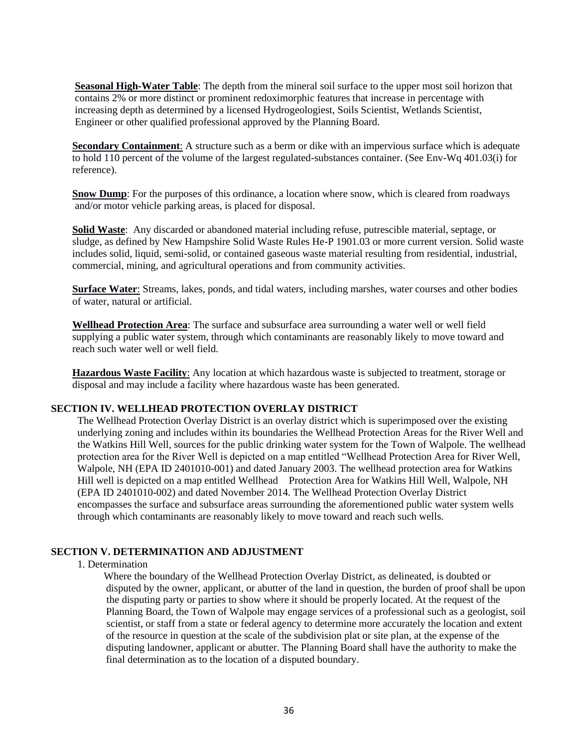**Seasonal High-Water Table**: The depth from the mineral soil surface to the upper most soil horizon that contains 2% or more distinct or prominent redoximorphic features that increase in percentage with increasing depth as determined by a licensed Hydrogeologiest, Soils Scientist, Wetlands Scientist, Engineer or other qualified professional approved by the Planning Board.

**Secondary Containment**: A structure such as a berm or dike with an impervious surface which is adequate to hold 110 percent of the volume of the largest regulated-substances container. (See Env-Wq 401.03(i) for reference).

**Snow Dump**: For the purposes of this ordinance, a location where snow, which is cleared from roadways and/or motor vehicle parking areas, is placed for disposal.

**Solid Waste**: Any discarded or abandoned material including refuse, putrescible material, septage, or sludge, as defined by New Hampshire Solid Waste Rules He-P 1901.03 or more current version. Solid waste includes solid, liquid, semi-solid, or contained gaseous waste material resulting from residential, industrial, commercial, mining, and agricultural operations and from community activities.

**Surface Water**: Streams, lakes, ponds, and tidal waters, including marshes, water courses and other bodies of water, natural or artificial.

**Wellhead Protection Area**: The surface and subsurface area surrounding a water well or well field supplying a public water system, through which contaminants are reasonably likely to move toward and reach such water well or well field.

**Hazardous Waste Facility**: Any location at which hazardous waste is subjected to treatment, storage or disposal and may include a facility where hazardous waste has been generated.

## SECTION IV. WELLHEAD PROTECTION OVERLAY DISTRICT

The Wellhead Protection Overlay District is an overlay district which is superimposed over the existing underlying zoning and includes within its boundaries the Wellhead Protection Areas for the River Well and the Watkins Hill Well, sources for the public drinking water system for the Town of Walpole. The wellhead protection area for the River Well is depicted on a map entitled "Wellhead Protection Area for River Well, Walpole, NH (EPA ID 2401010-001) and dated January 2003. The wellhead protection area for Watkins Hill well is depicted on a map entitled Wellhead Protection Area for Watkins Hill Well, Walpole, NH (EPA ID 2401010-002) and dated November 2014. The Wellhead Protection Overlay District encompasses the surface and subsurface areas surrounding the aforementioned public water system wells through which contaminants are reasonably likely to move toward and reach such wells.

## SECTION V. DETERMINATION AND ADJUSTMENT

1. Determination

   Where the boundary of the Wellhead Protection Overlay District, as delineated, is doubted or disputed by the owner, applicant, or abutter of the land in question, the burden of proof shall be upon the disputing party or parties to show where it should be properly located. At the request of the Planning Board, the Town of Walpole may engage services of a professional such as a geologist, soil scientist, or staff from a state or federal agency to determine more accurately the location and extent of the resource in question at the scale of the subdivision plat or site plan, at the expense of the disputing landowner, applicant or abutter. The Planning Board shall have the authority to make the final determination as to the location of a disputed boundary.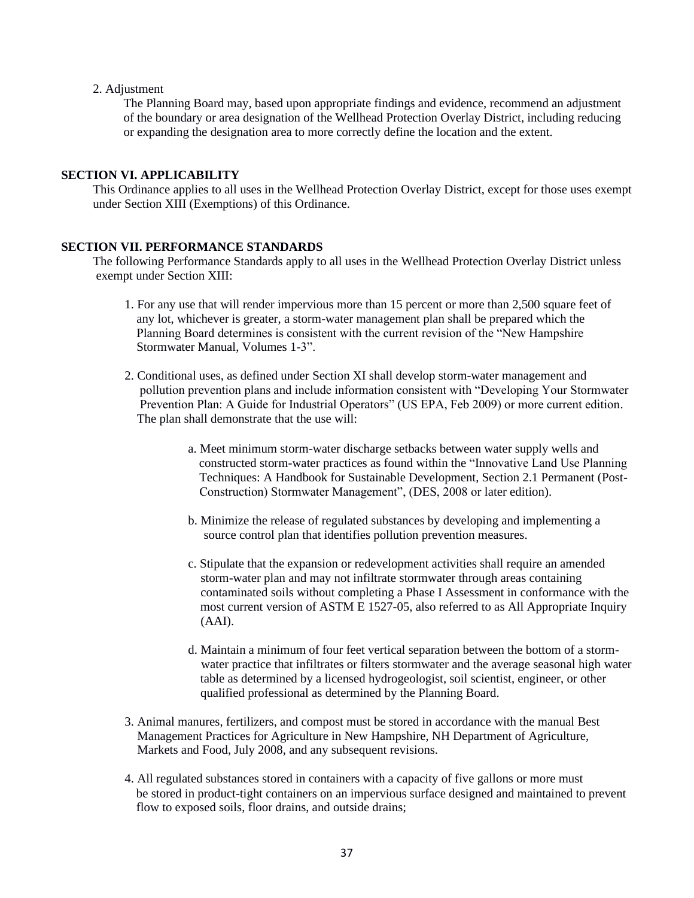2. Adjustment

The Planning Board may, based upon appropriate findings and evidence, recommend an adjustment of the boundary or area designation of the Wellhead Protection Overlay District, including reducing or expanding the designation area to more correctly define the location and the extent.

## SECTION VI. APPLICABILITY

This Ordinance applies to all uses in the Wellhead Protection Overlay District, except for those uses exempt under Section XIII (Exemptions) of this Ordinance.

## SECTION VII. PERFORMANCE STANDARDS

The following Performance Standards apply to all uses in the Wellhead Protection Overlay District unless exempt under Section XIII:

1. For any use that will render impervious more than 15 percent or more than 2,500 square feet of any lot, whichever is greater, a storm-water management plan shall be prepared which the Planning Board determines is consistent with the current revision of the "New Hampshire Stormwater Manual, Volumes 1-3".

2. Conditional uses, as defined under Section XI shall develop storm-water management and pollution prevention plans and include information consistent with "Developing Your Stormwater Prevention Plan: A Guide for Industrial Operators" (US EPA, Feb 2009) or more current edition. The plan shall demonstrate that the use will:

    a. Meet minimum storm-water discharge setbacks between water supply wells and constructed storm-water practices as found within the "Innovative Land Use Planning Techniques: A Handbook for Sustainable Development, Section 2.1 Permanent (Post-Construction) Stormwater Management", (DES, 2008 or later edition).

    b. Minimize the release of regulated substances by developing and implementing a source control plan that identifies pollution prevention measures.

    c. Stipulate that the expansion or redevelopment activities shall require an amended storm-water plan and may not infiltrate stormwater through areas containing contaminated soils without completing a Phase I Assessment in conformance with the most current version of ASTM E 1527-05, also referred to as All Appropriate Inquiry (AAI).

    d. Maintain a minimum of four feet vertical separation between the bottom of a storm-water practice that infiltrates or filters stormwater and the average seasonal high water table as determined by a licensed hydrogeologist, soil scientist, engineer, or other qualified professional as determined by the Planning Board.

3. Animal manures, fertilizers, and compost must be stored in accordance with the manual Best Management Practices for Agriculture in New Hampshire, NH Department of Agriculture, Markets and Food, July 2008, and any subsequent revisions.

4. All regulated substances stored in containers with a capacity of five gallons or more must be stored in product-tight containers on an impervious surface designed and maintained to prevent flow to exposed soils, floor drains, and outside drains;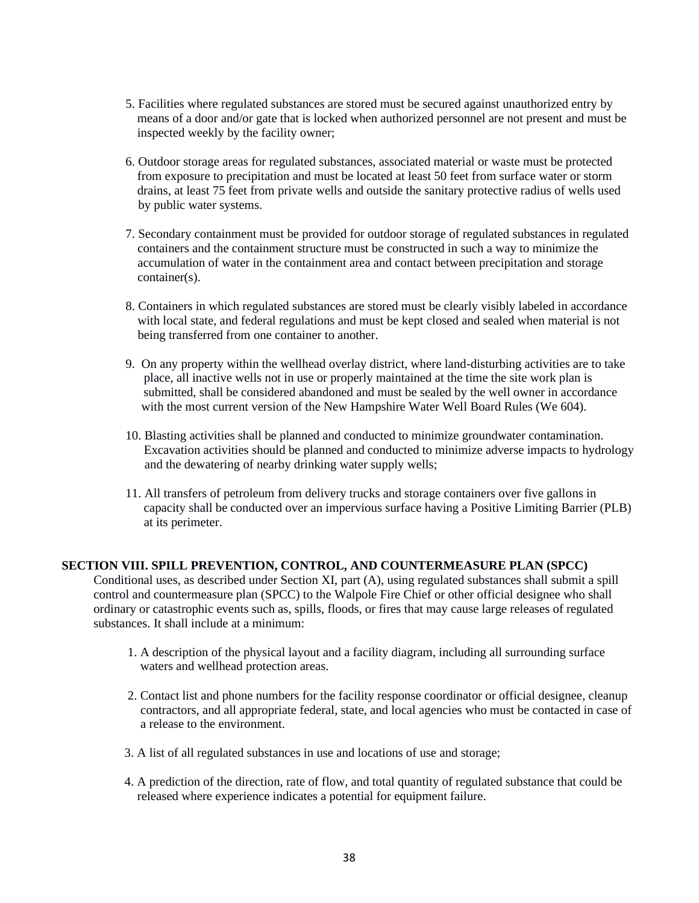5. Facilities where regulated substances are stored must be secured against unauthorized entry by means of a door and/or gate that is locked when authorized personnel are not present and must be inspected weekly by the facility owner;

6. Outdoor storage areas for regulated substances, associated material or waste must be protected from exposure to precipitation and must be located at least 50 feet from surface water or storm drains, at least 75 feet from private wells and outside the sanitary protective radius of wells used by public water systems.

7. Secondary containment must be provided for outdoor storage of regulated substances in regulated containers and the containment structure must be constructed in such a way to minimize the accumulation of water in the containment area and contact between precipitation and storage container(s).

8. Containers in which regulated substances are stored must be clearly visibly labeled in accordance with local state, and federal regulations and must be kept closed and sealed when material is not being transferred from one container to another.

9. On any property within the wellhead overlay district, where land-disturbing activities are to take place, all inactive wells not in use or properly maintained at the time the site work plan is submitted, shall be considered abandoned and must be sealed by the well owner in accordance with the most current version of the New Hampshire Water Well Board Rules (We 604).

10. Blasting activities shall be planned and conducted to minimize groundwater contamination. Excavation activities should be planned and conducted to minimize adverse impacts to hydrology and the dewatering of nearby drinking water supply wells;

11. All transfers of petroleum from delivery trucks and storage containers over five gallons in capacity shall be conducted over an impervious surface having a Positive Limiting Barrier (PLB) at its perimeter.

**SECTION VIII. SPILL PREVENTION, CONTROL, AND COUNTERMEASURE PLAN (SPCC)**

Conditional uses, as described under Section XI, part (A), using regulated substances shall submit a spill control and countermeasure plan (SPCC) to the Walpole Fire Chief or other official designee who shall ordinary or catastrophic events such as, spills, floods, or fires that may cause large releases of regulated substances. It shall include at a minimum:

1. A description of the physical layout and a facility diagram, including all surrounding surface waters and wellhead protection areas.

2. Contact list and phone numbers for the facility response coordinator or official designee, cleanup contractors, and all appropriate federal, state, and local agencies who must be contacted in case of a release to the environment.

3. A list of all regulated substances in use and locations of use and storage;

4. A prediction of the direction, rate of flow, and total quantity of regulated substance that could be released where experience indicates a potential for equipment failure.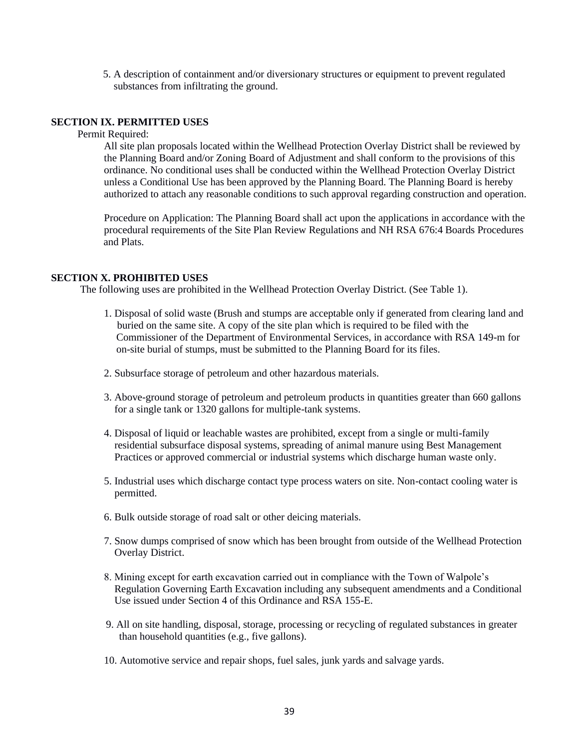5. A description of containment and/or diversionary structures or equipment to prevent regulated substances from infiltrating the ground.

## SECTION IX. PERMITTED USES

Permit Required:

All site plan proposals located within the Wellhead Protection Overlay District shall be reviewed by the Planning Board and/or Zoning Board of Adjustment and shall conform to the provisions of this ordinance. No conditional uses shall be conducted within the Wellhead Protection Overlay District unless a Conditional Use has been approved by the Planning Board. The Planning Board is hereby authorized to attach any reasonable conditions to such approval regarding construction and operation.

Procedure on Application: The Planning Board shall act upon the applications in accordance with the procedural requirements of the Site Plan Review Regulations and NH RSA 676:4 Boards Procedures and Plats.

## SECTION X. PROHIBITED USES

The following uses are prohibited in the Wellhead Protection Overlay District. (See Table 1).

1. Disposal of solid waste (Brush and stumps are acceptable only if generated from clearing land and buried on the same site. A copy of the site plan which is required to be filed with the Commissioner of the Department of Environmental Services, in accordance with RSA 149-m for on-site burial of stumps, must be submitted to the Planning Board for its files.

2. Subsurface storage of petroleum and other hazardous materials.

3. Above-ground storage of petroleum and petroleum products in quantities greater than 660 gallons for a single tank or 1320 gallons for multiple-tank systems.

4. Disposal of liquid or leachable wastes are prohibited, except from a single or multi-family residential subsurface disposal systems, spreading of animal manure using Best Management Practices or approved commercial or industrial systems which discharge human waste only.

5. Industrial uses which discharge contact type process waters on site. Non-contact cooling water is permitted.

6. Bulk outside storage of road salt or other deicing materials.

7. Snow dumps comprised of snow which has been brought from outside of the Wellhead Protection Overlay District.

8. Mining except for earth excavation carried out in compliance with the Town of Walpole's Regulation Governing Earth Excavation including any subsequent amendments and a Conditional Use issued under Section 4 of this Ordinance and RSA 155-E.

9. All on site handling, disposal, storage, processing or recycling of regulated substances in greater than household quantities (e.g., five gallons).

10. Automotive service and repair shops, fuel sales, junk yards and salvage yards.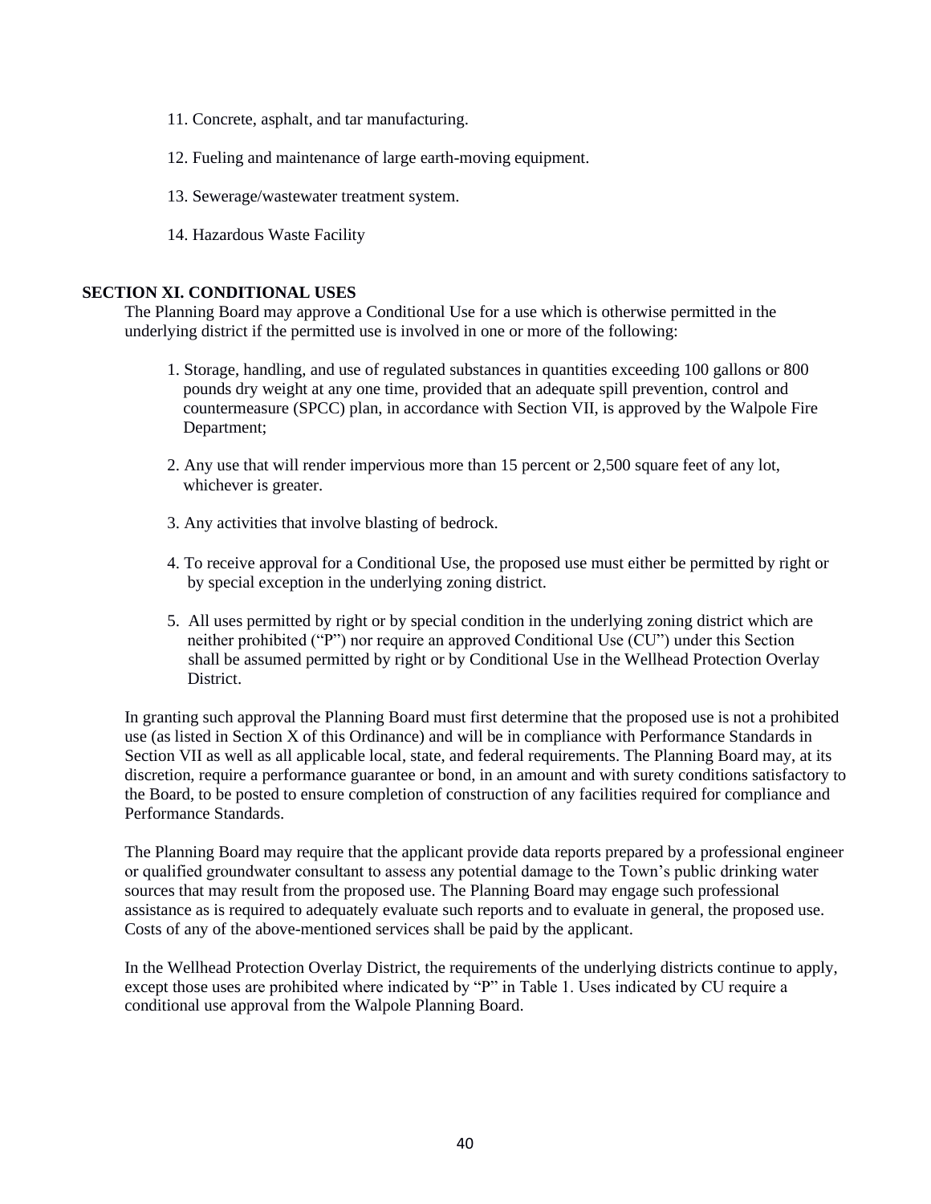11. Concrete, asphalt, and tar manufacturing.

12. Fueling and maintenance of large earth-moving equipment.

13. Sewerage/wastewater treatment system.

14. Hazardous Waste Facility

**SECTION XI. CONDITIONAL USES**

The Planning Board may approve a Conditional Use for a use which is otherwise permitted in the underlying district if the permitted use is involved in one or more of the following:

1. Storage, handling, and use of regulated substances in quantities exceeding 100 gallons or 800 pounds dry weight at any one time, provided that an adequate spill prevention, control and countermeasure (SPCC) plan, in accordance with Section VII, is approved by the Walpole Fire Department;

2. Any use that will render impervious more than 15 percent or 2,500 square feet of any lot, whichever is greater.

3. Any activities that involve blasting of bedrock.

4. To receive approval for a Conditional Use, the proposed use must either be permitted by right or by special exception in the underlying zoning district.

5. All uses permitted by right or by special condition in the underlying zoning district which are neither prohibited ("P") nor require an approved Conditional Use (CU") under this Section shall be assumed permitted by right or by Conditional Use in the Wellhead Protection Overlay District.

In granting such approval the Planning Board must first determine that the proposed use is not a prohibited use (as listed in Section X of this Ordinance) and will be in compliance with Performance Standards in Section VII as well as all applicable local, state, and federal requirements. The Planning Board may, at its discretion, require a performance guarantee or bond, in an amount and with surety conditions satisfactory to the Board, to be posted to ensure completion of construction of any facilities required for compliance and Performance Standards.

The Planning Board may require that the applicant provide data reports prepared by a professional engineer or qualified groundwater consultant to assess any potential damage to the Town's public drinking water sources that may result from the proposed use. The Planning Board may engage such professional assistance as is required to adequately evaluate such reports and to evaluate in general, the proposed use. Costs of any of the above-mentioned services shall be paid by the applicant.

In the Wellhead Protection Overlay District, the requirements of the underlying districts continue to apply, except those uses are prohibited where indicated by "P" in Table 1. Uses indicated by CU require a conditional use approval from the Walpole Planning Board.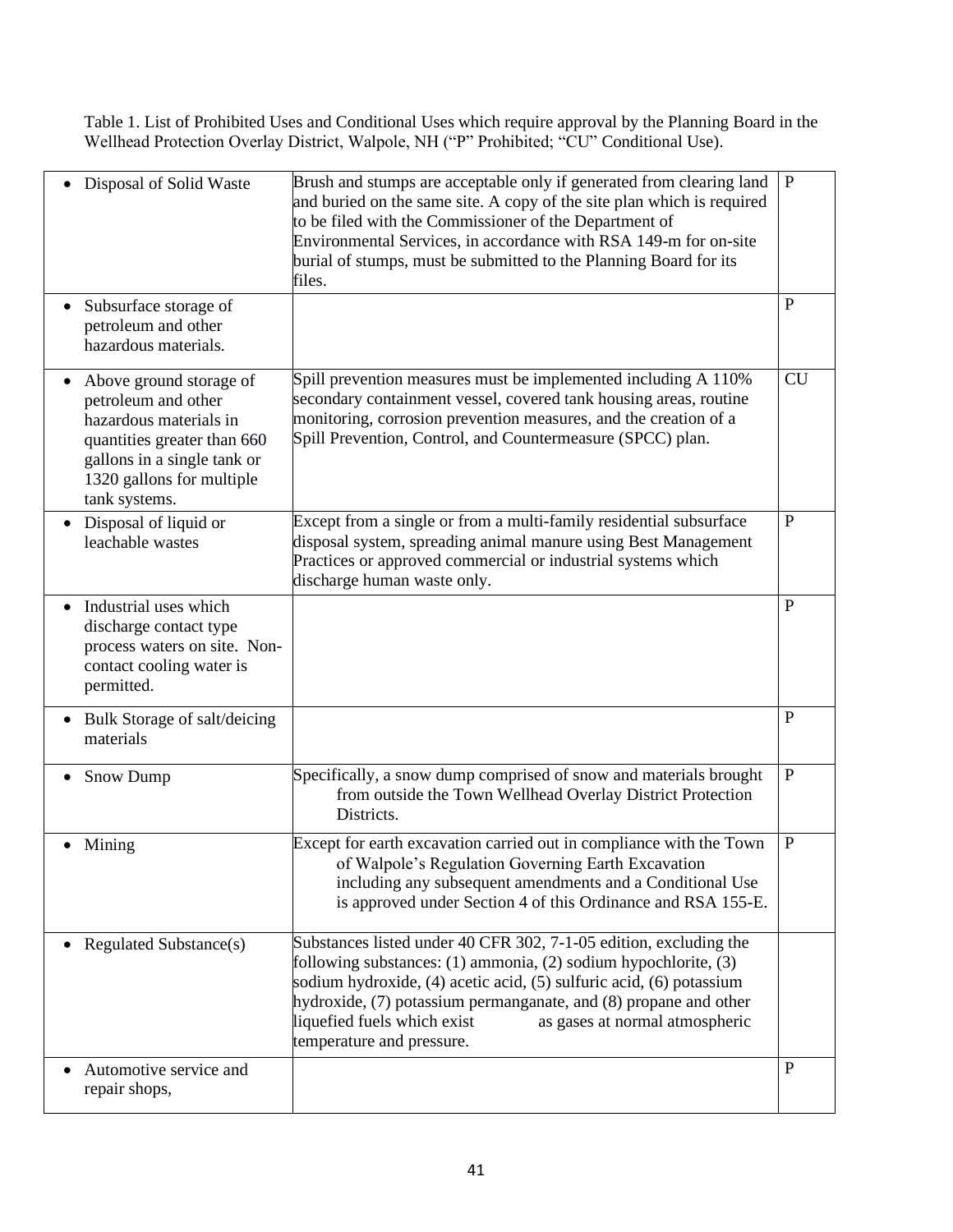Table 1. List of Prohibited Uses and Conditional Uses which require approval by the Planning Board in the Wellhead Protection Overlay District, Walpole, NH ("P" Prohibited; "CU" Conditional Use).

| Use | Notes | |
|---|---|---|
| • Disposal of Solid Waste | Brush and stumps are acceptable only if generated from clearing land and buried on the same site. A copy of the site plan which is required to be filed with the Commissioner of the Department of Environmental Services, in accordance with RSA 149-m for on-site burial of stumps, must be submitted to the Planning Board for its files. | P |
| • Subsurface storage of petroleum and other hazardous materials. | | P |
| • Above ground storage of petroleum and other hazardous materials in quantities greater than 660 gallons in a single tank or 1320 gallons for multiple tank systems. | Spill prevention measures must be implemented including A 110% secondary containment vessel, covered tank housing areas, routine monitoring, corrosion prevention measures, and the creation of a Spill Prevention, Control, and Countermeasure (SPCC) plan. | CU |
| • Disposal of liquid or leachable wastes | Except from a single or from a multi-family residential subsurface disposal system, spreading animal manure using Best Management Practices or approved commercial or industrial systems which discharge human waste only. | P |
| • Industrial uses which discharge contact type process waters on site. Non-contact cooling water is permitted. | | P |
| • Bulk Storage of salt/deicing materials | | P |
| • Snow Dump | Specifically, a snow dump comprised of snow and materials brought from outside the Town Wellhead Overlay District Protection Districts. | P |
| • Mining | Except for earth excavation carried out in compliance with the Town of Walpole's Regulation Governing Earth Excavation including any subsequent amendments and a Conditional Use is approved under Section 4 of this Ordinance and RSA 155-E. | P |
| • Regulated Substance(s) | Substances listed under 40 CFR 302, 7-1-05 edition, excluding the following substances: (1) ammonia, (2) sodium hypochlorite, (3) sodium hydroxide, (4) acetic acid, (5) sulfuric acid, (6) potassium hydroxide, (7) potassium permanganate, and (8) propane and other liquefied fuels which exist as gases at normal atmospheric temperature and pressure. | |
| • Automotive service and repair shops, | | P |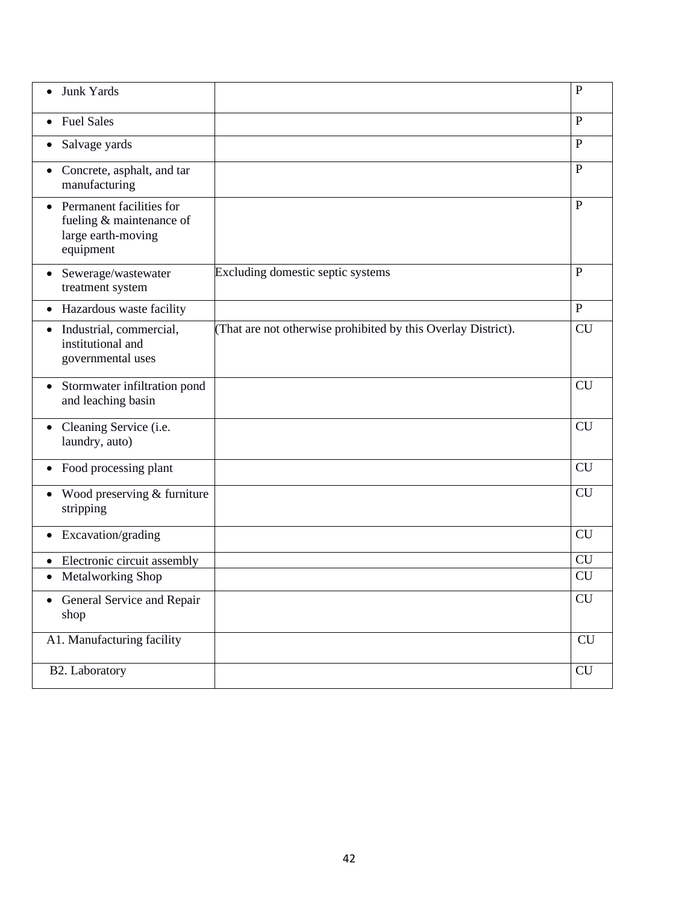| | | |
|---|---|---|
| • Junk Yards | | P |
| • Fuel Sales | | P |
| • Salvage yards | | P |
| • Concrete, asphalt, and tar manufacturing | | P |
| • Permanent facilities for fueling & maintenance of large earth-moving equipment | | P |
| • Sewerage/wastewater treatment system | Excluding domestic septic systems | P |
| • Hazardous waste facility | | P |
| • Industrial, commercial, institutional and governmental uses | (That are not otherwise prohibited by this Overlay District). | CU |
| • Stormwater infiltration pond and leaching basin | | CU |
| • Cleaning Service (i.e. laundry, auto) | | CU |
| • Food processing plant | | CU |
| • Wood preserving & furniture stripping | | CU |
| • Excavation/grading | | CU |
| • Electronic circuit assembly | | CU |
| • Metalworking Shop | | CU |
| • General Service and Repair shop | | CU |
| A1. Manufacturing facility | | CU |
| B2. Laboratory | | CU |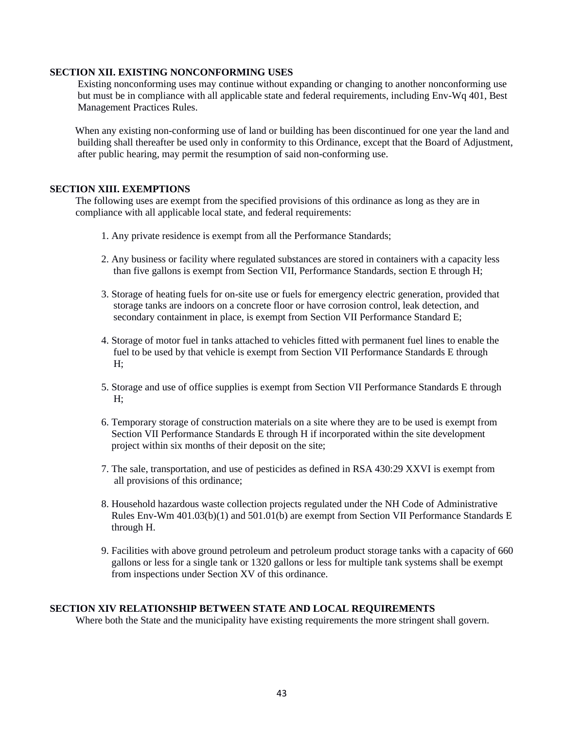**SECTION XII. EXISTING NONCONFORMING USES**

Existing nonconforming uses may continue without expanding or changing to another nonconforming use but must be in compliance with all applicable state and federal requirements, including Env-Wq 401, Best Management Practices Rules.

When any existing non-conforming use of land or building has been discontinued for one year the land and building shall thereafter be used only in conformity to this Ordinance, except that the Board of Adjustment, after public hearing, may permit the resumption of said non-conforming use.

**SECTION XIII. EXEMPTIONS**

The following uses are exempt from the specified provisions of this ordinance as long as they are in compliance with all applicable local state, and federal requirements:

1. Any private residence is exempt from all the Performance Standards;

2. Any business or facility where regulated substances are stored in containers with a capacity less than five gallons is exempt from Section VII, Performance Standards, section E through H;

3. Storage of heating fuels for on-site use or fuels for emergency electric generation, provided that storage tanks are indoors on a concrete floor or have corrosion control, leak detection, and secondary containment in place, is exempt from Section VII Performance Standard E;

4. Storage of motor fuel in tanks attached to vehicles fitted with permanent fuel lines to enable the fuel to be used by that vehicle is exempt from Section VII Performance Standards E through H;

5. Storage and use of office supplies is exempt from Section VII Performance Standards E through H;

6. Temporary storage of construction materials on a site where they are to be used is exempt from Section VII Performance Standards E through H if incorporated within the site development project within six months of their deposit on the site;

7. The sale, transportation, and use of pesticides as defined in RSA 430:29 XXVI is exempt from all provisions of this ordinance;

8. Household hazardous waste collection projects regulated under the NH Code of Administrative Rules Env-Wm 401.03(b)(1) and 501.01(b) are exempt from Section VII Performance Standards E through H.

9. Facilities with above ground petroleum and petroleum product storage tanks with a capacity of 660 gallons or less for a single tank or 1320 gallons or less for multiple tank systems shall be exempt from inspections under Section XV of this ordinance.

**SECTION XIV RELATIONSHIP BETWEEN STATE AND LOCAL REQUIREMENTS**

Where both the State and the municipality have existing requirements the more stringent shall govern.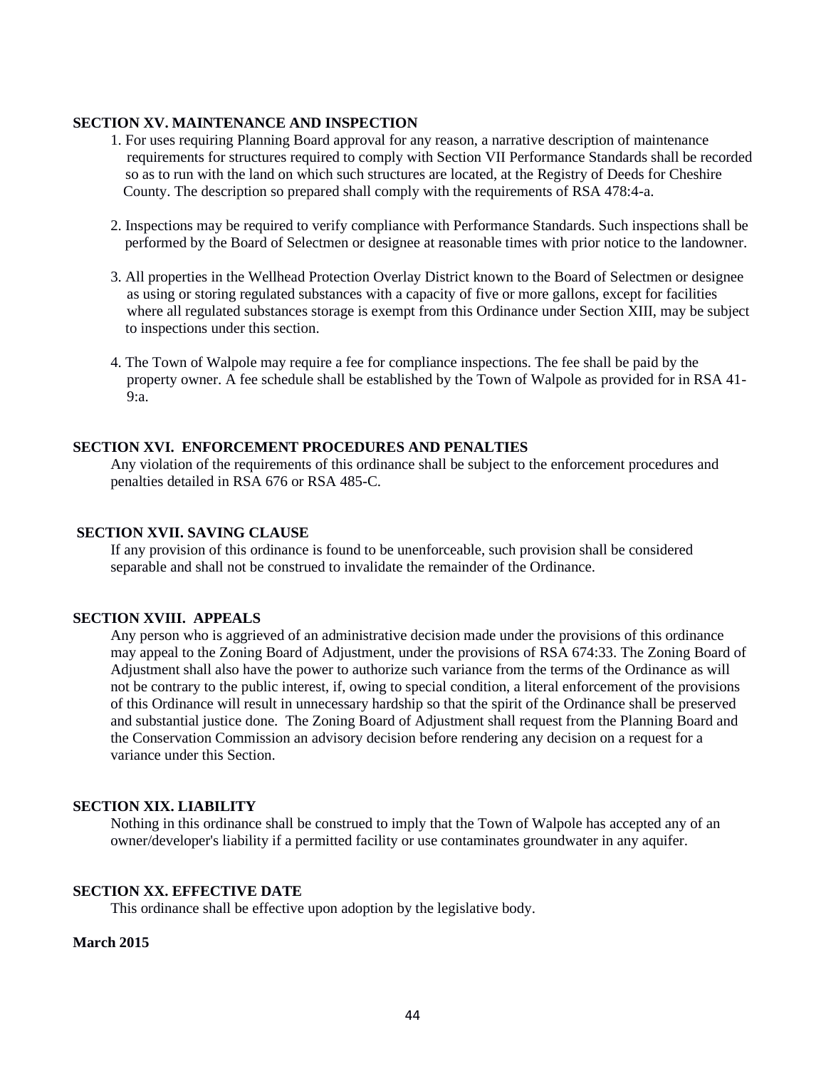**SECTION XV. MAINTENANCE AND INSPECTION**

1. For uses requiring Planning Board approval for any reason, a narrative description of maintenance requirements for structures required to comply with Section VII Performance Standards shall be recorded so as to run with the land on which such structures are located, at the Registry of Deeds for Cheshire County. The description so prepared shall comply with the requirements of RSA 478:4-a.

2. Inspections may be required to verify compliance with Performance Standards. Such inspections shall be performed by the Board of Selectmen or designee at reasonable times with prior notice to the landowner.

3. All properties in the Wellhead Protection Overlay District known to the Board of Selectmen or designee as using or storing regulated substances with a capacity of five or more gallons, except for facilities where all regulated substances storage is exempt from this Ordinance under Section XIII, may be subject to inspections under this section.

4. The Town of Walpole may require a fee for compliance inspections. The fee shall be paid by the property owner. A fee schedule shall be established by the Town of Walpole as provided for in RSA 41-9:a.

**SECTION XVI. ENFORCEMENT PROCEDURES AND PENALTIES**

Any violation of the requirements of this ordinance shall be subject to the enforcement procedures and penalties detailed in RSA 676 or RSA 485-C.

**SECTION XVII. SAVING CLAUSE**

If any provision of this ordinance is found to be unenforceable, such provision shall be considered separable and shall not be construed to invalidate the remainder of the Ordinance.

**SECTION XVIII. APPEALS**

Any person who is aggrieved of an administrative decision made under the provisions of this ordinance may appeal to the Zoning Board of Adjustment, under the provisions of RSA 674:33. The Zoning Board of Adjustment shall also have the power to authorize such variance from the terms of the Ordinance as will not be contrary to the public interest, if, owing to special condition, a literal enforcement of the provisions of this Ordinance will result in unnecessary hardship so that the spirit of the Ordinance shall be preserved and substantial justice done. The Zoning Board of Adjustment shall request from the Planning Board and the Conservation Commission an advisory decision before rendering any decision on a request for a variance under this Section.

**SECTION XIX. LIABILITY**

Nothing in this ordinance shall be construed to imply that the Town of Walpole has accepted any of an owner/developer's liability if a permitted facility or use contaminates groundwater in any aquifer.

**SECTION XX. EFFECTIVE DATE**

This ordinance shall be effective upon adoption by the legislative body.

**March 2015**